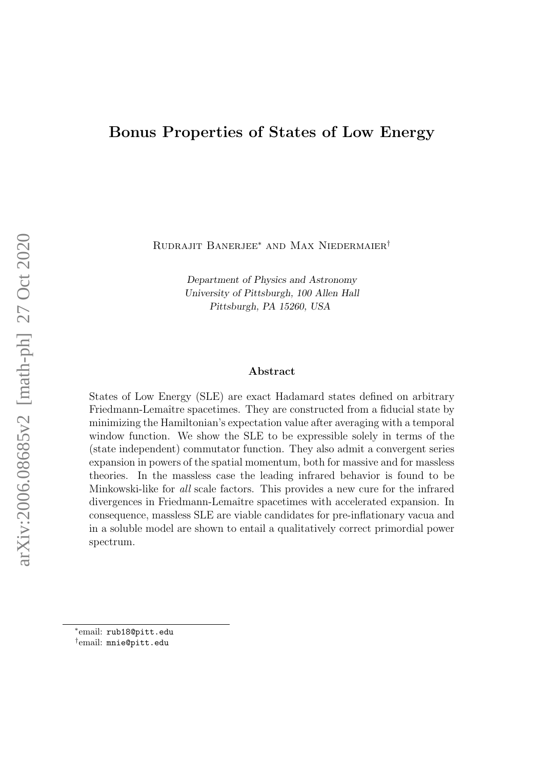# Bonus Properties of States of Low Energy

Rudrajit Banerjee[*] and Max Niedermaier[†]

*Department of Physics and Astronomy*
*University of Pittsburgh, 100 Allen Hall*
*Pittsburgh, PA 15260, USA*

### Abstract

States of Low Energy (SLE) are exact Hadamard states defined on arbitrary Friedmann-Lemaître spacetimes. They are constructed from a fiducial state by minimizing the Hamiltonian's expectation value after averaging with a temporal window function. We show the SLE to be expressible solely in terms of the (state independent) commutator function. They also admit a convergent series expansion in powers of the spatial momentum, both for massive and for massless theories. In the massless case the leading infrared behavior is found to be Minkowski-like for *all* scale factors. This provides a new cure for the infrared divergences in Friedmann-Lemaître spacetimes with accelerated expansion. In consequence, massless SLE are viable candidates for pre-inflationary vacua and in a soluble model are shown to entail a qualitatively correct primordial power spectrum.

[*] email: `rub18@pitt.edu`

[†] email: `mnie@pitt.edu`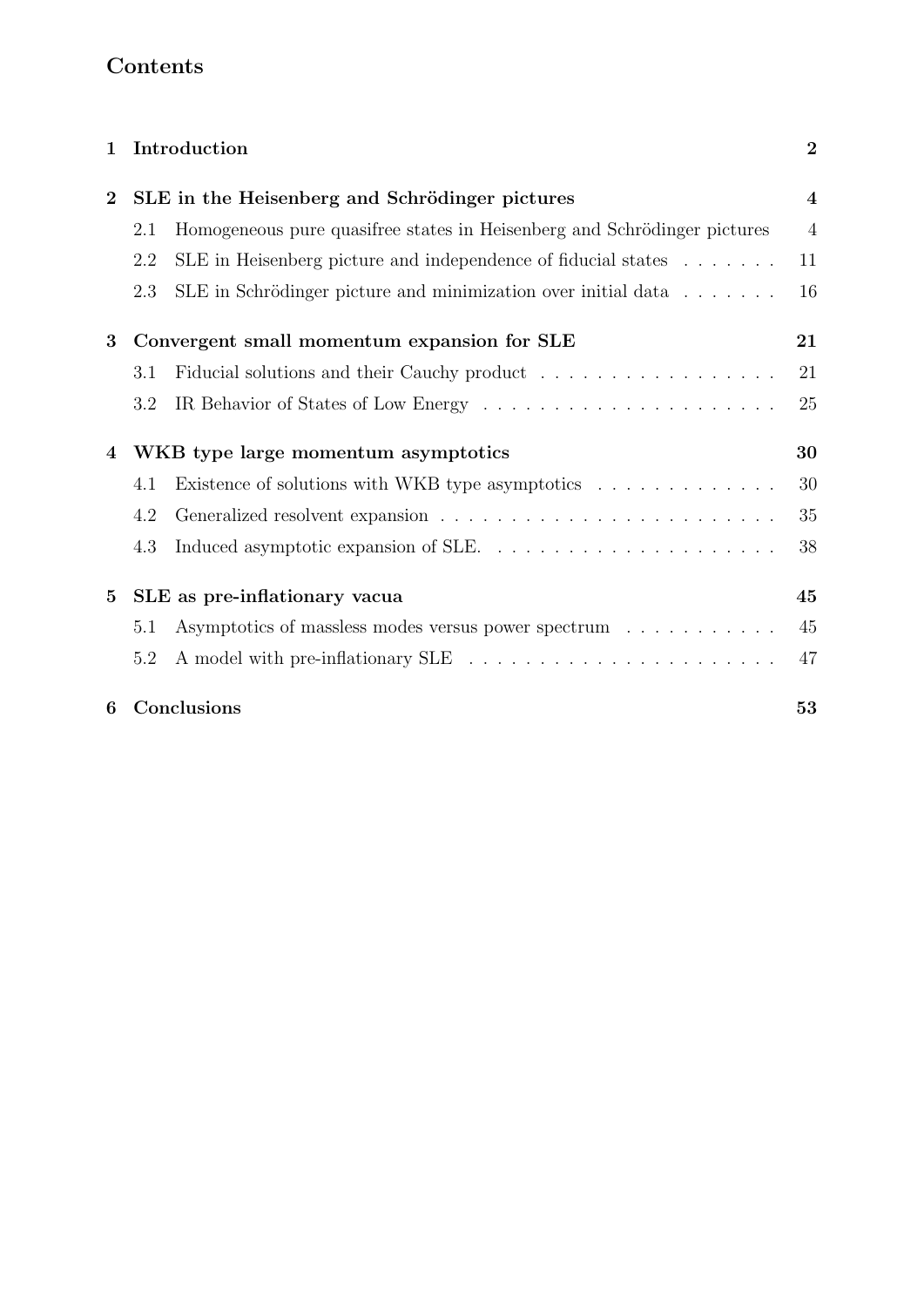## Contents

**1 Introduction** **2**

**2 SLE in the Heisenberg and Schrödinger pictures** **4**

- 2.1 Homogeneous pure quasifree states in Heisenberg and Schrödinger pictures 4
- 2.2 SLE in Heisenberg picture and independence of fiducial states . . . . . . . 11
- 2.3 SLE in Schrödinger picture and minimization over initial data . . . . . . . 16

**3 Convergent small momentum expansion for SLE** **21**

- 3.1 Fiducial solutions and their Cauchy product . . . . . . . . . . . . . . . . . 21
- 3.2 IR Behavior of States of Low Energy . . . . . . . . . . . . . . . . . . . . . 25

**4 WKB type large momentum asymptotics** **30**

- 4.1 Existence of solutions with WKB type asymptotics . . . . . . . . . . . . . 30
- 4.2 Generalized resolvent expansion . . . . . . . . . . . . . . . . . . . . . . . . 35
- 4.3 Induced asymptotic expansion of SLE. . . . . . . . . . . . . . . . . . . . . 38

**5 SLE as pre-inflationary vacua** **45**

- 5.1 Asymptotics of massless modes versus power spectrum . . . . . . . . . . . 45
- 5.2 A model with pre-inflationary SLE . . . . . . . . . . . . . . . . . . . . . . 47

**6 Conclusions** **53**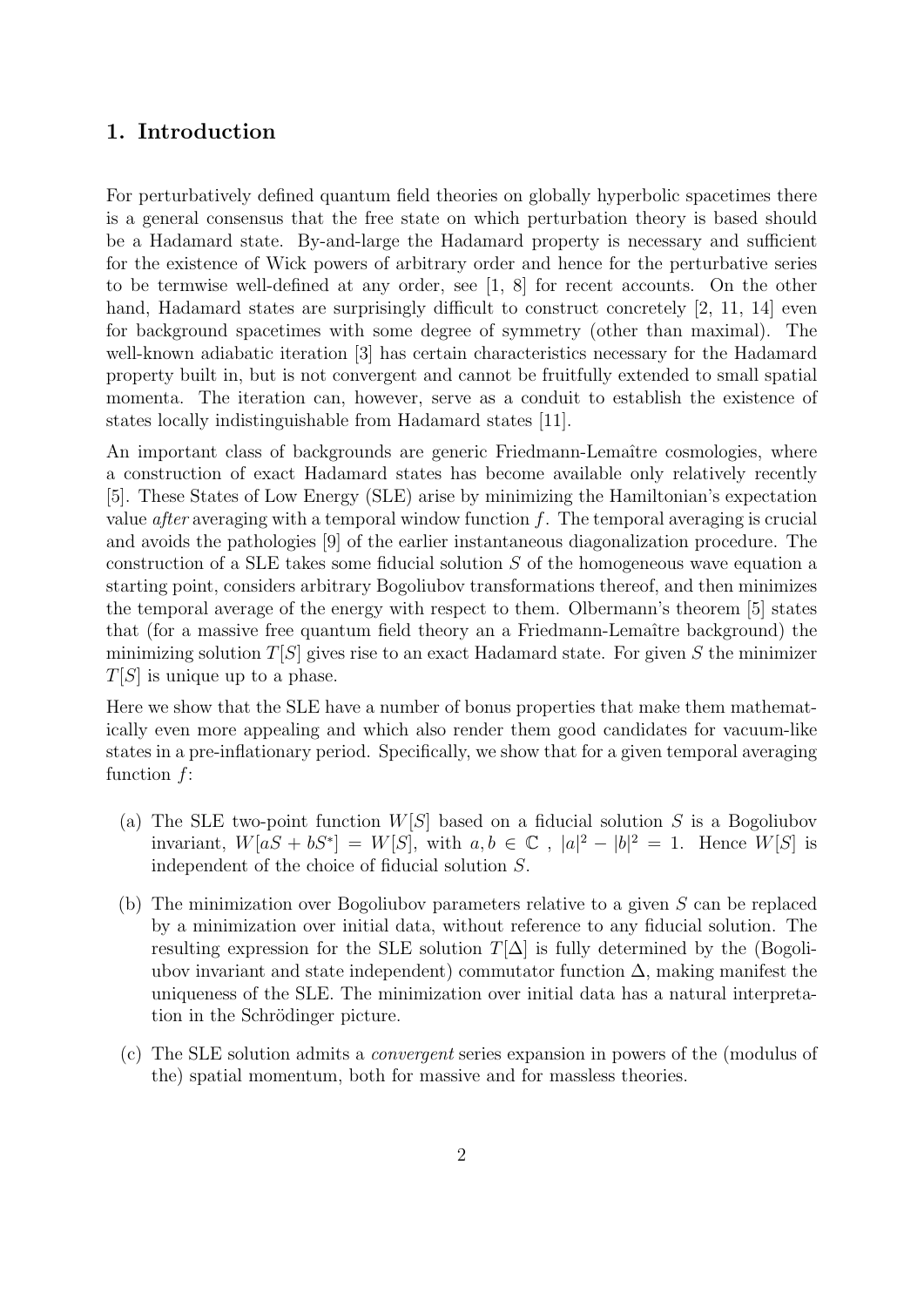## 1. Introduction

For perturbatively defined quantum field theories on globally hyperbolic spacetimes there is a general consensus that the free state on which perturbation theory is based should be a Hadamard state. By-and-large the Hadamard property is necessary and sufficient for the existence of Wick powers of arbitrary order and hence for the perturbative series to be termwise well-defined at any order, see [1, 8] for recent accounts. On the other hand, Hadamard states are surprisingly difficult to construct concretely [2, 11, 14] even for background spacetimes with some degree of symmetry (other than maximal). The well-known adiabatic iteration [3] has certain characteristics necessary for the Hadamard property built in, but is not convergent and cannot be fruitfully extended to small spatial momenta. The iteration can, however, serve as a conduit to establish the existence of states locally indistinguishable from Hadamard states [11].

An important class of backgrounds are generic Friedmann-Lemaître cosmologies, where a construction of exact Hadamard states has become available only relatively recently [5]. These States of Low Energy (SLE) arise by minimizing the Hamiltonian's expectation value *after* averaging with a temporal window function $f$. The temporal averaging is crucial and avoids the pathologies [9] of the earlier instantaneous diagonalization procedure. The construction of a SLE takes some fiducial solution $S$ of the homogeneous wave equation a starting point, considers arbitrary Bogoliubov transformations thereof, and then minimizes the temporal average of the energy with respect to them. Olbermann's theorem [5] states that (for a massive free quantum field theory an a Friedmann-Lemaître background) the minimizing solution $T[S]$ gives rise to an exact Hadamard state. For given $S$ the minimizer $T[S]$ is unique up to a phase.

Here we show that the SLE have a number of bonus properties that make them mathematically even more appealing and which also render them good candidates for vacuum-like states in a pre-inflationary period. Specifically, we show that for a given temporal averaging function $f$:

(a) The SLE two-point function $W[S]$ based on a fiducial solution $S$ is a Bogoliubov invariant, $W[aS + bS^*] = W[S]$, with $a, b \in \mathbb{C}$ , $|a|^2 - |b|^2 = 1$. Hence $W[S]$ is independent of the choice of fiducial solution $S$.

(b) The minimization over Bogoliubov parameters relative to a given $S$ can be replaced by a minimization over initial data, without reference to any fiducial solution. The resulting expression for the SLE solution $T[\Delta]$ is fully determined by the (Bogoliubov invariant and state independent) commutator function $\Delta$, making manifest the uniqueness of the SLE. The minimization over initial data has a natural interpretation in the Schrödinger picture.

(c) The SLE solution admits a *convergent* series expansion in powers of the (modulus of the) spatial momentum, both for massive and for massless theories.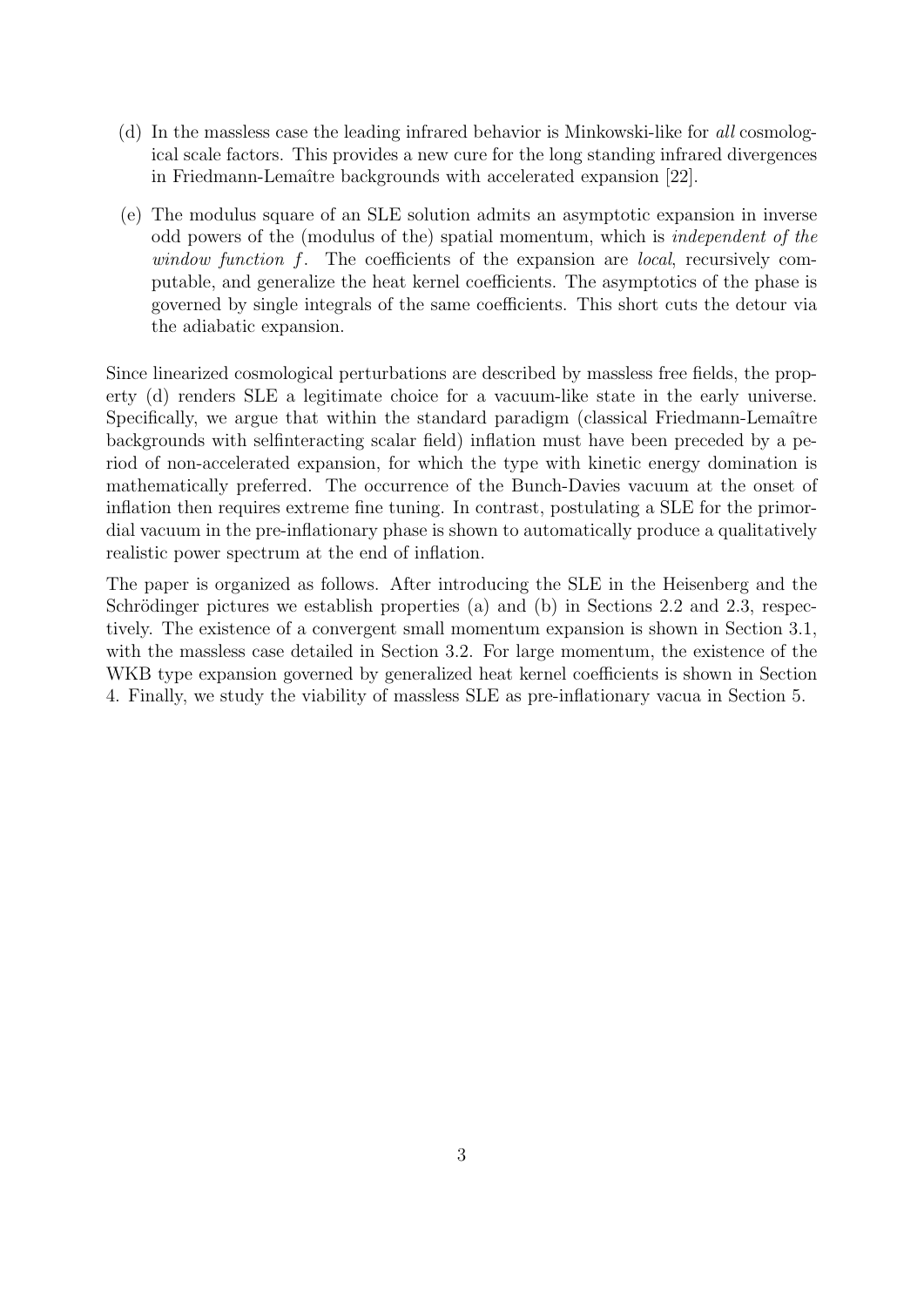(d) In the massless case the leading infrared behavior is Minkowski-like for *all* cosmological scale factors. This provides a new cure for the long standing infrared divergences in Friedmann-Lemaître backgrounds with accelerated expansion [22].

(e) The modulus square of an SLE solution admits an asymptotic expansion in inverse odd powers of the (modulus of the) spatial momentum, which is *independent of the window function $f$*. The coefficients of the expansion are *local*, recursively computable, and generalize the heat kernel coefficients. The asymptotics of the phase is governed by single integrals of the same coefficients. This short cuts the detour via the adiabatic expansion.

Since linearized cosmological perturbations are described by massless free fields, the property (d) renders SLE a legitimate choice for a vacuum-like state in the early universe. Specifically, we argue that within the standard paradigm (classical Friedmann-Lemaître backgrounds with selfinteracting scalar field) inflation must have been preceded by a period of non-accelerated expansion, for which the type with kinetic energy domination is mathematically preferred. The occurrence of the Bunch-Davies vacuum at the onset of inflation then requires extreme fine tuning. In contrast, postulating a SLE for the primordial vacuum in the pre-inflationary phase is shown to automatically produce a qualitatively realistic power spectrum at the end of inflation.

The paper is organized as follows. After introducing the SLE in the Heisenberg and the Schrödinger pictures we establish properties (a) and (b) in Sections 2.2 and 2.3, respectively. The existence of a convergent small momentum expansion is shown in Section 3.1, with the massless case detailed in Section 3.2. For large momentum, the existence of the WKB type expansion governed by generalized heat kernel coefficients is shown in Section 4. Finally, we study the viability of massless SLE as pre-inflationary vacua in Section 5.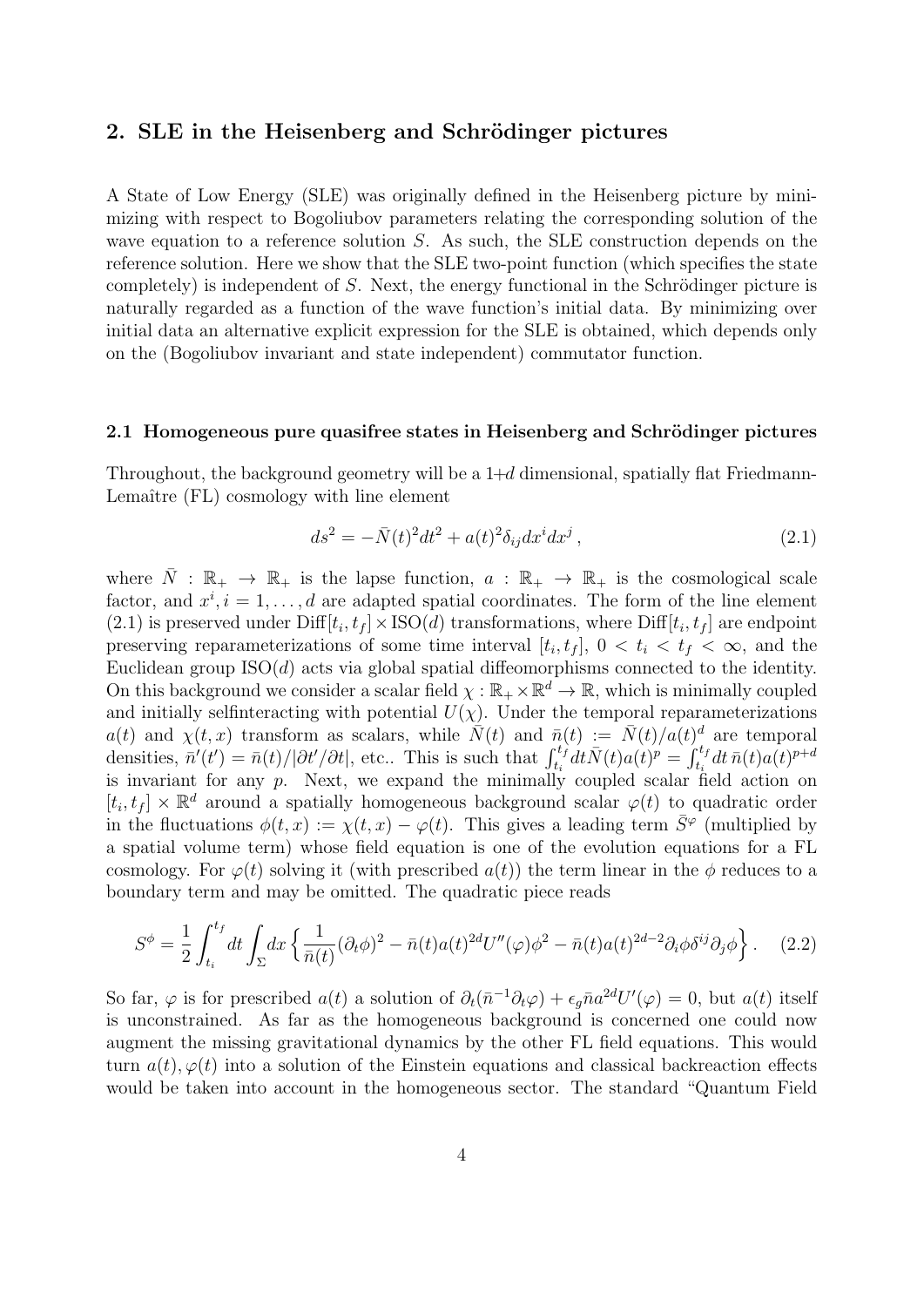## 2. SLE in the Heisenberg and Schrödinger pictures

A State of Low Energy (SLE) was originally defined in the Heisenberg picture by minimizing with respect to Bogoliubov parameters relating the corresponding solution of the wave equation to a reference solution $S$. As such, the SLE construction depends on the reference solution. Here we show that the SLE two-point function (which specifies the state completely) is independent of $S$. Next, the energy functional in the Schrödinger picture is naturally regarded as a function of the wave function's initial data. By minimizing over initial data an alternative explicit expression for the SLE is obtained, which depends only on the (Bogoliubov invariant and state independent) commutator function.

### 2.1 Homogeneous pure quasifree states in Heisenberg and Schrödinger pictures

Throughout, the background geometry will be a 1+$d$ dimensional, spatially flat Friedmann-Lemaître (FL) cosmology with line element

$$ds^2 = -\bar{N}(t)^2 dt^2 + a(t)^2 \delta_{ij} dx^i dx^j \,, \tag{2.1}$$

where $\bar{N} : \mathbb{R}_+ \to \mathbb{R}_+$ is the lapse function, $a : \mathbb{R}_+ \to \mathbb{R}_+$ is the cosmological scale factor, and $x^i, i = 1, \ldots, d$ are adapted spatial coordinates. The form of the line element (2.1) is preserved under $\mathrm{Diff}[t_i, t_f] \times \mathrm{ISO}(d)$ transformations, where $\mathrm{Diff}[t_i, t_f]$ are endpoint preserving reparameterizations of some time interval $[t_i, t_f]$, $0 < t_i < t_f < \infty$, and the Euclidean group $\mathrm{ISO}(d)$ acts via global spatial diffeomorphisms connected to the identity. On this background we consider a scalar field $\chi : \mathbb{R}_+ \times \mathbb{R}^d \to \mathbb{R}$, which is minimally coupled and initially selfinteracting with potential $U(\chi)$. Under the temporal reparameterizations $a(t)$ and $\chi(t, x)$ transform as scalars, while $\bar{N}(t)$ and $\bar{n}(t) := \bar{N}(t)/a(t)^d$ are temporal densities, $\bar{n}'(t') = \bar{n}(t)/|\partial t'/\partial t|$, etc.. This is such that $\int_{t_i}^{t_f} dt \bar{N}(t) a(t)^p = \int_{t_i}^{t_f} dt\, \bar{n}(t) a(t)^{p+d}$ is invariant for any $p$. Next, we expand the minimally coupled scalar field action on $[t_i, t_f] \times \mathbb{R}^d$ around a spatially homogeneous background scalar $\varphi(t)$ to quadratic order in the fluctuations $\phi(t, x) := \chi(t, x) - \varphi(t)$. This gives a leading term $\bar{S}^\varphi$ (multiplied by a spatial volume term) whose field equation is one of the evolution equations for a FL cosmology. For $\varphi(t)$ solving it (with prescribed $a(t)$) the term linear in the $\phi$ reduces to a boundary term and may be omitted. The quadratic piece reads

$$S^\phi = \frac{1}{2} \int_{t_i}^{t_f} dt \int_\Sigma dx \left\{ \frac{1}{\bar{n}(t)} (\partial_t \phi)^2 - \bar{n}(t) a(t)^{2d} U''(\varphi) \phi^2 - \bar{n}(t) a(t)^{2d-2} \partial_i \phi \delta^{ij} \partial_j \phi \right\}. \tag{2.2}$$

So far, $\varphi$ is for prescribed $a(t)$ a solution of $\partial_t(\bar{n}^{-1} \partial_t \varphi) + \epsilon_g \bar{n} a^{2d} U'(\varphi) = 0$, but $a(t)$ itself is unconstrained. As far as the homogeneous background is concerned one could now augment the missing gravitational dynamics by the other FL field equations. This would turn $a(t), \varphi(t)$ into a solution of the Einstein equations and classical backreaction effects would be taken into account in the homogeneous sector. The standard "Quantum Field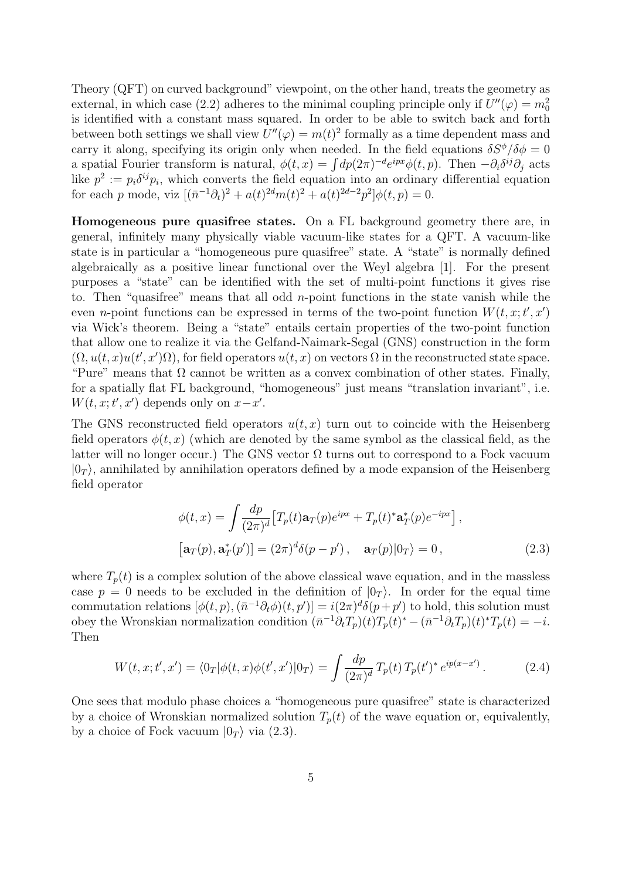Theory (QFT) on curved background" viewpoint, on the other hand, treats the geometry as external, in which case (2.2) adheres to the minimal coupling principle only if $U''(\varphi) = m_0^2$ is identified with a constant mass squared. In order to be able to switch back and forth between both settings we shall view $U''(\varphi) = m(t)^2$ formally as a time dependent mass and carry it along, specifying its origin only when needed. In the field equations $\delta S^\phi/\delta\phi = 0$ a spatial Fourier transform is natural, $\phi(t,x) = \int dp (2\pi)^{-d} e^{ipx}\phi(t,p)$. Then $-\partial_i \delta^{ij}\partial_j$ acts like $p^2 := p_i\delta^{ij}p_i$, which converts the field equation into an ordinary differential equation for each $p$ mode, viz $[(\bar{n}^{-1}\partial_t)^2 + a(t)^{2d}m(t)^2 + a(t)^{2d-2}p^2]\phi(t,p) = 0$.

**Homogeneous pure quasifree states.** On a FL background geometry there are, in general, infinitely many physically viable vacuum-like states for a QFT. A vacuum-like state is in particular a "homogeneous pure quasifree" state. A "state" is normally defined algebraically as a positive linear functional over the Weyl algebra [1]. For the present purposes a "state" can be identified with the set of multi-point functions it gives rise to. Then "quasifree" means that all odd $n$-point functions in the state vanish while the even $n$-point functions can be expressed in terms of the two-point function $W(t,x;t',x')$ via Wick's theorem. Being a "state" entails certain properties of the two-point function that allow one to realize it via the Gelfand-Naimark-Segal (GNS) construction in the form $(\Omega, u(t,x)u(t',x')\Omega)$, for field operators $u(t,x)$ on vectors $\Omega$ in the reconstructed state space. "Pure" means that $\Omega$ cannot be written as a convex combination of other states. Finally, for a spatially flat FL background, "homogeneous" just means "translation invariant", i.e. $W(t,x;t',x')$ depends only on $x-x'$.

The GNS reconstructed field operators $u(t,x)$ turn out to coincide with the Heisenberg field operators $\phi(t,x)$ (which are denoted by the same symbol as the classical field, as the latter will no longer occur.) The GNS vector $\Omega$ turns out to correspond to a Fock vacuum $|0_T\rangle$, annihilated by annihilation operators defined by a mode expansion of the Heisenberg field operator

$$
\begin{aligned}
\phi(t,x) &= \int \frac{dp}{(2\pi)^d}\big[T_p(t)\mathbf{a}_T(p)e^{ipx} + T_p(t)^*\mathbf{a}_T^*(p)e^{-ipx}\big]\,,\\
\big[\mathbf{a}_T(p), \mathbf{a}_T^*(p')\big] &= (2\pi)^d\delta(p-p')\,, \quad \mathbf{a}_T(p)|0_T\rangle = 0\,,
\end{aligned} \tag{2.3}
$$

where $T_p(t)$ is a complex solution of the above classical wave equation, and in the massless case $p = 0$ needs to be excluded in the definition of $|0_T\rangle$. In order for the equal time commutation relations $[\phi(t,p), (\bar{n}^{-1}\partial_t\phi)(t,p')] = i(2\pi)^d\delta(p+p')$ to hold, this solution must obey the Wronskian normalization condition $(\bar{n}^{-1}\partial_t T_p)(t)T_p(t)^* - (\bar{n}^{-1}\partial_t T_p)(t)^*T_p(t) = -i$. Then

$$
W(t,x;t',x') = \langle 0_T|\phi(t,x)\phi(t',x')|0_T\rangle = \int \frac{dp}{(2\pi)^d}\, T_p(t)\, T_p(t')^*\, e^{ip(x-x')}\,. \tag{2.4}
$$

One sees that modulo phase choices a "homogeneous pure quasifree" state is characterized by a choice of Wronskian normalized solution $T_p(t)$ of the wave equation or, equivalently, by a choice of Fock vacuum $|0_T\rangle$ via (2.3).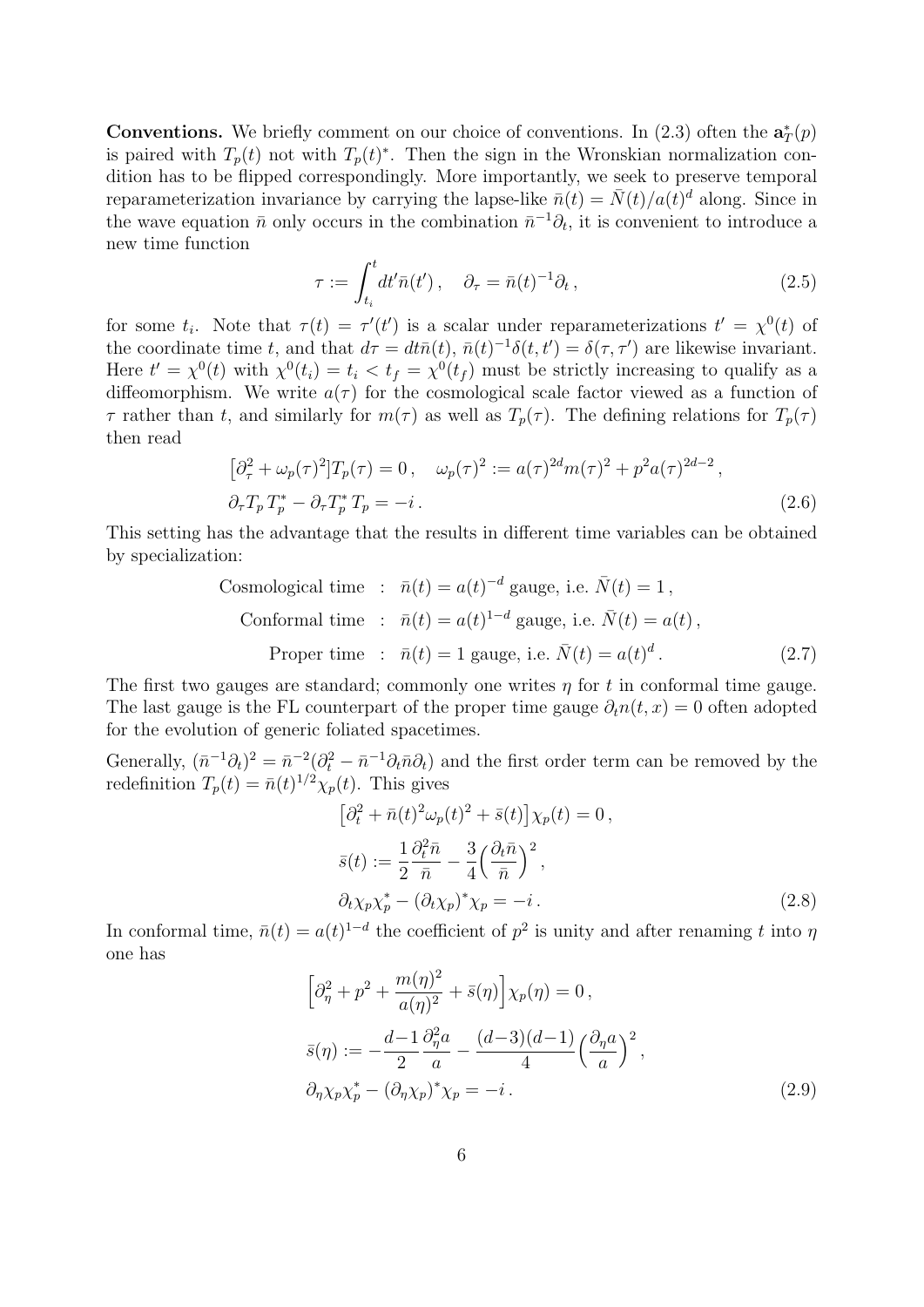**Conventions.** We briefly comment on our choice of conventions. In (2.3) often the $\mathbf{a}_T^*(p)$ is paired with $T_p(t)$ not with $T_p(t)^*$. Then the sign in the Wronskian normalization condition has to be flipped correspondingly. More importantly, we seek to preserve temporal reparameterization invariance by carrying the lapse-like $\bar{n}(t) = \bar{N}(t)/a(t)^d$ along. Since in the wave equation $\bar{n}$ only occurs in the combination $\bar{n}^{-1}\partial_t$, it is convenient to introduce a new time function

$$\tau := \int_{t_i}^{t} dt' \bar{n}(t') \,, \quad \partial_\tau = \bar{n}(t)^{-1}\partial_t \,, \tag{2.5}$$

for some $t_i$. Note that $\tau(t) = \tau'(t')$ is a scalar under reparameterizations $t' = \chi^0(t)$ of the coordinate time $t$, and that $d\tau = dt\bar{n}(t)$, $\bar{n}(t)^{-1}\delta(t,t') = \delta(\tau,\tau')$ are likewise invariant. Here $t' = \chi^0(t)$ with $\chi^0(t_i) = t_i < t_f = \chi^0(t_f)$ must be strictly increasing to qualify as a diffeomorphism. We write $a(\tau)$ for the cosmological scale factor viewed as a function of $\tau$ rather than $t$, and similarly for $m(\tau)$ as well as $T_p(\tau)$. The defining relations for $T_p(\tau)$ then read

$$\begin{aligned}
&\big[\partial_\tau^2 + \omega_p(\tau)^2\big]T_p(\tau) = 0 \,, \quad \omega_p(\tau)^2 := a(\tau)^{2d}m(\tau)^2 + p^2 a(\tau)^{2d-2} \,, \\
&\partial_\tau T_p \, T_p^* - \partial_\tau T_p^* \, T_p = -i \,.
\end{aligned} \tag{2.6}$$

This setting has the advantage that the results in different time variables can be obtained by specialization:

$$\begin{aligned}
\text{Cosmological time} \quad &: \quad \bar{n}(t) = a(t)^{-d} \text{ gauge, i.e. } \bar{N}(t) = 1 \,, \\
\text{Conformal time} \quad &: \quad \bar{n}(t) = a(t)^{1-d} \text{ gauge, i.e. } \bar{N}(t) = a(t) \,, \\
\text{Proper time} \quad &: \quad \bar{n}(t) = 1 \text{ gauge, i.e. } \bar{N}(t) = a(t)^d \,.
\end{aligned} \tag{2.7}$$

The first two gauges are standard; commonly one writes $\eta$ for $t$ in conformal time gauge. The last gauge is the FL counterpart of the proper time gauge $\partial_t n(t,x) = 0$ often adopted for the evolution of generic foliated spacetimes.

Generally, $(\bar{n}^{-1}\partial_t)^2 = \bar{n}^{-2}(\partial_t^2 - \bar{n}^{-1}\partial_t\bar{n}\partial_t)$ and the first order term can be removed by the redefinition $T_p(t) = \bar{n}(t)^{1/2}\chi_p(t)$. This gives

$$\begin{aligned}
&\big[\partial_t^2 + \bar{n}(t)^2\omega_p(t)^2 + \bar{s}(t)\big]\chi_p(t) = 0 \,, \\
&\bar{s}(t) := \frac{1}{2}\frac{\partial_t^2\bar{n}}{\bar{n}} - \frac{3}{4}\Big(\frac{\partial_t\bar{n}}{\bar{n}}\Big)^2 \,, \\
&\partial_t\chi_p\chi_p^* - (\partial_t\chi_p)^*\chi_p = -i \,.
\end{aligned} \tag{2.8}$$

In conformal time, $\bar{n}(t) = a(t)^{1-d}$ the coefficient of $p^2$ is unity and after renaming $t$ into $\eta$ one has

$$\begin{aligned}
&\Big[\partial_\eta^2 + p^2 + \frac{m(\eta)^2}{a(\eta)^2} + \bar{s}(\eta)\Big]\chi_p(\eta) = 0 \,, \\
&\bar{s}(\eta) := -\frac{d-1}{2}\frac{\partial_\eta^2 a}{a} - \frac{(d-3)(d-1)}{4}\Big(\frac{\partial_\eta a}{a}\Big)^2 \,, \\
&\partial_\eta\chi_p\chi_p^* - (\partial_\eta\chi_p)^*\chi_p = -i \,.
\end{aligned} \tag{2.9}$$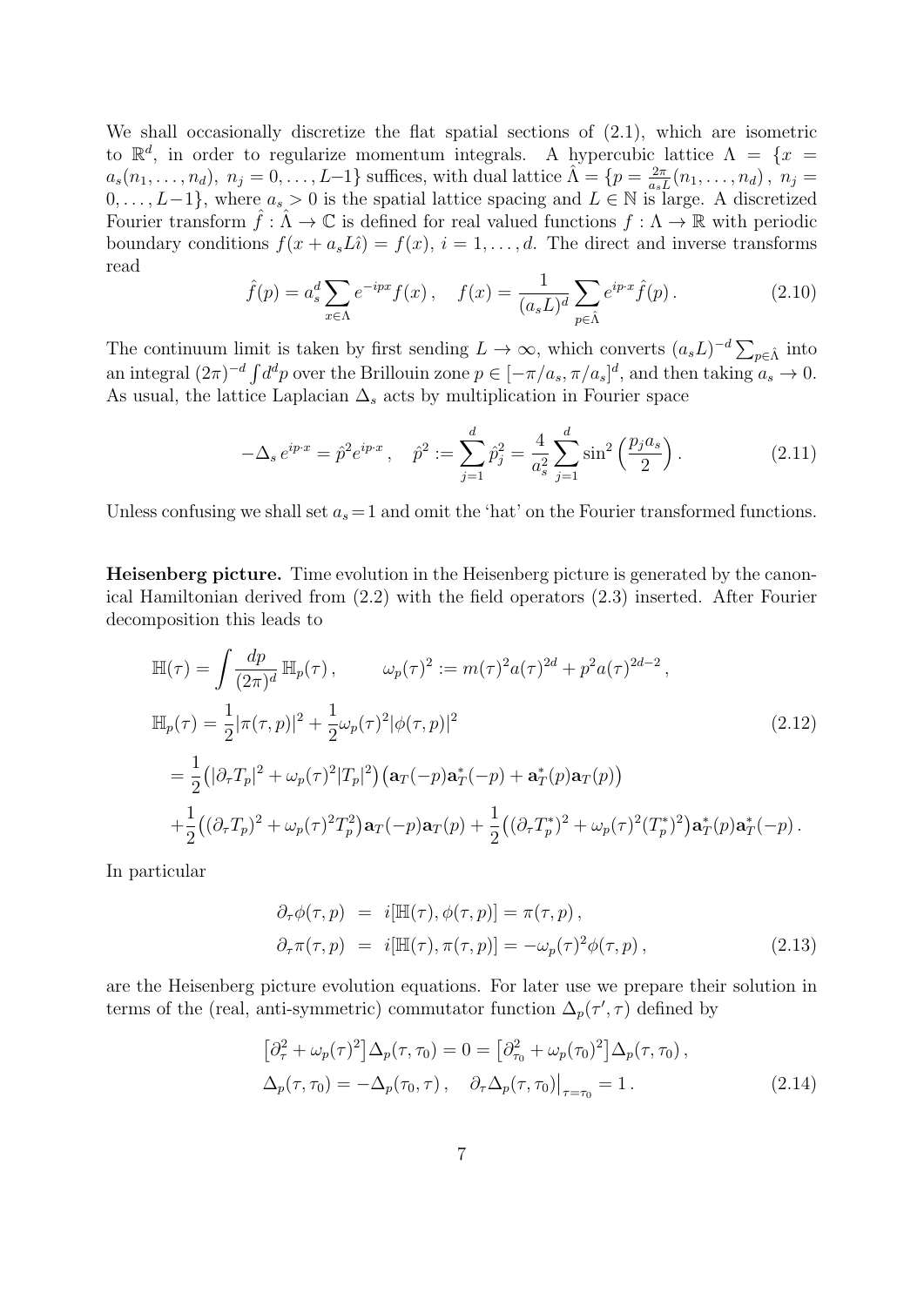We shall occasionally discretize the flat spatial sections of (2.1), which are isometric to $\mathbb{R}^d$, in order to regularize momentum integrals. A hypercubic lattice $\Lambda = \{x = a_s(n_1,\ldots,n_d),\ n_j = 0,\ldots,L{-}1\}$ suffices, with dual lattice $\hat{\Lambda} = \{p = \frac{2\pi}{a_s L}(n_1,\ldots,n_d)\,,\ n_j = 0,\ldots,L{-}1\}$, where $a_s > 0$ is the spatial lattice spacing and $L \in \mathbb{N}$ is large. A discretized Fourier transform $\hat{f} : \hat{\Lambda} \to \mathbb{C}$ is defined for real valued functions $f : \Lambda \to \mathbb{R}$ with periodic boundary conditions $f(x + a_s L\hat{\imath}) = f(x)$, $i = 1,\ldots,d$. The direct and inverse transforms read

$$
\hat{f}(p) = a_s^d \sum_{x\in\Lambda} e^{-ipx} f(x)\,, \quad f(x) = \frac{1}{(a_s L)^d} \sum_{p\in\hat{\Lambda}} e^{ip\cdot x} \hat{f}(p)\,. \tag{2.10}
$$

The continuum limit is taken by first sending $L \to \infty$, which converts $(a_s L)^{-d}\sum_{p\in\hat{\Lambda}}$ into an integral $(2\pi)^{-d}\int d^d p$ over the Brillouin zone $p \in [-\pi/a_s, \pi/a_s]^d$, and then taking $a_s \to 0$. As usual, the lattice Laplacian $\Delta_s$ acts by multiplication in Fourier space

$$
-\Delta_s\, e^{ip\cdot x} = \hat{p}^2 e^{ip\cdot x}\,, \quad \hat{p}^2 := \sum_{j=1}^d \hat{p}_j^2 = \frac{4}{a_s^2}\sum_{j=1}^d \sin^2\Big(\frac{p_j a_s}{2}\Big)\,. \tag{2.11}
$$

Unless confusing we shall set $a_s = 1$ and omit the 'hat' on the Fourier transformed functions.

**Heisenberg picture.** Time evolution in the Heisenberg picture is generated by the canonical Hamiltonian derived from (2.2) with the field operators (2.3) inserted. After Fourier decomposition this leads to

$$
\begin{aligned}
\mathbb{H}(\tau) &= \int \frac{dp}{(2\pi)^d}\,\mathbb{H}_p(\tau)\,, \qquad \omega_p(\tau)^2 := m(\tau)^2 a(\tau)^{2d} + p^2 a(\tau)^{2d-2}\,,\\
\mathbb{H}_p(\tau) &= \frac{1}{2}|\pi(\tau,p)|^2 + \frac{1}{2}\omega_p(\tau)^2|\phi(\tau,p)|^2 \\
&= \frac{1}{2}\big(|\partial_\tau T_p|^2 + \omega_p(\tau)^2|T_p|^2\big)\big(\mathbf{a}_T(-p)\mathbf{a}_T^*(-p) + \mathbf{a}_T^*(p)\mathbf{a}_T(p)\big)\\
&+\frac{1}{2}\big((\partial_\tau T_p)^2 + \omega_p(\tau)^2 T_p^2\big)\mathbf{a}_T(-p)\mathbf{a}_T(p) + \frac{1}{2}\big((\partial_\tau T_p^*)^2 + \omega_p(\tau)^2 (T_p^*)^2\big)\mathbf{a}_T^*(p)\mathbf{a}_T^*(-p)\,.
\end{aligned} \tag{2.12}
$$

In particular

$$
\begin{aligned}
\partial_\tau \phi(\tau,p) &= i[\mathbb{H}(\tau),\phi(\tau,p)] = \pi(\tau,p)\,,\\
\partial_\tau \pi(\tau,p) &= i[\mathbb{H}(\tau),\pi(\tau,p)] = -\omega_p(\tau)^2\phi(\tau,p)\,,
\end{aligned} \tag{2.13}
$$

are the Heisenberg picture evolution equations. For later use we prepare their solution in terms of the (real, anti-symmetric) commutator function $\Delta_p(\tau',\tau)$ defined by

$$
\begin{aligned}
&\big[\partial_\tau^2 + \omega_p(\tau)^2\big]\Delta_p(\tau,\tau_0) = 0 = \big[\partial_{\tau_0}^2 + \omega_p(\tau_0)^2\big]\Delta_p(\tau,\tau_0)\,,\\
&\Delta_p(\tau,\tau_0) = -\Delta_p(\tau_0,\tau)\,, \quad \partial_\tau \Delta_p(\tau,\tau_0)\big|_{\tau=\tau_0} = 1\,.
\end{aligned} \tag{2.14}
$$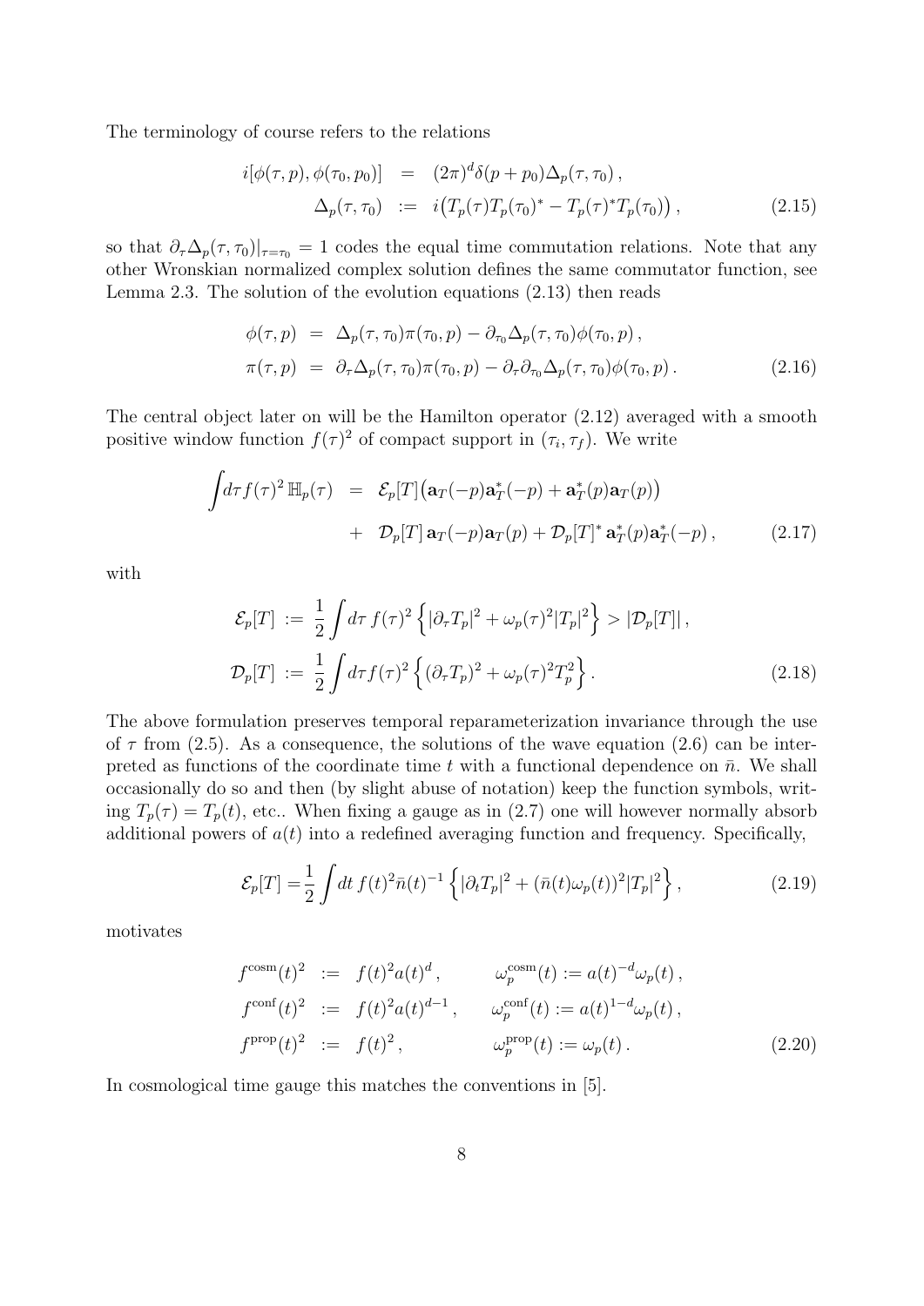The terminology of course refers to the relations

$$
\begin{aligned}
i[\phi(\tau,p),\phi(\tau_0,p_0)] &= (2\pi)^d\delta(p+p_0)\Delta_p(\tau,\tau_0)\,, \\
\Delta_p(\tau,\tau_0) &:= i\big(T_p(\tau)T_p(\tau_0)^* - T_p(\tau)^*T_p(\tau_0)\big)\,,
\end{aligned}
\tag{2.15}
$$

so that $\partial_\tau \Delta_p(\tau,\tau_0)|_{\tau=\tau_0} = 1$ codes the equal time commutation relations. Note that any other Wronskian normalized complex solution defines the same commutator function, see Lemma 2.3. The solution of the evolution equations (2.13) then reads

$$
\begin{aligned}
\phi(\tau,p) &= \Delta_p(\tau,\tau_0)\pi(\tau_0,p) - \partial_{\tau_0}\Delta_p(\tau,\tau_0)\phi(\tau_0,p)\,, \\
\pi(\tau,p) &= \partial_\tau\Delta_p(\tau,\tau_0)\pi(\tau_0,p) - \partial_\tau\partial_{\tau_0}\Delta_p(\tau,\tau_0)\phi(\tau_0,p)\,.
\end{aligned}
\tag{2.16}
$$

The central object later on will be the Hamilton operator (2.12) averaged with a smooth positive window function $f(\tau)^2$ of compact support in $(\tau_i,\tau_f)$. We write

$$
\begin{aligned}
\int\! d\tau f(\tau)^2\,\mathbb{H}_p(\tau) &= \mathcal{E}_p[T]\big(\mathbf{a}_T(-p)\mathbf{a}_T^*(-p) + \mathbf{a}_T^*(p)\mathbf{a}_T(p)\big) \\
&\quad + \mathcal{D}_p[T]\,\mathbf{a}_T(-p)\mathbf{a}_T(p) + \mathcal{D}_p[T]^*\,\mathbf{a}_T^*(p)\mathbf{a}_T^*(-p)\,,
\end{aligned}
\tag{2.17}
$$

with

$$
\begin{aligned}
\mathcal{E}_p[T] &:= \frac{1}{2}\int d\tau\, f(\tau)^2\left\{|\partial_\tau T_p|^2 + \omega_p(\tau)^2|T_p|^2\right\} > |\mathcal{D}_p[T]|\,, \\
\mathcal{D}_p[T] &:= \frac{1}{2}\int d\tau f(\tau)^2\left\{(\partial_\tau T_p)^2 + \omega_p(\tau)^2 T_p^2\right\}.
\end{aligned}
\tag{2.18}
$$

The above formulation preserves temporal reparameterization invariance through the use of $\tau$ from (2.5). As a consequence, the solutions of the wave equation (2.6) can be interpreted as functions of the coordinate time $t$ with a functional dependence on $\bar{n}$. We shall occasionally do so and then (by slight abuse of notation) keep the function symbols, writing $T_p(\tau) = T_p(t)$, etc.. When fixing a gauge as in (2.7) one will however normally absorb additional powers of $a(t)$ into a redefined averaging function and frequency. Specifically,

$$
\mathcal{E}_p[T] = \frac{1}{2}\int dt\, f(t)^2\bar{n}(t)^{-1}\left\{|\partial_t T_p|^2 + (\bar{n}(t)\omega_p(t))^2|T_p|^2\right\},
\tag{2.19}
$$

motivates

$$
\begin{aligned}
f^{\rm cosm}(t)^2 &:= f(t)^2 a(t)^d\,, & \omega_p^{\rm cosm}(t) &:= a(t)^{-d}\omega_p(t)\,, \\
f^{\rm conf}(t)^2 &:= f(t)^2 a(t)^{d-1}\,, & \omega_p^{\rm conf}(t) &:= a(t)^{1-d}\omega_p(t)\,, \\
f^{\rm prop}(t)^2 &:= f(t)^2\,, & \omega_p^{\rm prop}(t) &:= \omega_p(t)\,.
\end{aligned}
\tag{2.20}
$$

In cosmological time gauge this matches the conventions in [5].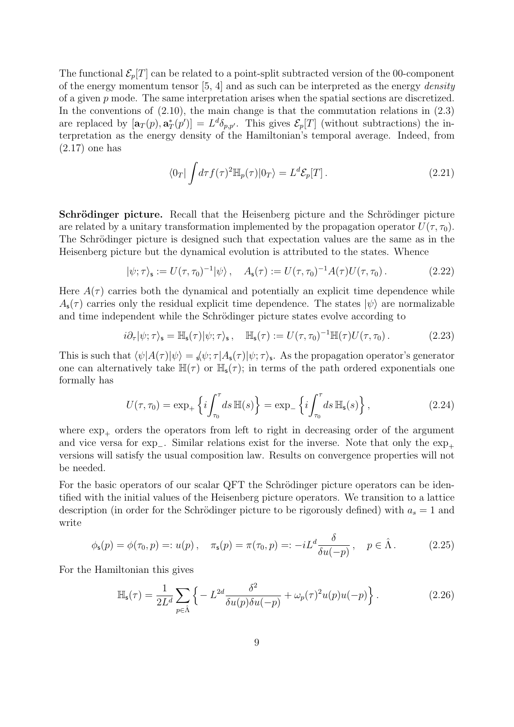The functional $\mathcal{E}_p[T]$ can be related to a point-split subtracted version of the 00-component of the energy momentum tensor [5, 4] and as such can be interpreted as the energy *density* of a given $p$ mode. The same interpretation arises when the spatial sections are discretized. In the conventions of (2.10), the main change is that the commutation relations in (2.3) are replaced by $[\mathbf{a}_T(p), \mathbf{a}_T^*(p')] = L^d \delta_{p,p'}$. This gives $\mathcal{E}_p[T]$ (without subtractions) the interpretation as the energy density of the Hamiltonian's temporal average. Indeed, from (2.17) one has

$$\langle 0_T | \int d\tau f(\tau)^2 \mathbb{H}_p(\tau) | 0_T \rangle = L^d \mathcal{E}_p[T] \,. \tag{2.21}$$

**Schrödinger picture.** Recall that the Heisenberg picture and the Schrödinger picture are related by a unitary transformation implemented by the propagation operator $U(\tau, \tau_0)$. The Schrödinger picture is designed such that expectation values are the same as in the Heisenberg picture but the dynamical evolution is attributed to the states. Whence

$$|\psi; \tau\rangle_{\mathsf{s}} := U(\tau, \tau_0)^{-1} |\psi\rangle \,, \quad A_{\mathsf{s}}(\tau) := U(\tau, \tau_0)^{-1} A(\tau) U(\tau, \tau_0) \,. \tag{2.22}$$

Here $A(\tau)$ carries both the dynamical and potentially an explicit time dependence while $A_{\mathsf{s}}(\tau)$ carries only the residual explicit time dependence. The states $|\psi\rangle$ are normalizable and time independent while the Schrödinger picture states evolve according to

$$i\partial_\tau |\psi; \tau\rangle_{\mathsf{s}} = \mathbb{H}_{\mathsf{s}}(\tau) |\psi; \tau\rangle_{\mathsf{s}} \,, \quad \mathbb{H}_{\mathsf{s}}(\tau) := U(\tau, \tau_0)^{-1} \mathbb{H}(\tau) U(\tau, \tau_0) \,. \tag{2.23}$$

This is such that $\langle \psi | A(\tau) | \psi \rangle = {}_{\mathsf{s}}\langle \psi; \tau | A_{\mathsf{s}}(\tau) | \psi; \tau \rangle_{\mathsf{s}}$. As the propagation operator's generator one can alternatively take $\mathbb{H}(\tau)$ or $\mathbb{H}_{\mathsf{s}}(\tau)$; in terms of the path ordered exponentials one formally has

$$U(\tau, \tau_0) = \exp_+ \Big\{ i \int_{\tau_0}^{\tau} ds \, \mathbb{H}(s) \Big\} = \exp_- \Big\{ i \int_{\tau_0}^{\tau} ds \, \mathbb{H}_{\mathsf{s}}(s) \Big\} \,, \tag{2.24}$$

where $\exp_+$ orders the operators from left to right in decreasing order of the argument and vice versa for $\exp_-$. Similar relations exist for the inverse. Note that only the $\exp_+$ versions will satisfy the usual composition law. Results on convergence properties will not be needed.

For the basic operators of our scalar QFT the Schrödinger picture operators can be identified with the initial values of the Heisenberg picture operators. We transition to a lattice description (in order for the Schrödinger picture to be rigorously defined) with $a_s = 1$ and write

$$\phi_{\mathsf{s}}(p) = \phi(\tau_0, p) =: u(p) \,, \quad \pi_{\mathsf{s}}(p) = \pi(\tau_0, p) =: -iL^d \frac{\delta}{\delta u(-p)} \,, \quad p \in \hat{\Lambda} \,. \tag{2.25}$$

For the Hamiltonian this gives

$$\mathbb{H}_{\mathsf{s}}(\tau) = \frac{1}{2L^d} \sum_{p \in \hat{\Lambda}} \Big\{ - L^{2d} \frac{\delta^2}{\delta u(p) \delta u(-p)} + \omega_p(\tau)^2 u(p) u(-p) \Big\} \,. \tag{2.26}$$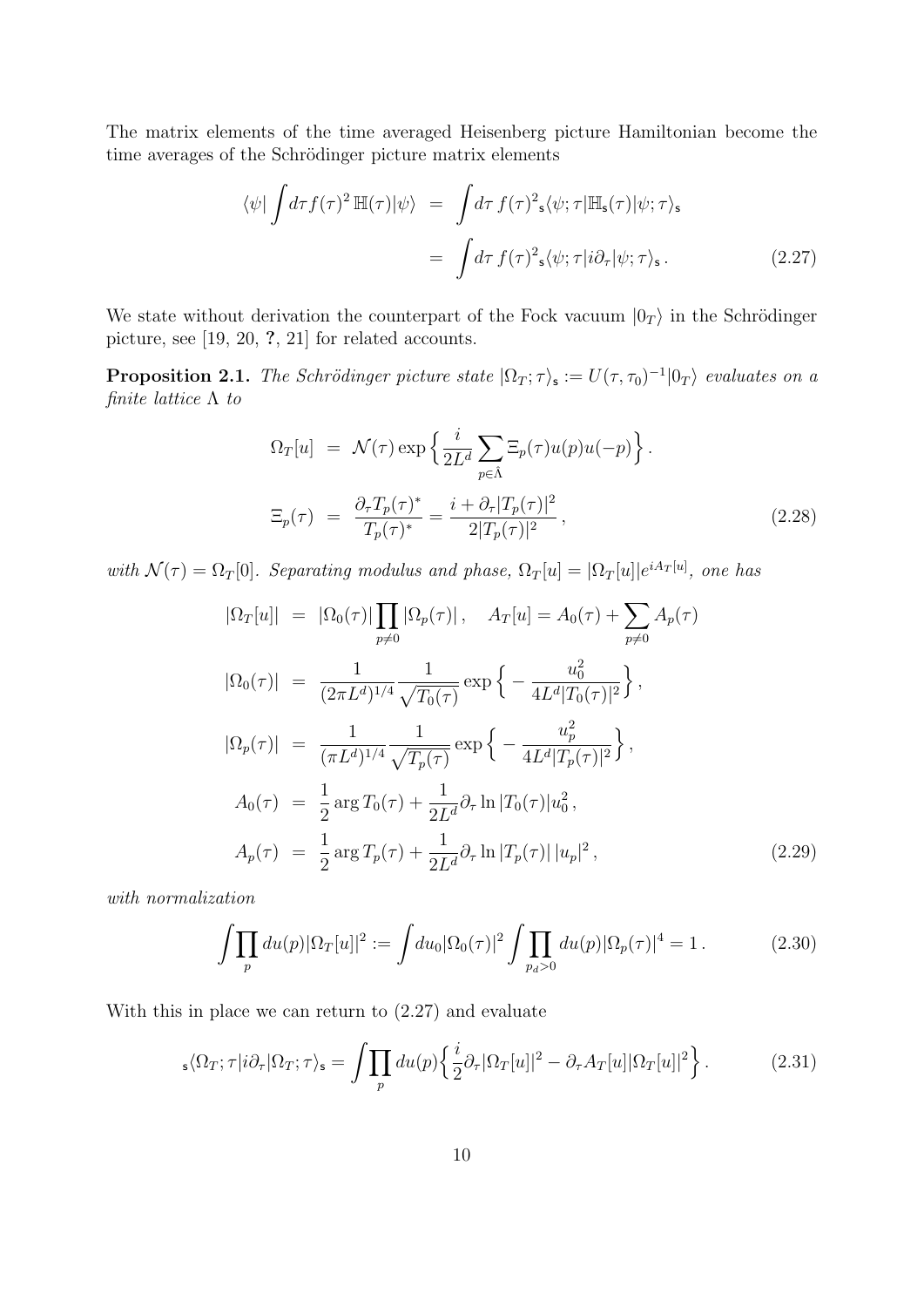The matrix elements of the time averaged Heisenberg picture Hamiltonian become the time averages of the Schrödinger picture matrix elements

$$
\begin{aligned}
\langle\psi|\int d\tau f(\tau)^2\,\mathbb{H}(\tau)|\psi\rangle &= \int d\tau\, f(\tau)^2{}_{\mathsf{s}}\langle\psi;\tau|\mathbb{H}_{\mathsf{s}}(\tau)|\psi;\tau\rangle_{\mathsf{s}} \\
&= \int d\tau\, f(\tau)^2{}_{\mathsf{s}}\langle\psi;\tau|i\partial_\tau|\psi;\tau\rangle_{\mathsf{s}}\,. 
\end{aligned}
\tag{2.27}
$$

We state without derivation the counterpart of the Fock vacuum $|0_T\rangle$ in the Schrödinger picture, see [19, 20, ?, 21] for related accounts.

**Proposition 2.1.** *The Schrödinger picture state* $|\Omega_T;\tau\rangle_{\mathsf{s}} := U(\tau,\tau_0)^{-1}|0_T\rangle$ *evaluates on a finite lattice* $\Lambda$ *to*

$$
\begin{aligned}
\Omega_T[u] &= \mathcal{N}(\tau)\exp\Big\{\frac{i}{2L^d}\sum_{p\in\hat\Lambda}\Xi_p(\tau)u(p)u(-p)\Big\}\,. \\
\Xi_p(\tau) &= \frac{\partial_\tau T_p(\tau)^*}{T_p(\tau)^*} = \frac{i+\partial_\tau|T_p(\tau)|^2}{2|T_p(\tau)|^2}\,,
\end{aligned}
\tag{2.28}
$$

*with* $\mathcal{N}(\tau) = \Omega_T[0]$. *Separating modulus and phase,* $\Omega_T[u] = |\Omega_T[u]|e^{iA_T[u]}$, *one has*

$$
\begin{aligned}
|\Omega_T[u]| &= |\Omega_0(\tau)|\prod_{p\neq 0}|\Omega_p(\tau)|\,, \quad A_T[u] = A_0(\tau) + \sum_{p\neq 0}A_p(\tau) \\
|\Omega_0(\tau)| &= \frac{1}{(2\pi L^d)^{1/4}}\frac{1}{\sqrt{T_0(\tau)}}\exp\Big\{-\frac{u_0^2}{4L^d|T_0(\tau)|^2}\Big\}\,, \\
|\Omega_p(\tau)| &= \frac{1}{(\pi L^d)^{1/4}}\frac{1}{\sqrt{T_p(\tau)}}\exp\Big\{-\frac{u_p^2}{4L^d|T_p(\tau)|^2}\Big\}\,, \\
A_0(\tau) &= \frac{1}{2}\arg T_0(\tau) + \frac{1}{2L^d}\partial_\tau\ln|T_0(\tau)|u_0^2\,, \\
A_p(\tau) &= \frac{1}{2}\arg T_p(\tau) + \frac{1}{2L^d}\partial_\tau\ln|T_p(\tau)|\,|u_p|^2\,,
\end{aligned}
\tag{2.29}
$$

*with normalization*

$$
\int\prod_p du(p)|\Omega_T[u]|^2 := \int du_0|\Omega_0(\tau)|^2\int\prod_{p_d>0}du(p)|\Omega_p(\tau)|^4 = 1\,. \tag{2.30}
$$

With this in place we can return to (2.27) and evaluate

$$
{}_{\mathsf{s}}\langle\Omega_T;\tau|i\partial_\tau|\Omega_T;\tau\rangle_{\mathsf{s}} = \int\prod_p du(p)\Big\{\frac{i}{2}\partial_\tau|\Omega_T[u]|^2 - \partial_\tau A_T[u]|\Omega_T[u]|^2\Big\}\,. \tag{2.31}
$$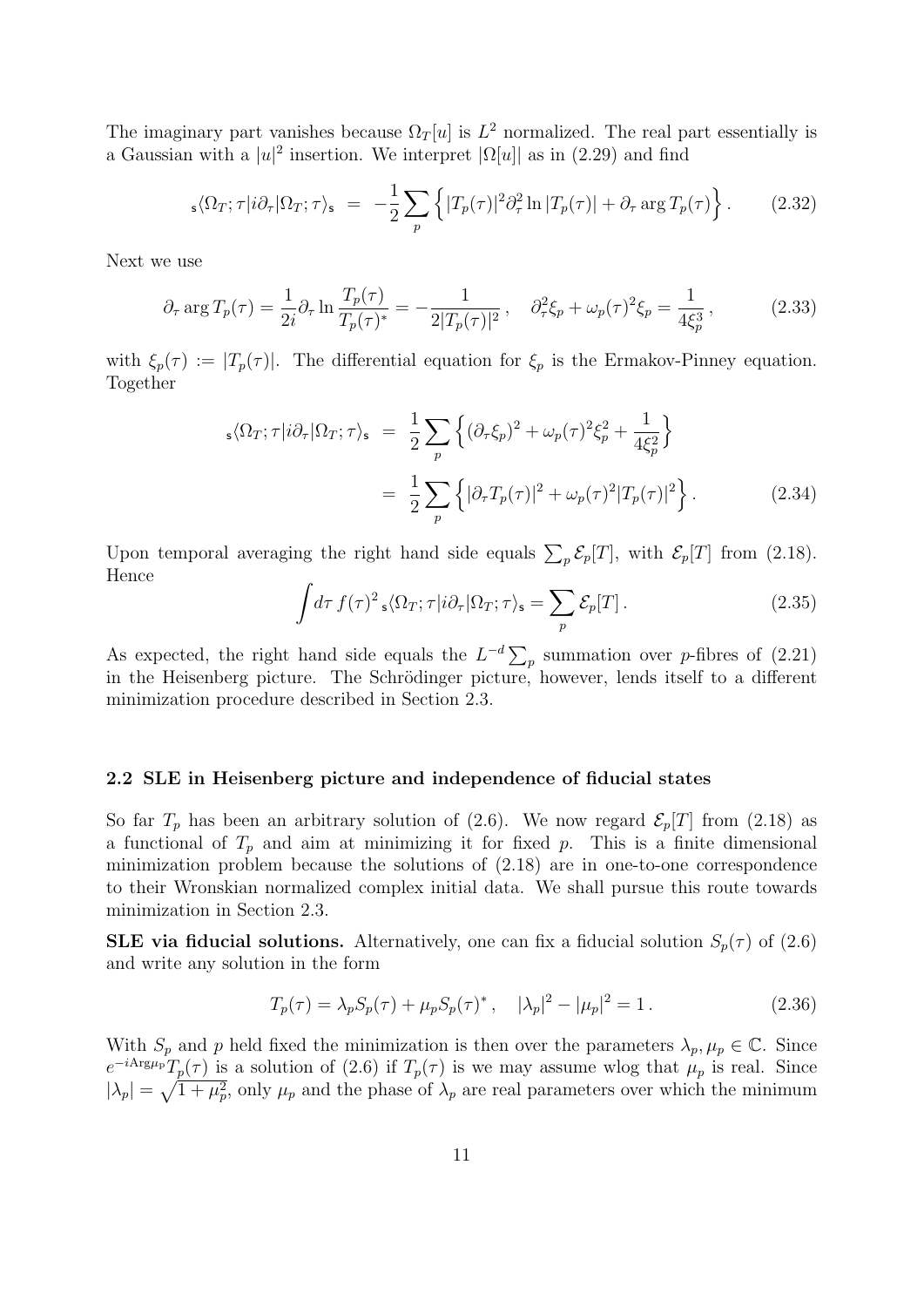The imaginary part vanishes because $\Omega_T[u]$ is $L^2$ normalized. The real part essentially is a Gaussian with a $|u|^2$ insertion. We interpret $|\Omega[u]|$ as in (2.29) and find

$$
{}_{\mathsf{s}}\langle \Omega_T;\tau|i\partial_\tau|\Omega_T;\tau\rangle_{\mathsf{s}} \;=\; -\frac{1}{2}\sum_p \Big\{ |T_p(\tau)|^2 \partial_\tau^2 \ln |T_p(\tau)| + \partial_\tau \arg T_p(\tau) \Big\} \,. \tag{2.32}
$$

Next we use

$$
\partial_\tau \arg T_p(\tau) = \frac{1}{2i}\partial_\tau \ln \frac{T_p(\tau)}{T_p(\tau)^*} = -\frac{1}{2|T_p(\tau)|^2}\,, \quad \partial_\tau^2 \xi_p + \omega_p(\tau)^2 \xi_p = \frac{1}{4\xi_p^3}\,, \tag{2.33}
$$

with $\xi_p(\tau) := |T_p(\tau)|$. The differential equation for $\xi_p$ is the Ermakov-Pinney equation. Together

$$
\begin{aligned}
{}_{\mathsf{s}}\langle \Omega_T;\tau|i\partial_\tau|\Omega_T;\tau\rangle_{\mathsf{s}} \;&=\; \frac{1}{2}\sum_p \Big\{ (\partial_\tau \xi_p)^2 + \omega_p(\tau)^2 \xi_p^2 + \frac{1}{4\xi_p^2} \Big\} \\
&=\; \frac{1}{2}\sum_p \Big\{ |\partial_\tau T_p(\tau)|^2 + \omega_p(\tau)^2 |T_p(\tau)|^2 \Big\} \,.
\end{aligned} \tag{2.34}
$$

Upon temporal averaging the right hand side equals $\sum_p \mathcal{E}_p[T]$, with $\mathcal{E}_p[T]$ from (2.18). Hence

$$
\int d\tau\, f(\tau)^2\, {}_{\mathsf{s}}\langle \Omega_T;\tau|i\partial_\tau|\Omega_T;\tau\rangle_{\mathsf{s}} = \sum_p \mathcal{E}_p[T] \,. \tag{2.35}
$$

As expected, the right hand side equals the $L^{-d}\sum_p$ summation over $p$-fibres of (2.21) in the Heisenberg picture. The Schrödinger picture, however, lends itself to a different minimization procedure described in Section 2.3.

### 2.2 SLE in Heisenberg picture and independence of fiducial states

So far $T_p$ has been an arbitrary solution of (2.6). We now regard $\mathcal{E}_p[T]$ from (2.18) as a functional of $T_p$ and aim at minimizing it for fixed $p$. This is a finite dimensional minimization problem because the solutions of (2.18) are in one-to-one correspondence to their Wronskian normalized complex initial data. We shall pursue this route towards minimization in Section 2.3.

**SLE via fiducial solutions.** Alternatively, one can fix a fiducial solution $S_p(\tau)$ of (2.6) and write any solution in the form

$$
T_p(\tau) = \lambda_p S_p(\tau) + \mu_p S_p(\tau)^*\,, \quad |\lambda_p|^2 - |\mu_p|^2 = 1\,. \tag{2.36}
$$

With $S_p$ and $p$ held fixed the minimization is then over the parameters $\lambda_p, \mu_p \in \mathbb{C}$. Since $e^{-i\mathrm{Arg}\mu_p} T_p(\tau)$ is a solution of (2.6) if $T_p(\tau)$ is we may assume wlog that $\mu_p$ is real. Since $|\lambda_p| = \sqrt{1+\mu_p^2}$, only $\mu_p$ and the phase of $\lambda_p$ are real parameters over which the minimum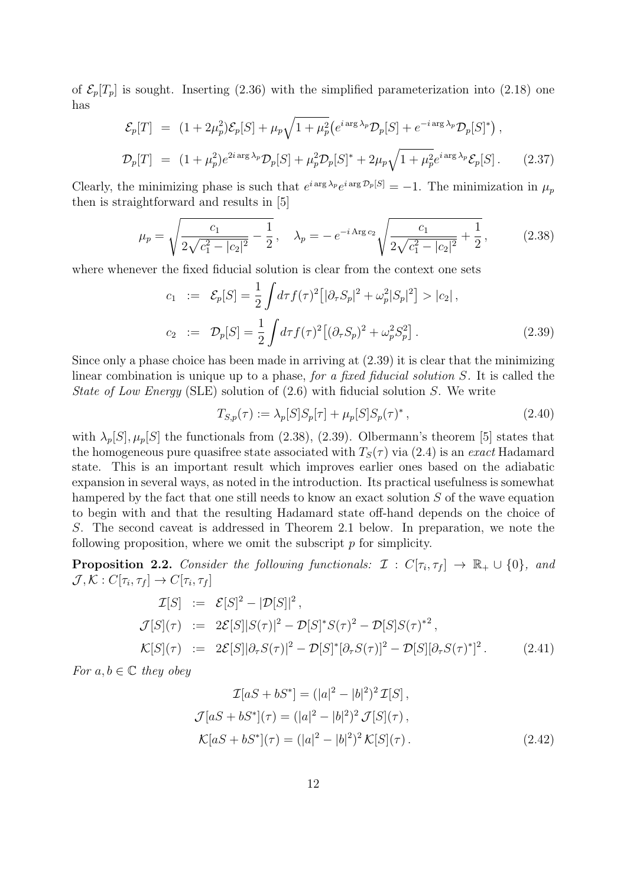of $\mathcal{E}_p[T_p]$ is sought. Inserting (2.36) with the simplified parameterization into (2.18) one has

$$
\begin{aligned}
\mathcal{E}_p[T] &= (1+2\mu_p^2)\mathcal{E}_p[S] + \mu_p\sqrt{1+\mu_p^2}\big(e^{i\arg\lambda_p}\mathcal{D}_p[S] + e^{-i\arg\lambda_p}\mathcal{D}_p[S]^*\big)\,, \\
\mathcal{D}_p[T] &= (1+\mu_p^2)e^{2i\arg\lambda_p}\mathcal{D}_p[S] + \mu_p^2\mathcal{D}_p[S]^* + 2\mu_p\sqrt{1+\mu_p^2}e^{i\arg\lambda_p}\mathcal{E}_p[S]\,. \qquad (2.37)
\end{aligned}
$$

Clearly, the minimizing phase is such that $e^{i\arg\lambda_p}e^{i\arg\mathcal{D}_p[S]} = -1$. The minimization in $\mu_p$ then is straightforward and results in [5]

$$
\mu_p = \sqrt{\frac{c_1}{2\sqrt{c_1^2-|c_2|^2}} - \frac{1}{2}}\,, \quad \lambda_p = -\,e^{-i\,\mathrm{Arg}\,c_2}\sqrt{\frac{c_1}{2\sqrt{c_1^2-|c_2|^2}} + \frac{1}{2}}\,, \qquad (2.38)
$$

where whenever the fixed fiducial solution is clear from the context one sets

$$
\begin{aligned}
c_1 &:= \mathcal{E}_p[S] = \frac{1}{2}\int d\tau f(\tau)^2\big[|\partial_\tau S_p|^2 + \omega_p^2|S_p|^2\big] > |c_2|\,, \\
c_2 &:= \mathcal{D}_p[S] = \frac{1}{2}\int d\tau f(\tau)^2\big[(\partial_\tau S_p)^2 + \omega_p^2 S_p^2\big]\,. \qquad (2.39)
\end{aligned}
$$

Since only a phase choice has been made in arriving at (2.39) it is clear that the minimizing linear combination is unique up to a phase, *for a fixed fiducial solution $S$*. It is called the *State of Low Energy* (SLE) solution of (2.6) with fiducial solution $S$. We write

$$
T_{S,p}(\tau) := \lambda_p[S]S_p[\tau] + \mu_p[S]S_p(\tau)^*\,, \qquad (2.40)
$$

with $\lambda_p[S], \mu_p[S]$ the functionals from (2.38), (2.39). Olbermann's theorem [5] states that the homogeneous pure quasifree state associated with $T_S(\tau)$ via (2.4) is an *exact* Hadamard state. This is an important result which improves earlier ones based on the adiabatic expansion in several ways, as noted in the introduction. Its practical usefulness is somewhat hampered by the fact that one still needs to know an exact solution $S$ of the wave equation to begin with and that the resulting Hadamard state off-hand depends on the choice of $S$. The second caveat is addressed in Theorem 2.1 below. In preparation, we note the following proposition, where we omit the subscript $p$ for simplicity.

**Proposition 2.2.** *Consider the following functionals: $\mathcal{I} : C[\tau_i,\tau_f] \to \mathbb{R}_+ \cup \{0\}$, and $\mathcal{J},\mathcal{K} : C[\tau_i,\tau_f] \to C[\tau_i,\tau_f]$*

$$
\begin{aligned}
\mathcal{I}[S] &:= \mathcal{E}[S]^2 - |\mathcal{D}[S]|^2\,, \\
\mathcal{J}[S](\tau) &:= 2\mathcal{E}[S]|S(\tau)|^2 - \mathcal{D}[S]^*S(\tau)^2 - \mathcal{D}[S]S(\tau)^{*2}\,, \\
\mathcal{K}[S](\tau) &:= 2\mathcal{E}[S]|\partial_\tau S(\tau)|^2 - \mathcal{D}[S]^*[\partial_\tau S(\tau)]^2 - \mathcal{D}[S][\partial_\tau S(\tau)^*]^2\,. \qquad (2.41)
\end{aligned}
$$

*For $a, b \in \mathbb{C}$ they obey*

$$
\begin{aligned}
\mathcal{I}[aS + bS^*] &= (|a|^2 - |b|^2)^2\,\mathcal{I}[S]\,, \\
\mathcal{J}[aS + bS^*](\tau) &= (|a|^2 - |b|^2)^2\,\mathcal{J}[S](\tau)\,, \\
\mathcal{K}[aS + bS^*](\tau) &= (|a|^2 - |b|^2)^2\,\mathcal{K}[S](\tau)\,. \qquad (2.42)
\end{aligned}
$$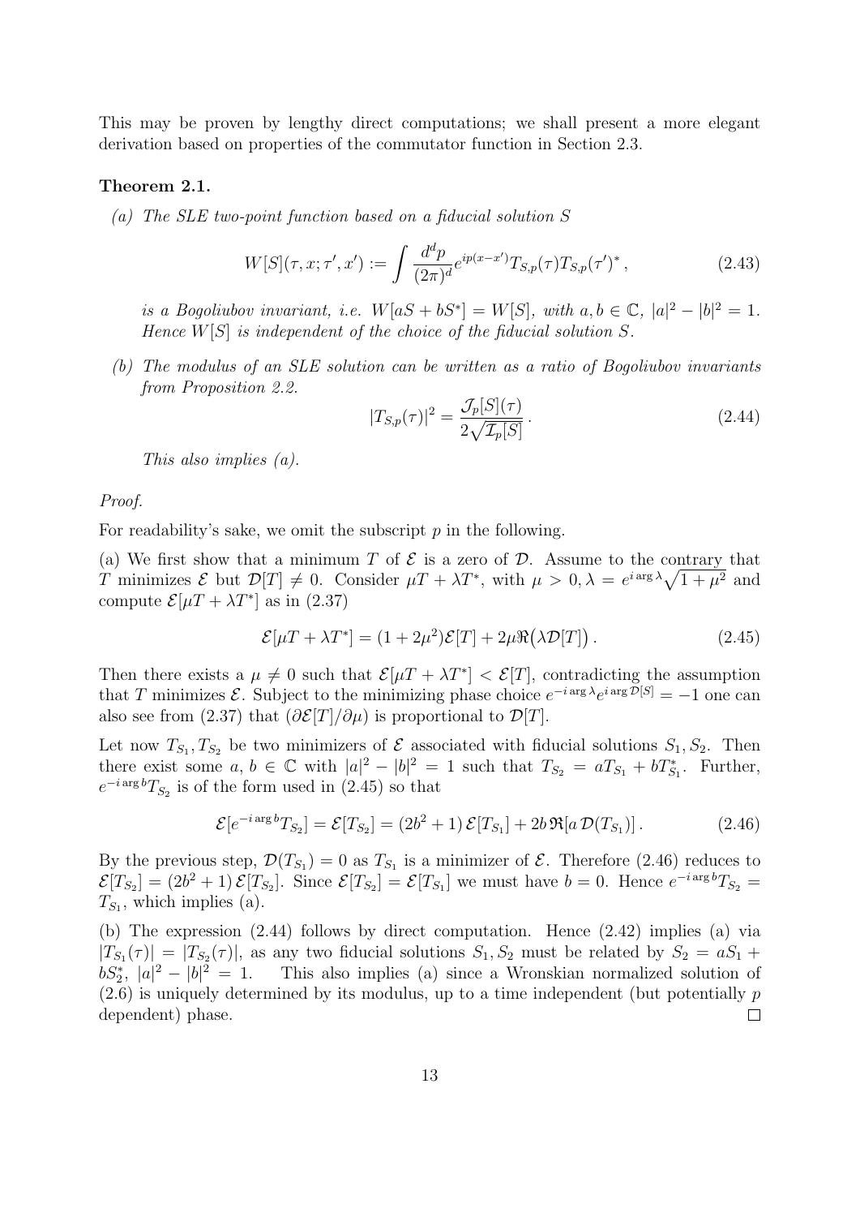This may be proven by lengthy direct computations; we shall present a more elegant derivation based on properties of the commutator function in Section 2.3.

**Theorem 2.1.**

*(a) The SLE two-point function based on a fiducial solution $S$*

$$W[S](\tau, x; \tau', x') := \int \frac{d^d p}{(2\pi)^d} e^{ip(x-x')} T_{S,p}(\tau) T_{S,p}(\tau')^* \,, \tag{2.43}$$

*is a Bogoliubov invariant, i.e. $W[aS + bS^*] = W[S]$, with $a, b \in \mathbb{C}$, $|a|^2 - |b|^2 = 1$. Hence $W[S]$ is independent of the choice of the fiducial solution $S$.*

*(b) The modulus of an SLE solution can be written as a ratio of Bogoliubov invariants from Proposition 2.2.*

$$|T_{S,p}(\tau)|^2 = \frac{\mathcal{J}_p[S](\tau)}{2\sqrt{\mathcal{I}_p[S]}} \,. \tag{2.44}$$

*This also implies (a).*

*Proof.*

For readability's sake, we omit the subscript $p$ in the following.

(a) We first show that a minimum $T$ of $\mathcal{E}$ is a zero of $\mathcal{D}$. Assume to the contrary that $T$ minimizes $\mathcal{E}$ but $\mathcal{D}[T] \neq 0$. Consider $\mu T + \lambda T^*$, with $\mu > 0, \lambda = e^{i \arg \lambda}\sqrt{1+\mu^2}$ and compute $\mathcal{E}[\mu T + \lambda T^*]$ as in (2.37)

$$\mathcal{E}[\mu T + \lambda T^*] = (1 + 2\mu^2)\mathcal{E}[T] + 2\mu \Re\big(\lambda \mathcal{D}[T]\big) \,. \tag{2.45}$$

Then there exists a $\mu \neq 0$ such that $\mathcal{E}[\mu T + \lambda T^*] < \mathcal{E}[T]$, contradicting the assumption that $T$ minimizes $\mathcal{E}$. Subject to the minimizing phase choice $e^{-i \arg \lambda} e^{i \arg \mathcal{D}[S]} = -1$ one can also see from (2.37) that $(\partial \mathcal{E}[T]/\partial \mu)$ is proportional to $\mathcal{D}[T]$.

Let now $T_{S_1}, T_{S_2}$ be two minimizers of $\mathcal{E}$ associated with fiducial solutions $S_1, S_2$. Then there exist some $a, b \in \mathbb{C}$ with $|a|^2 - |b|^2 = 1$ such that $T_{S_2} = aT_{S_1} + bT_{S_1}^*$. Further, $e^{-i \arg b} T_{S_2}$ is of the form used in (2.45) so that

$$\mathcal{E}[e^{-i \arg b} T_{S_2}] = \mathcal{E}[T_{S_2}] = (2b^2 + 1)\,\mathcal{E}[T_{S_1}] + 2b\,\Re[a\,\mathcal{D}(T_{S_1})] \,. \tag{2.46}$$

By the previous step, $\mathcal{D}(T_{S_1}) = 0$ as $T_{S_1}$ is a minimizer of $\mathcal{E}$. Therefore (2.46) reduces to $\mathcal{E}[T_{S_2}] = (2b^2 + 1)\,\mathcal{E}[T_{S_2}]$. Since $\mathcal{E}[T_{S_2}] = \mathcal{E}[T_{S_1}]$ we must have $b = 0$. Hence $e^{-i \arg b} T_{S_2} = T_{S_1}$, which implies (a).

(b) The expression (2.44) follows by direct computation. Hence (2.42) implies (a) via $|T_{S_1}(\tau)| = |T_{S_2}(\tau)|$, as any two fiducial solutions $S_1, S_2$ must be related by $S_2 = aS_1 + bS_2^*$, $|a|^2 - |b|^2 = 1$. This also implies (a) since a Wronskian normalized solution of (2.6) is uniquely determined by its modulus, up to a time independent (but potentially $p$ dependent) phase. $\square$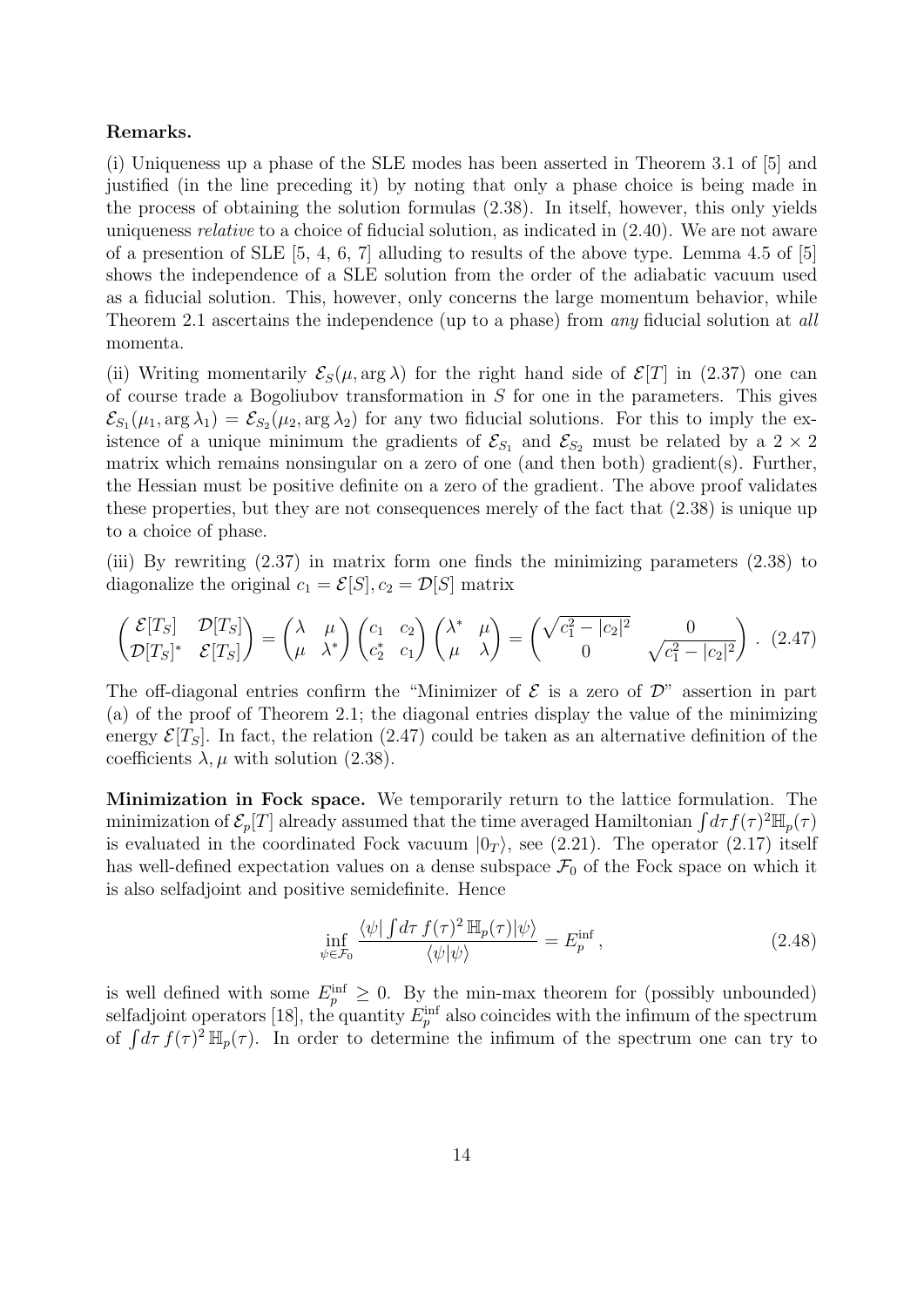**Remarks.**

(i) Uniqueness up a phase of the SLE modes has been asserted in Theorem 3.1 of [5] and justified (in the line preceding it) by noting that only a phase choice is being made in the process of obtaining the solution formulas (2.38). In itself, however, this only yields uniqueness *relative* to a choice of fiducial solution, as indicated in (2.40). We are not aware of a presention of SLE [5, 4, 6, 7] alluding to results of the above type. Lemma 4.5 of [5] shows the independence of a SLE solution from the order of the adiabatic vacuum used as a fiducial solution. This, however, only concerns the large momentum behavior, while Theorem 2.1 ascertains the independence (up to a phase) from *any* fiducial solution at *all* momenta.

(ii) Writing momentarily $\mathcal{E}_S(\mu, \arg\lambda)$ for the right hand side of $\mathcal{E}[T]$ in (2.37) one can of course trade a Bogoliubov transformation in $S$ for one in the parameters. This gives $\mathcal{E}_{S_1}(\mu_1, \arg\lambda_1) = \mathcal{E}_{S_2}(\mu_2, \arg\lambda_2)$ for any two fiducial solutions. For this to imply the existence of a unique minimum the gradients of $\mathcal{E}_{S_1}$ and $\mathcal{E}_{S_2}$ must be related by a $2 \times 2$ matrix which remains nonsingular on a zero of one (and then both) gradient(s). Further, the Hessian must be positive definite on a zero of the gradient. The above proof validates these properties, but they are not consequences merely of the fact that (2.38) is unique up to a choice of phase.

(iii) By rewriting (2.37) in matrix form one finds the minimizing parameters (2.38) to diagonalize the original $c_1 = \mathcal{E}[S], c_2 = \mathcal{D}[S]$ matrix

$$\begin{pmatrix} \mathcal{E}[T_S] & \mathcal{D}[T_S] \\ \mathcal{D}[T_S]^* & \mathcal{E}[T_S] \end{pmatrix} = \begin{pmatrix} \lambda & \mu \\ \mu & \lambda^* \end{pmatrix} \begin{pmatrix} c_1 & c_2 \\ c_2^* & c_1 \end{pmatrix} \begin{pmatrix} \lambda^* & \mu \\ \mu & \lambda \end{pmatrix} = \begin{pmatrix} \sqrt{c_1^2 - |c_2|^2} & 0 \\ 0 & \sqrt{c_1^2 - |c_2|^2} \end{pmatrix} . \quad (2.47)$$

The off-diagonal entries confirm the "Minimizer of $\mathcal{E}$ is a zero of $\mathcal{D}$" assertion in part (a) of the proof of Theorem 2.1; the diagonal entries display the value of the minimizing energy $\mathcal{E}[T_S]$. In fact, the relation (2.47) could be taken as an alternative definition of the coefficients $\lambda, \mu$ with solution (2.38).

**Minimization in Fock space.** We temporarily return to the lattice formulation. The minimization of $\mathcal{E}_p[T]$ already assumed that the time averaged Hamiltonian $\int d\tau f(\tau)^2 \mathbb{H}_p(\tau)$ is evaluated in the coordinated Fock vacuum $|0_T\rangle$, see (2.21). The operator (2.17) itself has well-defined expectation values on a dense subspace $\mathcal{F}_0$ of the Fock space on which it is also selfadjoint and positive semidefinite. Hence

$$\inf_{\psi \in \mathcal{F}_0} \frac{\langle \psi | \int d\tau\, f(\tau)^2\, \mathbb{H}_p(\tau) | \psi \rangle}{\langle \psi | \psi \rangle} = E_p^{\rm inf} , \quad (2.48)$$

is well defined with some $E_p^{\rm inf} \geq 0$. By the min-max theorem for (possibly unbounded) selfadjoint operators [18], the quantity $E_p^{\rm inf}$ also coincides with the infimum of the spectrum of $\int d\tau\, f(\tau)^2\, \mathbb{H}_p(\tau)$. In order to determine the infimum of the spectrum one can try to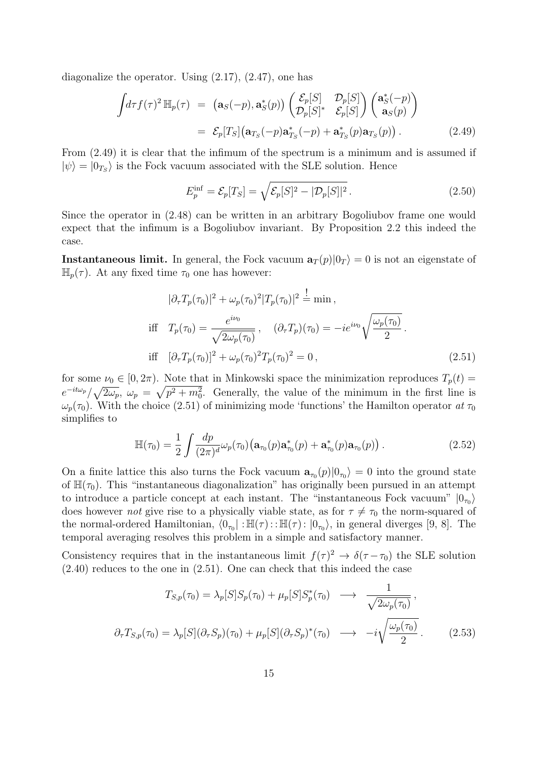diagonalize the operator. Using (2.17), (2.47), one has

$$\int d\tau f(\tau)^2 \, \mathbb{H}_p(\tau) = \big(\mathbf{a}_S(-p), \mathbf{a}_S^*(p)\big) \begin{pmatrix} \mathcal{E}_p[S] & \mathcal{D}_p[S] \\ \mathcal{D}_p[S]^* & \mathcal{E}_p[S] \end{pmatrix} \begin{pmatrix} \mathbf{a}_S^*(-p) \\ \mathbf{a}_S(p) \end{pmatrix}$$
$$= \mathcal{E}_p[T_S]\big(\mathbf{a}_{T_S}(-p)\mathbf{a}_{T_S}^*(-p) + \mathbf{a}_{T_S}^*(p)\mathbf{a}_{T_S}(p)\big) \,. \tag{2.49}$$

From (2.49) it is clear that the infimum of the spectrum is a minimum and is assumed if $|\psi\rangle = |0_{T_S}\rangle$ is the Fock vacuum associated with the SLE solution. Hence

$$E_p^{\rm inf} = \mathcal{E}_p[T_S] = \sqrt{\mathcal{E}_p[S]^2 - |\mathcal{D}_p[S]|^2} \,. \tag{2.50}$$

Since the operator in (2.48) can be written in an arbitrary Bogoliubov frame one would expect that the infimum is a Bogoliubov invariant. By Proposition 2.2 this indeed the case.

**Instantaneous limit.** In general, the Fock vacuum $\mathbf{a}_T(p)|0_T\rangle = 0$ is not an eigenstate of $\mathbb{H}_p(\tau)$. At any fixed time $\tau_0$ one has however:

$$|\partial_\tau T_p(\tau_0)|^2 + \omega_p(\tau_0)^2 |T_p(\tau_0)|^2 \stackrel{!}{=} \min \,,$$
$$\text{iff} \quad T_p(\tau_0) = \frac{e^{i\nu_0}}{\sqrt{2\omega_p(\tau_0)}} \,, \quad (\partial_\tau T_p)(\tau_0) = -ie^{i\nu_0}\sqrt{\frac{\omega_p(\tau_0)}{2}} \,.$$
$$\text{iff} \quad [\partial_\tau T_p(\tau_0)]^2 + \omega_p(\tau_0)^2 T_p(\tau_0)^2 = 0 \,, \tag{2.51}$$

for some $\nu_0 \in [0, 2\pi)$. Note that in Minkowski space the minimization reproduces $T_p(t) = e^{-it\omega_p}/\sqrt{2\omega_p}$, $\omega_p = \sqrt{p^2 + m_0^2}$. Generally, the value of the minimum in the first line is $\omega_p(\tau_0)$. With the choice (2.51) of minimizing mode 'functions' the Hamilton operator *at* $\tau_0$ simplifies to

$$\mathbb{H}(\tau_0) = \frac{1}{2} \int \frac{dp}{(2\pi)^d} \omega_p(\tau_0) \big(\mathbf{a}_{\tau_0}(p)\mathbf{a}_{\tau_0}^*(p) + \mathbf{a}_{\tau_0}^*(p)\mathbf{a}_{\tau_0}(p)\big) \,. \tag{2.52}$$

On a finite lattice this also turns the Fock vacuum $\mathbf{a}_{\tau_0}(p)|0_{\tau_0}\rangle = 0$ into the ground state of $\mathbb{H}(\tau_0)$. This "instantaneous diagonalization" has originally been pursued in an attempt to introduce a particle concept at each instant. The "instantaneous Fock vacuum" $|0_{\tau_0}\rangle$ does however *not* give rise to a physically viable state, as for $\tau \neq \tau_0$ the norm-squared of the normal-ordered Hamiltonian, $\langle 0_{\tau_0}| :\mathbb{H}(\tau)::\mathbb{H}(\tau): |0_{\tau_0}\rangle$, in general diverges [9, 8]. The temporal averaging resolves this problem in a simple and satisfactory manner.

Consistency requires that in the instantaneous limit $f(\tau)^2 \to \delta(\tau - \tau_0)$ the SLE solution (2.40) reduces to the one in (2.51). One can check that this indeed the case

$$T_{S,p}(\tau_0) = \lambda_p[S] S_p(\tau_0) + \mu_p[S] S_p^*(\tau_0) \;\longrightarrow\; \frac{1}{\sqrt{2\omega_p(\tau_0)}} \,,$$
$$\partial_\tau T_{S,p}(\tau_0) = \lambda_p[S](\partial_\tau S_p)(\tau_0) + \mu_p[S](\partial_\tau S_p)^*(\tau_0) \;\longrightarrow\; -i\sqrt{\frac{\omega_p(\tau_0)}{2}} \,. \tag{2.53}$$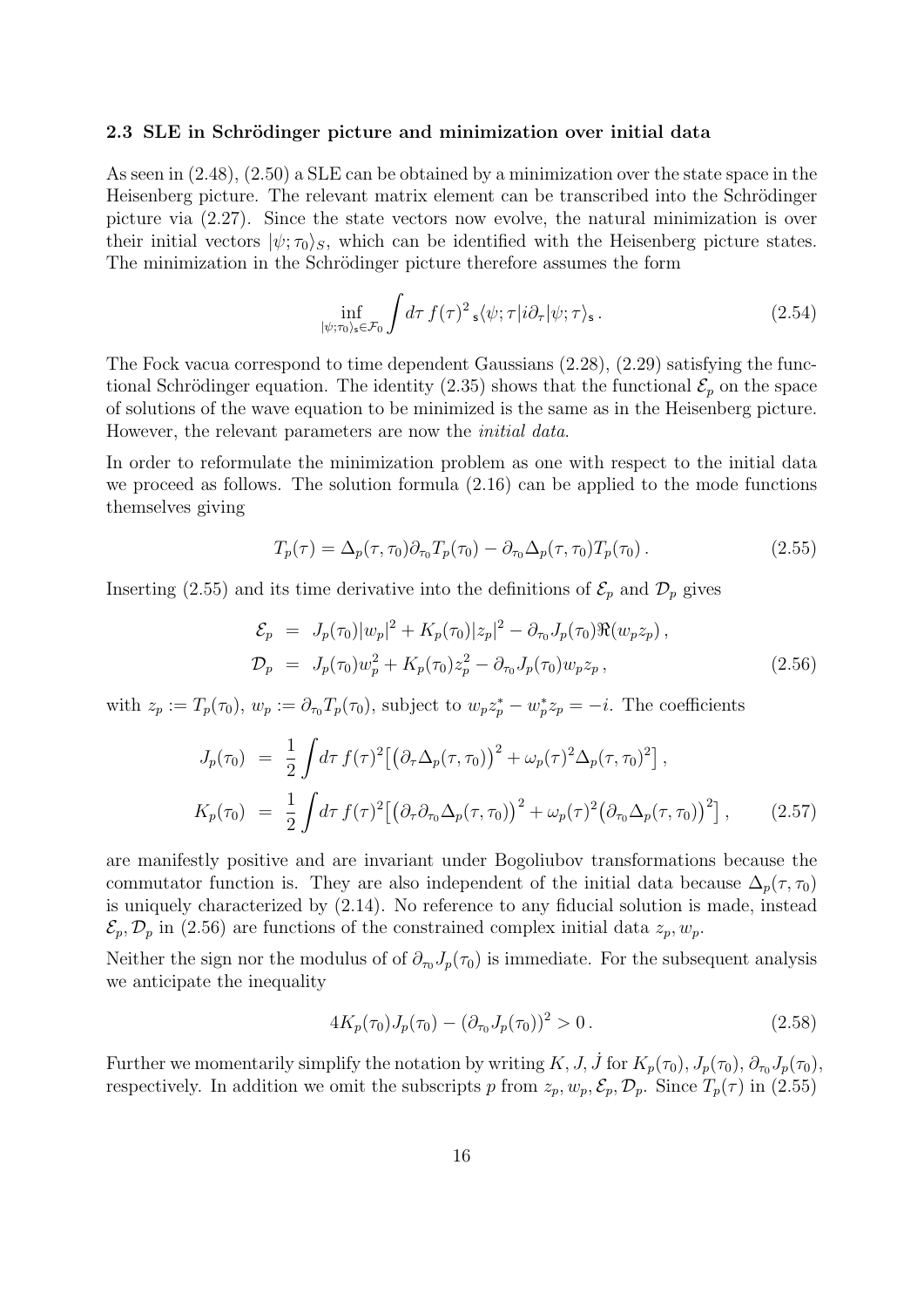### 2.3 SLE in Schrödinger picture and minimization over initial data

As seen in (2.48), (2.50) a SLE can be obtained by a minimization over the state space in the Heisenberg picture. The relevant matrix element can be transcribed into the Schrödinger picture via (2.27). Since the state vectors now evolve, the natural minimization is over their initial vectors $|\psi;\tau_0\rangle_S$, which can be identified with the Heisenberg picture states. The minimization in the Schrödinger picture therefore assumes the form

$$\inf_{|\psi;\tau_0\rangle_{\mathsf{s}}\in\mathcal{F}_0}\int d\tau\, f(\tau)^2\,{}_{\mathsf{s}}\langle\psi;\tau|i\partial_\tau|\psi;\tau\rangle_{\mathsf{s}}\,. \tag{2.54}$$

The Fock vacua correspond to time dependent Gaussians (2.28), (2.29) satisfying the functional Schrödinger equation. The identity (2.35) shows that the functional $\mathcal{E}_p$ on the space of solutions of the wave equation to be minimized is the same as in the Heisenberg picture. However, the relevant parameters are now the *initial data*.

In order to reformulate the minimization problem as one with respect to the initial data we proceed as follows. The solution formula (2.16) can be applied to the mode functions themselves giving

$$T_p(\tau) = \Delta_p(\tau,\tau_0)\partial_{\tau_0}T_p(\tau_0) - \partial_{\tau_0}\Delta_p(\tau,\tau_0)T_p(\tau_0)\,. \tag{2.55}$$

Inserting (2.55) and its time derivative into the definitions of $\mathcal{E}_p$ and $\mathcal{D}_p$ gives

$$\begin{aligned}
\mathcal{E}_p &= J_p(\tau_0)|w_p|^2 + K_p(\tau_0)|z_p|^2 - \partial_{\tau_0}J_p(\tau_0)\Re(w_p z_p)\,,\\
\mathcal{D}_p &= J_p(\tau_0)w_p^2 + K_p(\tau_0)z_p^2 - \partial_{\tau_0}J_p(\tau_0)w_p z_p\,,
\end{aligned} \tag{2.56}$$

with $z_p := T_p(\tau_0)$, $w_p := \partial_{\tau_0}T_p(\tau_0)$, subject to $w_p z_p^* - w_p^* z_p = -i$. The coefficients

$$\begin{aligned}
J_p(\tau_0) &= \frac{1}{2}\int d\tau\, f(\tau)^2\big[\big(\partial_\tau\Delta_p(\tau,\tau_0)\big)^2 + \omega_p(\tau)^2\Delta_p(\tau,\tau_0)^2\big]\,,\\
K_p(\tau_0) &= \frac{1}{2}\int d\tau\, f(\tau)^2\big[\big(\partial_\tau\partial_{\tau_0}\Delta_p(\tau,\tau_0)\big)^2 + \omega_p(\tau)^2\big(\partial_{\tau_0}\Delta_p(\tau,\tau_0)\big)^2\big]\,,
\end{aligned} \tag{2.57}$$

are manifestly positive and are invariant under Bogoliubov transformations because the commutator function is. They are also independent of the initial data because $\Delta_p(\tau,\tau_0)$ is uniquely characterized by (2.14). No reference to any fiducial solution is made, instead $\mathcal{E}_p, \mathcal{D}_p$ in (2.56) are functions of the constrained complex initial data $z_p, w_p$.

Neither the sign nor the modulus of of $\partial_{\tau_0}J_p(\tau_0)$ is immediate. For the subsequent analysis we anticipate the inequality

$$4K_p(\tau_0)J_p(\tau_0) - (\partial_{\tau_0}J_p(\tau_0))^2 > 0\,. \tag{2.58}$$

Further we momentarily simplify the notation by writing $K, J, \dot{J}$ for $K_p(\tau_0), J_p(\tau_0), \partial_{\tau_0}J_p(\tau_0)$, respectively. In addition we omit the subscripts $p$ from $z_p, w_p, \mathcal{E}_p, \mathcal{D}_p$. Since $T_p(\tau)$ in (2.55)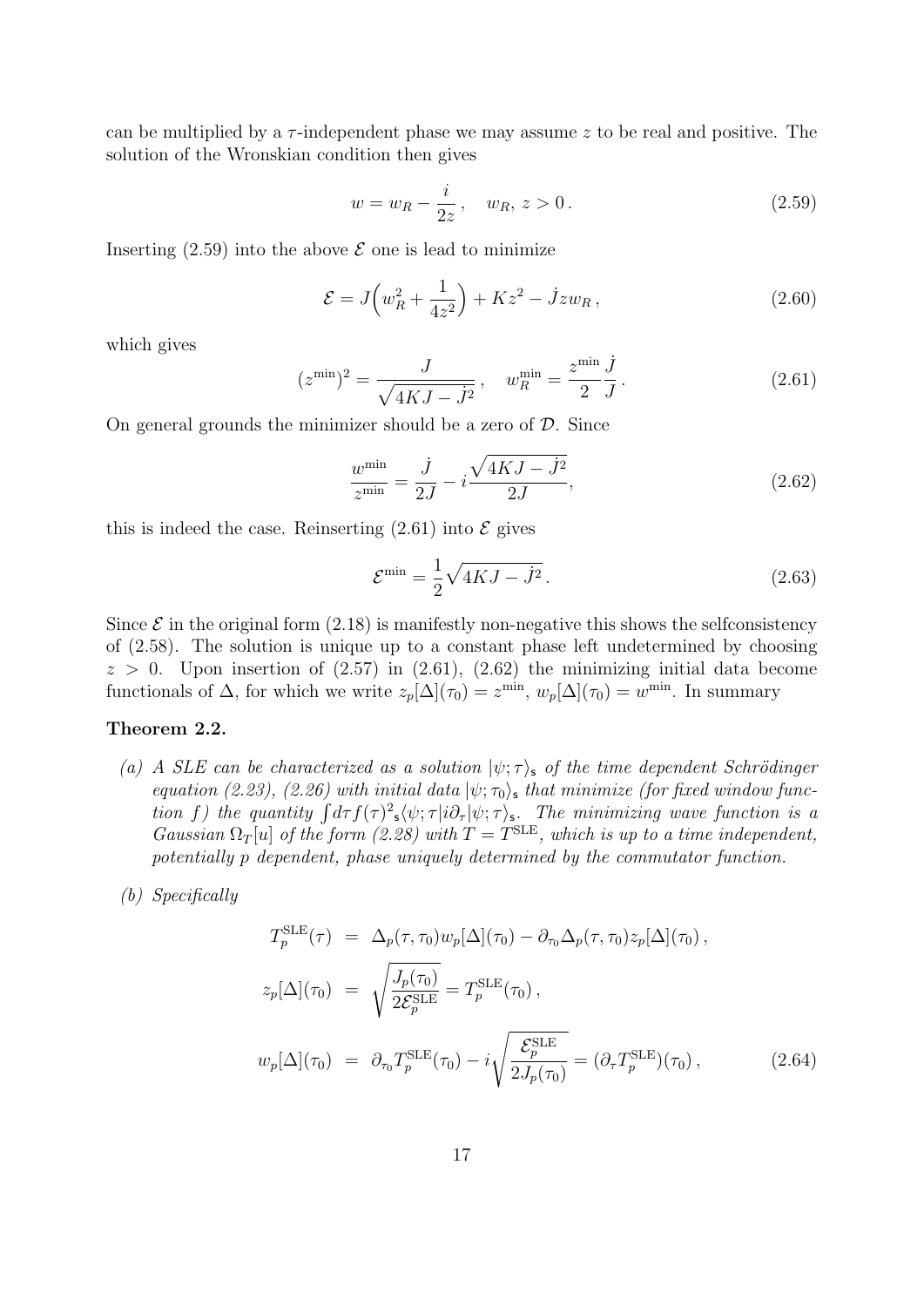can be multiplied by a $\tau$-independent phase we may assume $z$ to be real and positive. The solution of the Wronskian condition then gives

$$w = w_R - \frac{i}{2z}\,, \quad w_R,\, z > 0\,. \tag{2.59}$$

Inserting (2.59) into the above $\mathcal{E}$ one is lead to minimize

$$\mathcal{E} = J\Big(w_R^2 + \frac{1}{4z^2}\Big) + Kz^2 - \dot{J} z w_R\,, \tag{2.60}$$

which gives

$$(z^{\min})^2 = \frac{J}{\sqrt{4KJ - \dot{J}^2}}\,, \quad w_R^{\min} = \frac{z^{\min}}{2}\frac{\dot{J}}{J}\,. \tag{2.61}$$

On general grounds the minimizer should be a zero of $\mathcal{D}$. Since

$$\frac{w^{\min}}{z^{\min}} = \frac{\dot{J}}{2J} - i\frac{\sqrt{4KJ - \dot{J}^2}}{2J}, \tag{2.62}$$

this is indeed the case. Reinserting (2.61) into $\mathcal{E}$ gives

$$\mathcal{E}^{\min} = \frac{1}{2}\sqrt{4KJ - \dot{J}^2}\,. \tag{2.63}$$

Since $\mathcal{E}$ in the original form (2.18) is manifestly non-negative this shows the selfconsistency of (2.58). The solution is unique up to a constant phase left undetermined by choosing $z > 0$. Upon insertion of (2.57) in (2.61), (2.62) the minimizing initial data become functionals of $\Delta$, for which we write $z_p[\Delta](\tau_0) = z^{\min}$, $w_p[\Delta](\tau_0) = w^{\min}$. In summary

**Theorem 2.2.**

*(a) A SLE can be characterized as a solution $|\psi;\tau\rangle_{\mathsf{s}}$ of the time dependent Schrödinger equation (2.23), (2.26) with initial data $|\psi;\tau_0\rangle_{\mathsf{s}}$ that minimize (for fixed window function $f$) the quantity $\int d\tau f(\tau)^2 {}_{\mathsf{s}}\langle\psi;\tau|i\partial_\tau|\psi;\tau\rangle_{\mathsf{s}}$. The minimizing wave function is a Gaussian $\Omega_T[u]$ of the form (2.28) with $T = T^{\rm SLE}$, which is up to a time independent, potentially $p$ dependent, phase uniquely determined by the commutator function.*

*(b) Specifically*

$$\begin{aligned}
T_p^{\rm SLE}(\tau) &= \Delta_p(\tau,\tau_0) w_p[\Delta](\tau_0) - \partial_{\tau_0}\Delta_p(\tau,\tau_0) z_p[\Delta](\tau_0)\,, \\
z_p[\Delta](\tau_0) &= \sqrt{\frac{J_p(\tau_0)}{2\mathcal{E}_p^{\rm SLE}}} = T_p^{\rm SLE}(\tau_0)\,, \\
w_p[\Delta](\tau_0) &= \partial_{\tau_0} T_p^{\rm SLE}(\tau_0) - i\sqrt{\frac{\mathcal{E}_p^{\rm SLE}}{2J_p(\tau_0)}} = (\partial_\tau T_p^{\rm SLE})(\tau_0)\,,
\end{aligned} \tag{2.64}$$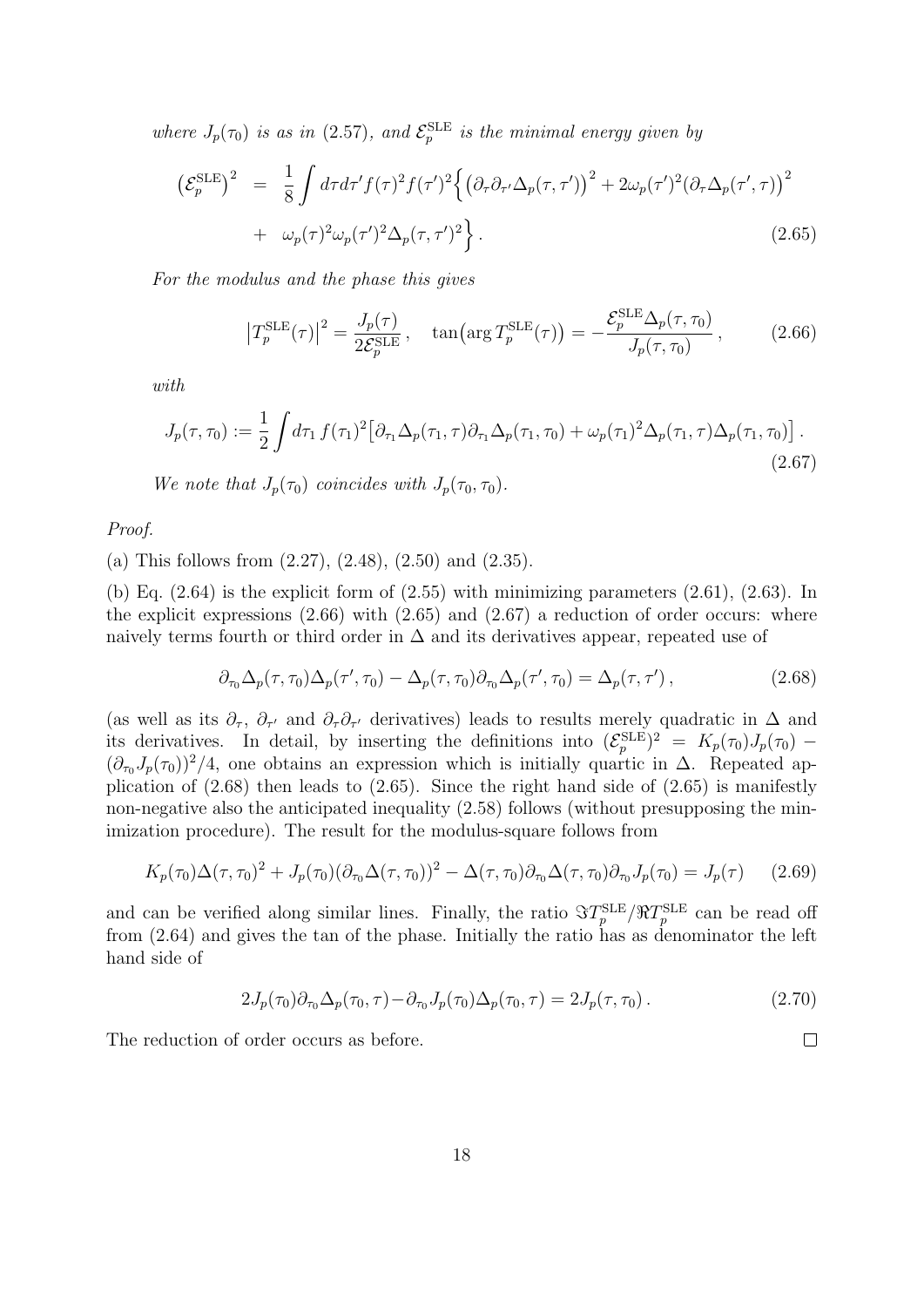*where $J_p(\tau_0)$ is as in (2.57), and $\mathcal{E}_p^{\rm SLE}$ is the minimal energy given by*

$$
\begin{aligned}
\big(\mathcal{E}_p^{\rm SLE}\big)^2 &= \frac{1}{8}\int d\tau d\tau' f(\tau)^2 f(\tau')^2 \Big\{ \big(\partial_\tau \partial_{\tau'} \Delta_p(\tau,\tau')\big)^2 + 2\omega_p(\tau')^2 \big(\partial_\tau \Delta_p(\tau',\tau)\big)^2 \\
&+ \omega_p(\tau)^2 \omega_p(\tau')^2 \Delta_p(\tau,\tau')^2 \Big\} . 
\end{aligned} \tag{2.65}
$$

*For the modulus and the phase this gives*

$$
\big|T_p^{\rm SLE}(\tau)\big|^2 = \frac{J_p(\tau)}{2\mathcal{E}_p^{\rm SLE}} , \quad \tan\!\big(\arg T_p^{\rm SLE}(\tau)\big) = -\frac{\mathcal{E}_p^{\rm SLE}\Delta_p(\tau,\tau_0)}{J_p(\tau,\tau_0)} , \tag{2.66}
$$

*with*

$$
J_p(\tau,\tau_0) := \frac{1}{2}\int d\tau_1\, f(\tau_1)^2 \big[\partial_{\tau_1}\Delta_p(\tau_1,\tau)\partial_{\tau_1}\Delta_p(\tau_1,\tau_0) + \omega_p(\tau_1)^2 \Delta_p(\tau_1,\tau)\Delta_p(\tau_1,\tau_0)\big] . \tag{2.67}
$$

*We note that $J_p(\tau_0)$ coincides with $J_p(\tau_0,\tau_0)$.*

*Proof.*

(a) This follows from (2.27), (2.48), (2.50) and (2.35).

(b) Eq. (2.64) is the explicit form of (2.55) with minimizing parameters (2.61), (2.63). In the explicit expressions (2.66) with (2.65) and (2.67) a reduction of order occurs: where naively terms fourth or third order in $\Delta$ and its derivatives appear, repeated use of

$$
\partial_{\tau_0}\Delta_p(\tau,\tau_0)\Delta_p(\tau',\tau_0) - \Delta_p(\tau,\tau_0)\partial_{\tau_0}\Delta_p(\tau',\tau_0) = \Delta_p(\tau,\tau') , \tag{2.68}
$$

(as well as its $\partial_\tau$, $\partial_{\tau'}$ and $\partial_\tau\partial_{\tau'}$ derivatives) leads to results merely quadratic in $\Delta$ and its derivatives. In detail, by inserting the definitions into $(\mathcal{E}_p^{\rm SLE})^2 = K_p(\tau_0)J_p(\tau_0) - (\partial_{\tau_0}J_p(\tau_0))^2/4$, one obtains an expression which is initially quartic in $\Delta$. Repeated application of (2.68) then leads to (2.65). Since the right hand side of (2.65) is manifestly non-negative also the anticipated inequality (2.58) follows (without presupposing the minimization procedure). The result for the modulus-square follows from

$$
K_p(\tau_0)\Delta(\tau,\tau_0)^2 + J_p(\tau_0)(\partial_{\tau_0}\Delta(\tau,\tau_0))^2 - \Delta(\tau,\tau_0)\partial_{\tau_0}\Delta(\tau,\tau_0)\partial_{\tau_0}J_p(\tau_0) = J_p(\tau) \tag{2.69}
$$

and can be verified along similar lines. Finally, the ratio $\Im T_p^{\rm SLE}/\Re T_p^{\rm SLE}$ can be read off from (2.64) and gives the tan of the phase. Initially the ratio has as denominator the left hand side of

$$
2J_p(\tau_0)\partial_{\tau_0}\Delta_p(\tau_0,\tau) - \partial_{\tau_0}J_p(\tau_0)\Delta_p(\tau_0,\tau) = 2J_p(\tau,\tau_0) . \tag{2.70}
$$

The reduction of order occurs as before. $\square$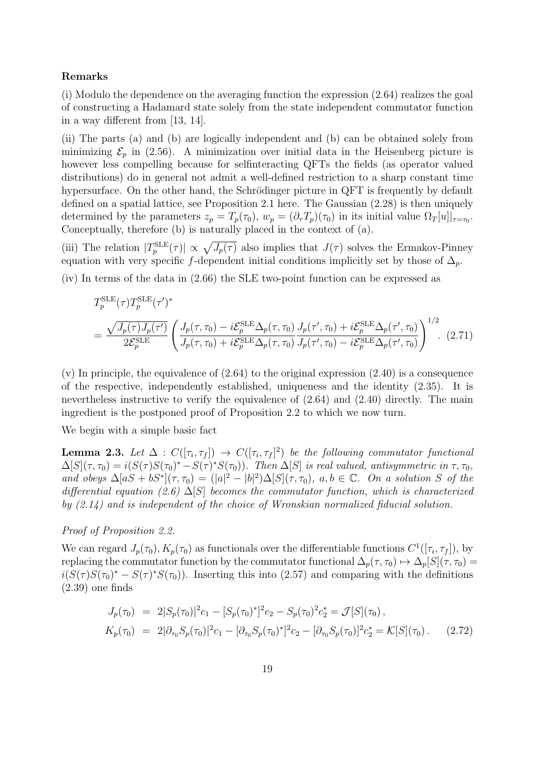**Remarks**

(i) Modulo the dependence on the averaging function the expression (2.64) realizes the goal of constructing a Hadamard state solely from the state independent commutator function in a way different from [13, 14].

(ii) The parts (a) and (b) are logically independent and (b) can be obtained solely from minimizing $\mathcal{E}_p$ in (2.56). A minimization over initial data in the Heisenberg picture is however less compelling because for selfinteracting QFTs the fields (as operator valued distributions) do in general not admit a well-defined restriction to a sharp constant time hypersurface. On the other hand, the Schrödinger picture in QFT is frequently by default defined on a spatial lattice, see Proposition 2.1 here. The Gaussian (2.28) is then uniquely determined by the parameters $z_p = T_p(\tau_0)$, $w_p = (\partial_\tau T_p)(\tau_0)$ in its initial value $\Omega_T[u]|_{\tau=\tau_0}$. Conceptually, therefore (b) is naturally placed in the context of (a).

(iii) The relation $|T_p^{\rm SLE}(\tau)| \propto \sqrt{J_p(\tau)}$ also implies that $J(\tau)$ solves the Ermakov-Pinney equation with very specific $f$-dependent initial conditions implicitly set by those of $\Delta_p$.

(iv) In terms of the data in (2.66) the SLE two-point function can be expressed as

$$
\begin{aligned}
&T_p^{\rm SLE}(\tau)T_p^{\rm SLE}(\tau')^* \\
&= \frac{\sqrt{J_p(\tau)J_p(\tau')}}{2\mathcal{E}_p^{\rm SLE}} \left( \frac{J_p(\tau,\tau_0) - i\mathcal{E}_p^{\rm SLE}\Delta_p(\tau,\tau_0)}{J_p(\tau,\tau_0) + i\mathcal{E}_p^{\rm SLE}\Delta_p(\tau,\tau_0)} \frac{J_p(\tau',\tau_0) + i\mathcal{E}_p^{\rm SLE}\Delta_p(\tau',\tau_0)}{J_p(\tau',\tau_0) - i\mathcal{E}_p^{\rm SLE}\Delta_p(\tau',\tau_0)} \right)^{1/2}. \quad (2.71)
\end{aligned}
$$

(v) In principle, the equivalence of (2.64) to the original expression (2.40) is a consequence of the respective, independently established, uniqueness and the identity (2.35). It is nevertheless instructive to verify the equivalence of (2.64) and (2.40) directly. The main ingredient is the postponed proof of Proposition 2.2 to which we now turn.

We begin with a simple basic fact

**Lemma 2.3.** *Let $\Delta : C([\tau_i,\tau_f]) \to C([\tau_i,\tau_f]^2)$ be the following commutator functional $\Delta[S](\tau,\tau_0) = i(S(\tau)S(\tau_0)^* - S(\tau)^*S(\tau_0))$. Then $\Delta[S]$ is real valued, antisymmetric in $\tau,\tau_0$, and obeys $\Delta[aS + bS^*](\tau,\tau_0) = (|a|^2 - |b|^2)\Delta[S](\tau,\tau_0)$, $a,b \in \mathbb{C}$. On a solution $S$ of the differential equation (2.6) $\Delta[S]$ becomes the commutator function, which is characterized by (2.14) and is independent of the choice of Wronskian normalized fiducial solution.*

*Proof of Proposition 2.2.*

We can regard $J_p(\tau_0), K_p(\tau_0)$ as functionals over the differentiable functions $C^1([\tau_i,\tau_f])$, by replacing the commutator function by the commutator functional $\Delta_p(\tau,\tau_0) \mapsto \Delta_p[S](\tau,\tau_0) = i(S(\tau)S(\tau_0)^* - S(\tau)^*S(\tau_0))$. Inserting this into (2.57) and comparing with the definitions (2.39) one finds

$$
\begin{aligned}
J_p(\tau_0) &= 2|S_p(\tau_0)|^2 c_1 - [S_p(\tau_0)^*]^2 c_2 - S_p(\tau_0)^2 c_2^* = \mathcal{J}[S](\tau_0)\,, \\
K_p(\tau_0) &= 2|\partial_{\tau_0} S_p(\tau_0)|^2 c_1 - [\partial_{\tau_0} S_p(\tau_0)^*]^2 c_2 - [\partial_{\tau_0} S_p(\tau_0)]^2 c_2^* = \mathcal{K}[S](\tau_0)\,. \quad (2.72)
\end{aligned}
$$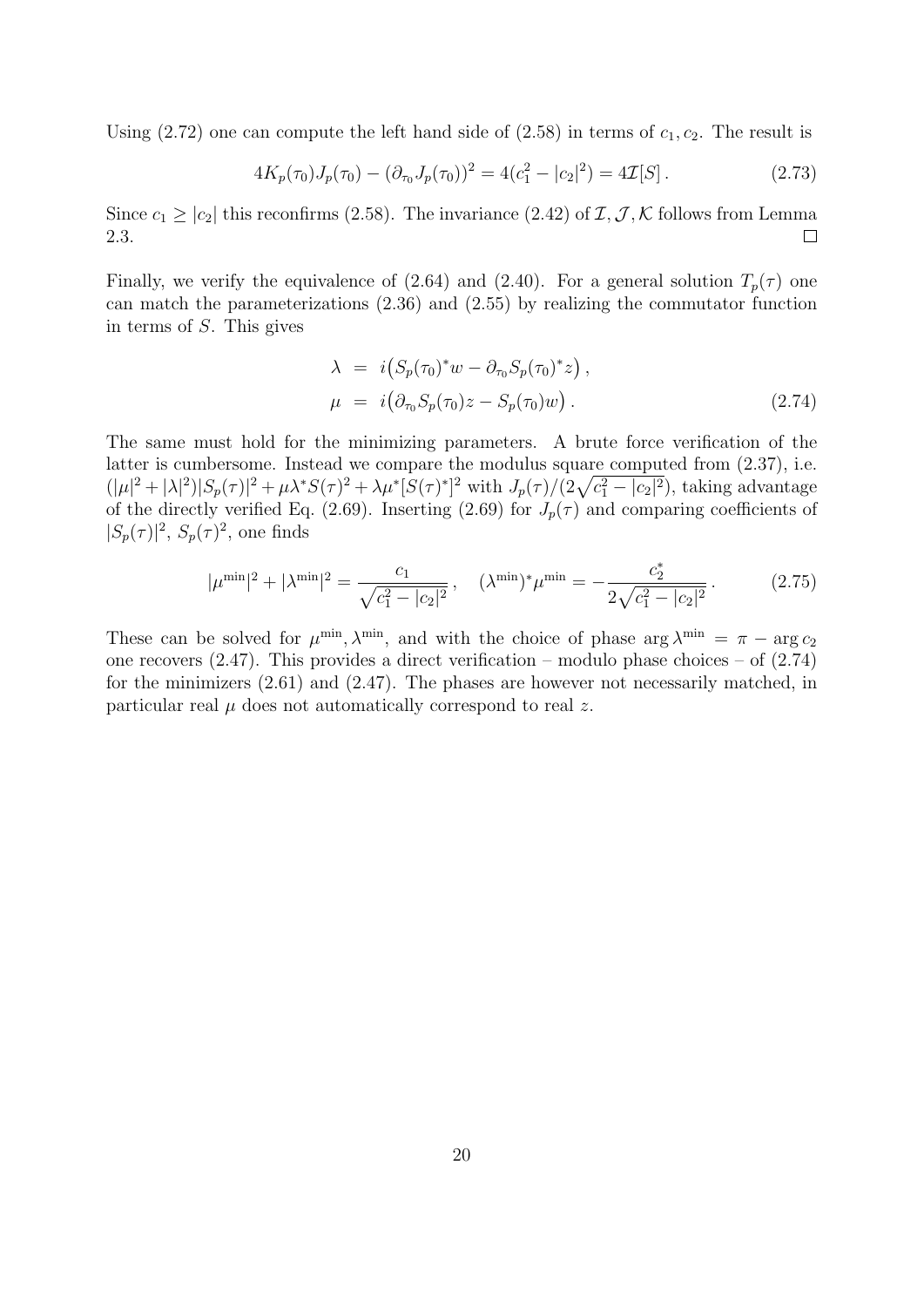Using (2.72) one can compute the left hand side of (2.58) in terms of $c_1, c_2$. The result is

$$4K_p(\tau_0)J_p(\tau_0) - (\partial_{\tau_0} J_p(\tau_0))^2 = 4(c_1^2 - |c_2|^2) = 4\mathcal{I}[S]\,. \tag{2.73}$$

Since $c_1 \geq |c_2|$ this reconfirms (2.58). The invariance (2.42) of $\mathcal{I}, \mathcal{J}, \mathcal{K}$ follows from Lemma 2.3. $\square$

Finally, we verify the equivalence of (2.64) and (2.40). For a general solution $T_p(\tau)$ one can match the parameterizations (2.36) and (2.55) by realizing the commutator function in terms of $S$. This gives

$$\begin{aligned}
\lambda &= i\big(S_p(\tau_0)^* w - \partial_{\tau_0} S_p(\tau_0)^* z\big)\,, \\
\mu &= i\big(\partial_{\tau_0} S_p(\tau_0) z - S_p(\tau_0) w\big)\,.
\end{aligned} \tag{2.74}$$

The same must hold for the minimizing parameters. A brute force verification of the latter is cumbersome. Instead we compare the modulus square computed from (2.37), i.e. $(|\mu|^2 + |\lambda|^2)|S_p(\tau)|^2 + \mu\lambda^* S(\tau)^2 + \lambda\mu^*[S(\tau)^*]^2$ with $J_p(\tau)/(2\sqrt{c_1^2 - |c_2|^2})$, taking advantage of the directly verified Eq. (2.69). Inserting (2.69) for $J_p(\tau)$ and comparing coefficients of $|S_p(\tau)|^2$, $S_p(\tau)^2$, one finds

$$|\mu^{\min}|^2 + |\lambda^{\min}|^2 = \frac{c_1}{\sqrt{c_1^2 - |c_2|^2}}\,, \quad (\lambda^{\min})^* \mu^{\min} = -\frac{c_2^*}{2\sqrt{c_1^2 - |c_2|^2}}\,. \tag{2.75}$$

These can be solved for $\mu^{\min}, \lambda^{\min}$, and with the choice of phase $\arg \lambda^{\min} = \pi - \arg c_2$ one recovers (2.47). This provides a direct verification – modulo phase choices – of (2.74) for the minimizers (2.61) and (2.47). The phases are however not necessarily matched, in particular real $\mu$ does not automatically correspond to real $z$.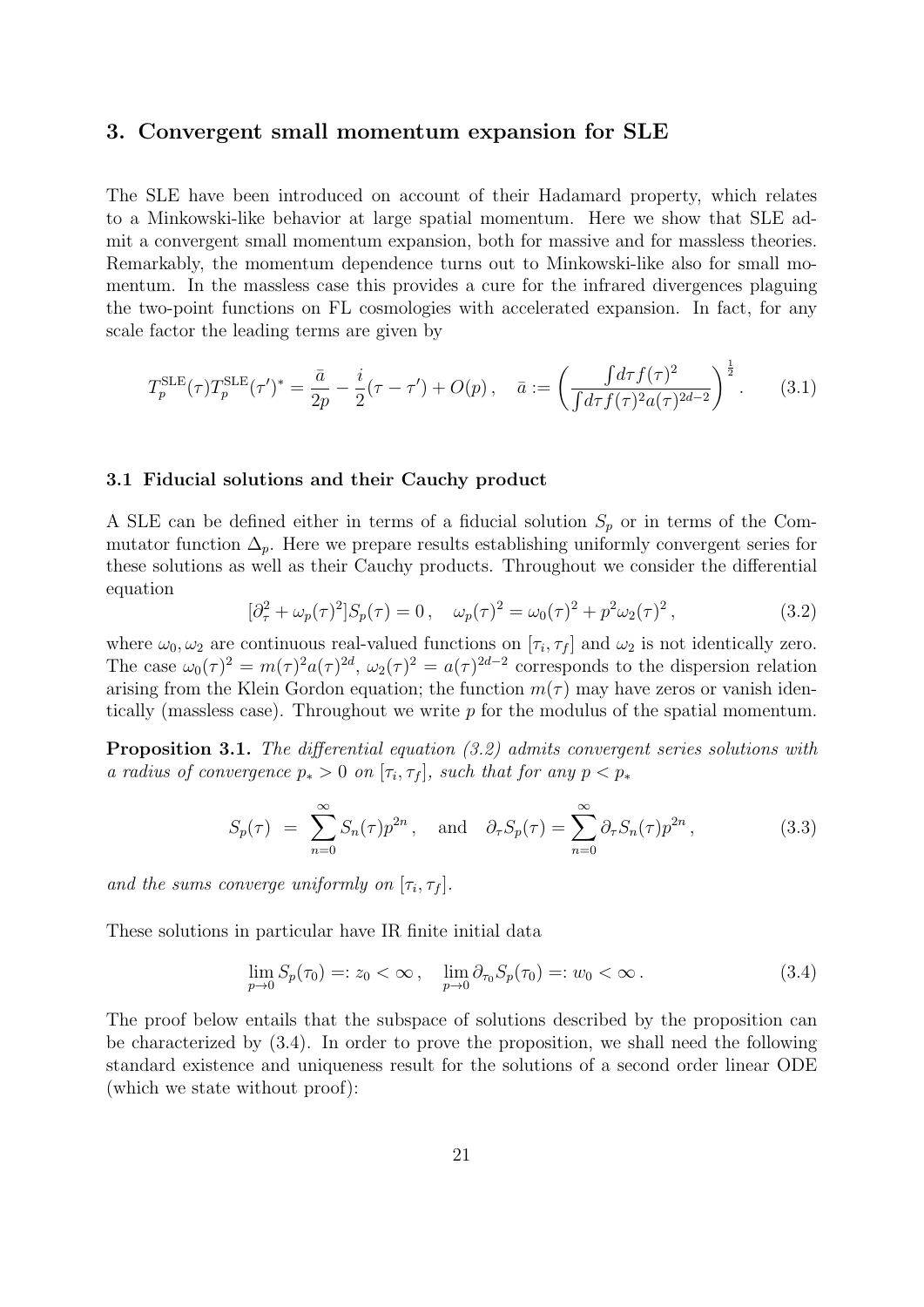## 3. Convergent small momentum expansion for SLE

The SLE have been introduced on account of their Hadamard property, which relates to a Minkowski-like behavior at large spatial momentum. Here we show that SLE admit a convergent small momentum expansion, both for massive and for massless theories. Remarkably, the momentum dependence turns out to Minkowski-like also for small momentum. In the massless case this provides a cure for the infrared divergences plaguing the two-point functions on FL cosmologies with accelerated expansion. In fact, for any scale factor the leading terms are given by

$$T_p^{\rm SLE}(\tau)T_p^{\rm SLE}(\tau')^* = \frac{\bar{a}}{2p} - \frac{i}{2}(\tau - \tau') + O(p)\,, \quad \bar{a} := \left(\frac{\int d\tau f(\tau)^2}{\int d\tau f(\tau)^2 a(\tau)^{2d-2}}\right)^{\frac{1}{2}}. \tag{3.1}$$

### 3.1 Fiducial solutions and their Cauchy product

A SLE can be defined either in terms of a fiducial solution $S_p$ or in terms of the Commutator function $\Delta_p$. Here we prepare results establishing uniformly convergent series for these solutions as well as their Cauchy products. Throughout we consider the differential equation

$$[\partial_\tau^2 + \omega_p(\tau)^2]S_p(\tau) = 0\,, \quad \omega_p(\tau)^2 = \omega_0(\tau)^2 + p^2\omega_2(\tau)^2\,, \tag{3.2}$$

where $\omega_0, \omega_2$ are continuous real-valued functions on $[\tau_i, \tau_f]$ and $\omega_2$ is not identically zero. The case $\omega_0(\tau)^2 = m(\tau)^2 a(\tau)^{2d}$, $\omega_2(\tau)^2 = a(\tau)^{2d-2}$ corresponds to the dispersion relation arising from the Klein Gordon equation; the function $m(\tau)$ may have zeros or vanish identically (massless case). Throughout we write $p$ for the modulus of the spatial momentum.

**Proposition 3.1.** *The differential equation (3.2) admits convergent series solutions with a radius of convergence $p_* > 0$ on $[\tau_i, \tau_f]$, such that for any $p < p_*$*

$$S_p(\tau) \;=\; \sum_{n=0}^{\infty} S_n(\tau)p^{2n}\,, \quad \text{and} \quad \partial_\tau S_p(\tau) = \sum_{n=0}^{\infty} \partial_\tau S_n(\tau)p^{2n}\,, \tag{3.3}$$

*and the sums converge uniformly on $[\tau_i, \tau_f]$.*

These solutions in particular have IR finite initial data

$$\lim_{p\to 0} S_p(\tau_0) =: z_0 < \infty\,, \quad \lim_{p\to 0} \partial_{\tau_0} S_p(\tau_0) =: w_0 < \infty\,. \tag{3.4}$$

The proof below entails that the subspace of solutions described by the proposition can be characterized by (3.4). In order to prove the proposition, we shall need the following standard existence and uniqueness result for the solutions of a second order linear ODE (which we state without proof):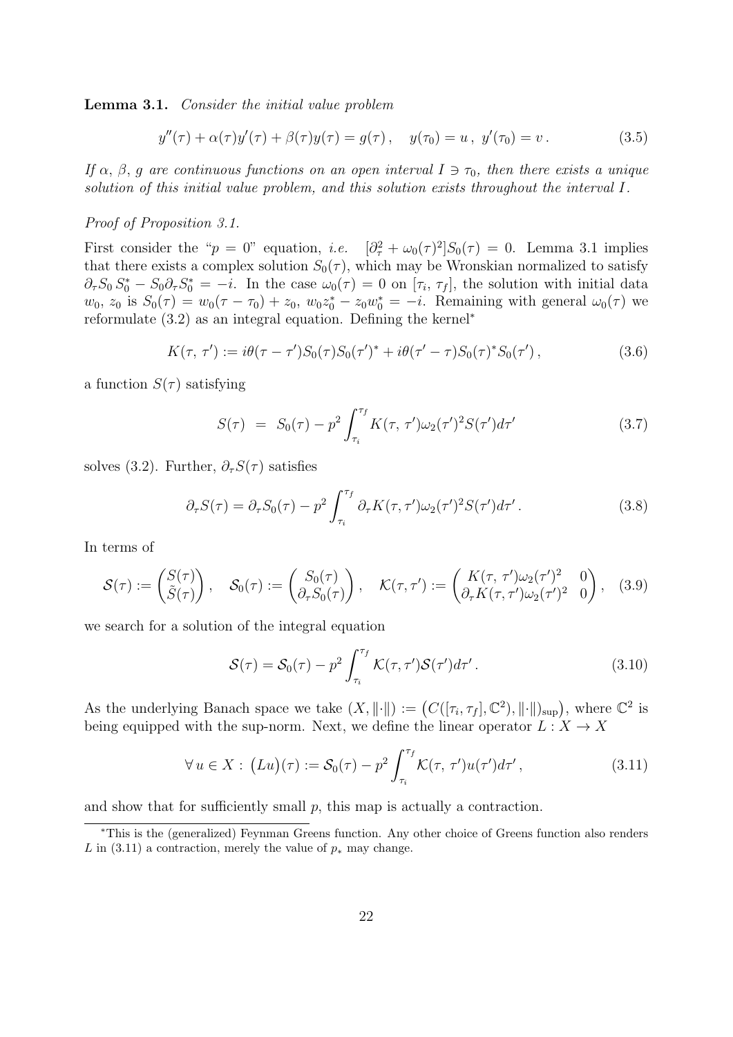**Lemma 3.1.** *Consider the initial value problem*

$$y''(\tau) + \alpha(\tau)y'(\tau) + \beta(\tau)y(\tau) = g(\tau)\,, \quad y(\tau_0) = u\,,\; y'(\tau_0) = v\,. \tag{3.5}$$

*If $\alpha$, $\beta$, $g$ are continuous functions on an open interval $I \ni \tau_0$, then there exists a unique solution of this initial value problem, and this solution exists throughout the interval $I$.*

*Proof of Proposition 3.1.*

First consider the "$p = 0$" equation, *i.e.* $[\partial_\tau^2 + \omega_0(\tau)^2]S_0(\tau) = 0$. Lemma 3.1 implies that there exists a complex solution $S_0(\tau)$, which may be Wronskian normalized to satisfy $\partial_\tau S_0\, S_0^* - S_0 \partial_\tau S_0^* = -i$. In the case $\omega_0(\tau) = 0$ on $[\tau_i,\, \tau_f]$, the solution with initial data $w_0,\, z_0$ is $S_0(\tau) = w_0(\tau - \tau_0) + z_0$, $w_0 z_0^* - z_0 w_0^* = -i$. Remaining with general $\omega_0(\tau)$ we reformulate (3.2) as an integral equation. Defining the kernel*

$$K(\tau,\, \tau') := i\theta(\tau - \tau')S_0(\tau)S_0(\tau')^* + i\theta(\tau' - \tau)S_0(\tau)^* S_0(\tau')\,, \tag{3.6}$$

a function $S(\tau)$ satisfying

$$S(\tau) \;=\; S_0(\tau) - p^2 \int_{\tau_i}^{\tau_f} K(\tau,\, \tau')\omega_2(\tau')^2 S(\tau') d\tau' \tag{3.7}$$

solves (3.2). Further, $\partial_\tau S(\tau)$ satisfies

$$\partial_\tau S(\tau) = \partial_\tau S_0(\tau) - p^2 \int_{\tau_i}^{\tau_f} \partial_\tau K(\tau,\, \tau')\omega_2(\tau')^2 S(\tau') d\tau'\,. \tag{3.8}$$

In terms of

$$\mathcal{S}(\tau) := \begin{pmatrix} S(\tau) \\ \tilde{S}(\tau) \end{pmatrix}, \quad \mathcal{S}_0(\tau) := \begin{pmatrix} S_0(\tau) \\ \partial_\tau S_0(\tau) \end{pmatrix}, \quad \mathcal{K}(\tau, \tau') := \begin{pmatrix} K(\tau,\, \tau')\omega_2(\tau')^2 & 0 \\ \partial_\tau K(\tau, \tau')\omega_2(\tau')^2 & 0 \end{pmatrix}, \tag{3.9}$$

we search for a solution of the integral equation

$$\mathcal{S}(\tau) = \mathcal{S}_0(\tau) - p^2 \int_{\tau_i}^{\tau_f} \mathcal{K}(\tau, \tau')\mathcal{S}(\tau') d\tau'\,. \tag{3.10}$$

As the underlying Banach space we take $(X, \|\cdot\|) := \big(C([\tau_i, \tau_f], \mathbb{C}^2), \|\cdot\|_{\sup}\big)$, where $\mathbb{C}^2$ is being equipped with the sup-norm. Next, we define the linear operator $L : X \to X$

$$\forall\, u \in X : \, \big(Lu\big)(\tau) := \mathcal{S}_0(\tau) - p^2 \int_{\tau_i}^{\tau_f} \mathcal{K}(\tau,\, \tau')u(\tau') d\tau'\,, \tag{3.11}$$

and show that for sufficiently small $p$, this map is actually a contraction.

*This is the (generalized) Feynman Greens function. Any other choice of Greens function also renders $L$ in (3.11) a contraction, merely the value of $p_*$ may change.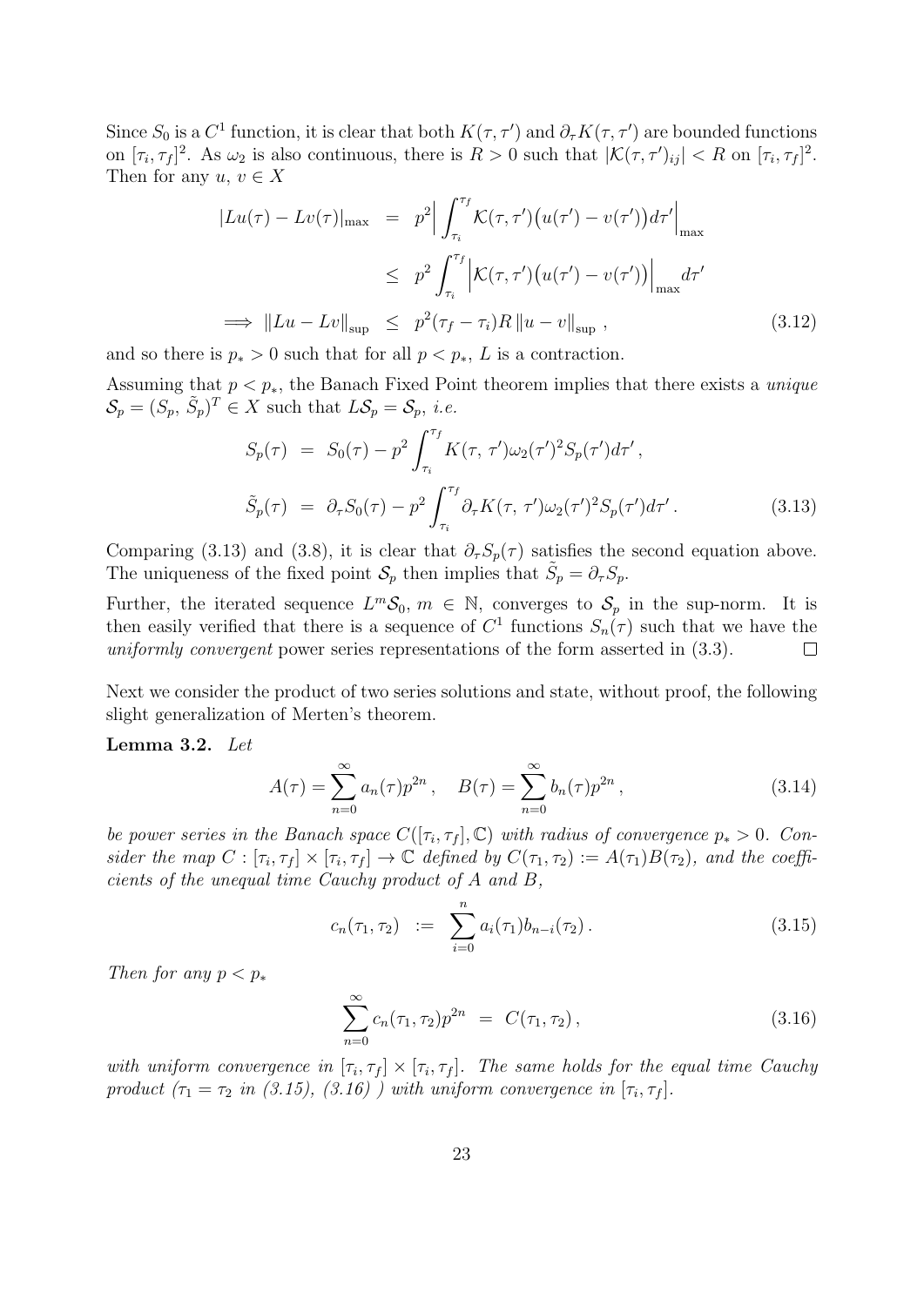Since $S_0$ is a $C^1$ function, it is clear that both $K(\tau,\tau')$ and $\partial_\tau K(\tau,\tau')$ are bounded functions on $[\tau_i,\tau_f]^2$. As $\omega_2$ is also continuous, there is $R>0$ such that $|\mathcal{K}(\tau,\tau')_{ij}|<R$ on $[\tau_i,\tau_f]^2$. Then for any $u,\, v \in X$

$$
\begin{aligned}
|Lu(\tau)-Lv(\tau)|_{\max} &= p^2\Big|\int_{\tau_i}^{\tau_f}\mathcal{K}(\tau,\tau')\big(u(\tau')-v(\tau')\big)d\tau'\Big|_{\max} \\
&\leq p^2\int_{\tau_i}^{\tau_f}\Big|\mathcal{K}(\tau,\tau')\big(u(\tau')-v(\tau')\big)\Big|_{\max}d\tau' \\
\Longrightarrow \;\|Lu-Lv\|_{\sup} &\leq p^2(\tau_f-\tau_i)R\,\|u-v\|_{\sup}\,,
\end{aligned} \tag{3.12}
$$

and so there is $p_*>0$ such that for all $p<p_*$, $L$ is a contraction.

Assuming that $p<p_*$, the Banach Fixed Point theorem implies that there exists a *unique* $\mathcal{S}_p=(S_p,\,\tilde{S}_p)^T\in X$ such that $L\mathcal{S}_p=\mathcal{S}_p$, *i.e.*

$$
\begin{aligned}
S_p(\tau) &= S_0(\tau)-p^2\int_{\tau_i}^{\tau_f}K(\tau,\,\tau')\omega_2(\tau')^2S_p(\tau')d\tau'\,, \\
\tilde{S}_p(\tau) &= \partial_\tau S_0(\tau)-p^2\int_{\tau_i}^{\tau_f}\partial_\tau K(\tau,\,\tau')\omega_2(\tau')^2S_p(\tau')d\tau'\,.
\end{aligned} \tag{3.13}
$$

Comparing (3.13) and (3.8), it is clear that $\partial_\tau S_p(\tau)$ satisfies the second equation above. The uniqueness of the fixed point $\mathcal{S}_p$ then implies that $\tilde{S}_p=\partial_\tau S_p$.

Further, the iterated sequence $L^m\mathcal{S}_0$, $m\in\mathbb{N}$, converges to $\mathcal{S}_p$ in the sup-norm. It is then easily verified that there is a sequence of $C^1$ functions $S_n(\tau)$ such that we have the *uniformly convergent* power series representations of the form asserted in (3.3). $\square$

Next we consider the product of two series solutions and state, without proof, the following slight generalization of Merten's theorem.

**Lemma 3.2.** *Let*

$$
A(\tau)=\sum_{n=0}^{\infty}a_n(\tau)p^{2n}\,,\quad B(\tau)=\sum_{n=0}^{\infty}b_n(\tau)p^{2n}\,, \tag{3.14}
$$

*be power series in the Banach space $C([\tau_i,\tau_f],\mathbb{C})$ with radius of convergence $p_*>0$. Consider the map $C:[\tau_i,\tau_f]\times[\tau_i,\tau_f]\to\mathbb{C}$ defined by $C(\tau_1,\tau_2):=A(\tau_1)B(\tau_2)$, and the coefficients of the unequal time Cauchy product of $A$ and $B$,*

$$
c_n(\tau_1,\tau_2) \;:=\; \sum_{i=0}^{n}a_i(\tau_1)b_{n-i}(\tau_2)\,. \tag{3.15}
$$

*Then for any $p<p_*$*

$$
\sum_{n=0}^{\infty}c_n(\tau_1,\tau_2)p^{2n} \;=\; C(\tau_1,\tau_2)\,, \tag{3.16}
$$

*with uniform convergence in $[\tau_i,\tau_f]\times[\tau_i,\tau_f]$. The same holds for the equal time Cauchy product ($\tau_1=\tau_2$ in (3.15), (3.16) ) with uniform convergence in $[\tau_i,\tau_f]$.*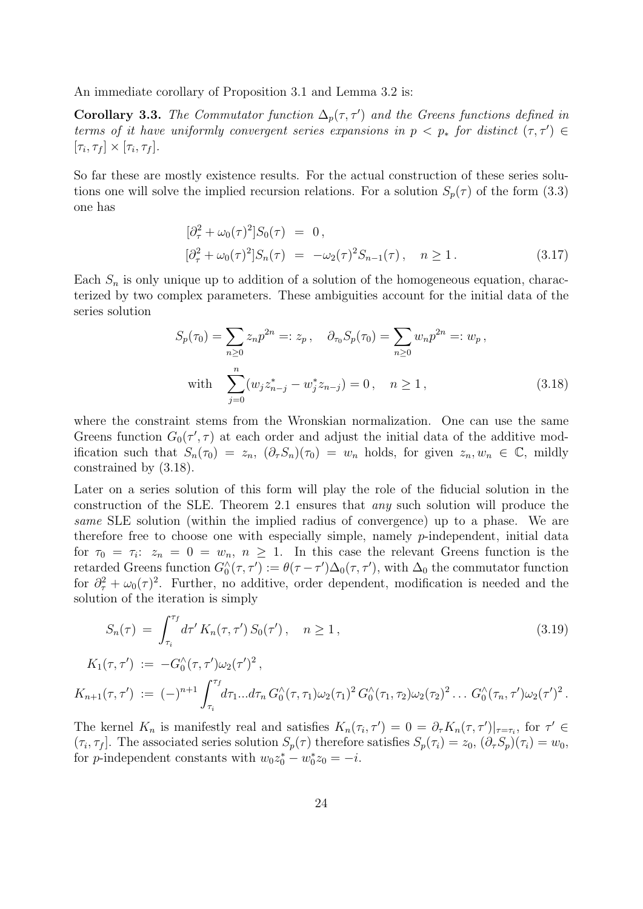An immediate corollary of Proposition 3.1 and Lemma 3.2 is:

**Corollary 3.3.** *The Commutator function $\Delta_p(\tau, \tau')$ and the Greens functions defined in terms of it have uniformly convergent series expansions in $p < p_*$ for distinct $(\tau, \tau') \in [\tau_i, \tau_f] \times [\tau_i, \tau_f]$.*

So far these are mostly existence results. For the actual construction of these series solutions one will solve the implied recursion relations. For a solution $S_p(\tau)$ of the form (3.3) one has

$$
\begin{aligned}
[\partial_\tau^2 + \omega_0(\tau)^2] S_0(\tau) &= 0\,, \\
[\partial_\tau^2 + \omega_0(\tau)^2] S_n(\tau) &= -\omega_2(\tau)^2 S_{n-1}(\tau)\,, \quad n \geq 1\,.
\end{aligned}
\tag{3.17}
$$

Each $S_n$ is only unique up to addition of a solution of the homogeneous equation, characterized by two complex parameters. These ambiguities account for the initial data of the series solution

$$
\begin{aligned}
S_p(\tau_0) = \sum_{n\geq 0} z_n p^{2n} =: z_p\,, &\quad \partial_{\tau_0} S_p(\tau_0) = \sum_{n\geq 0} w_n p^{2n} =: w_p\,, \\
\text{with} \quad \sum_{j=0}^{n} (w_j z_{n-j}^* - w_j^* z_{n-j}) = 0\,, &\quad n \geq 1\,,
\end{aligned}
\tag{3.18}
$$

where the constraint stems from the Wronskian normalization. One can use the same Greens function $G_0(\tau', \tau)$ at each order and adjust the initial data of the additive modification such that $S_n(\tau_0) = z_n$, $(\partial_\tau S_n)(\tau_0) = w_n$ holds, for given $z_n, w_n \in \mathbb{C}$, mildly constrained by (3.18).

Later on a series solution of this form will play the role of the fiducial solution in the construction of the SLE. Theorem 2.1 ensures that *any* such solution will produce the *same* SLE solution (within the implied radius of convergence) up to a phase. We are therefore free to choose one with especially simple, namely $p$-independent, initial data for $\tau_0 = \tau_i$: $z_n = 0 = w_n$, $n \geq 1$. In this case the relevant Greens function is the retarded Greens function $G_0^\wedge(\tau, \tau') := \theta(\tau - \tau')\Delta_0(\tau, \tau')$, with $\Delta_0$ the commutator function for $\partial_\tau^2 + \omega_0(\tau)^2$. Further, no additive, order dependent, modification is needed and the solution of the iteration is simply

$$
\begin{aligned}
S_n(\tau) &= \int_{\tau_i}^{\tau_f} d\tau'\, K_n(\tau, \tau')\, S_0(\tau')\,, \quad n \geq 1\,, \\
K_1(\tau, \tau') &:= -G_0^\wedge(\tau, \tau')\omega_2(\tau')^2\,, \\
K_{n+1}(\tau, \tau') &:= (-)^{n+1} \int_{\tau_i}^{\tau_f} d\tau_1 ... d\tau_n\, G_0^\wedge(\tau, \tau_1)\omega_2(\tau_1)^2\, G_0^\wedge(\tau_1, \tau_2)\omega_2(\tau_2)^2 \ldots G_0^\wedge(\tau_n, \tau')\omega_2(\tau')^2\,.
\end{aligned}
\tag{3.19}
$$

The kernel $K_n$ is manifestly real and satisfies $K_n(\tau_i, \tau') = 0 = \partial_\tau K_n(\tau, \tau')|_{\tau = \tau_i}$, for $\tau' \in (\tau_i, \tau_f]$. The associated series solution $S_p(\tau)$ therefore satisfies $S_p(\tau_i) = z_0$, $(\partial_\tau S_p)(\tau_i) = w_0$, for $p$-independent constants with $w_0 z_0^* - w_0^* z_0 = -i$.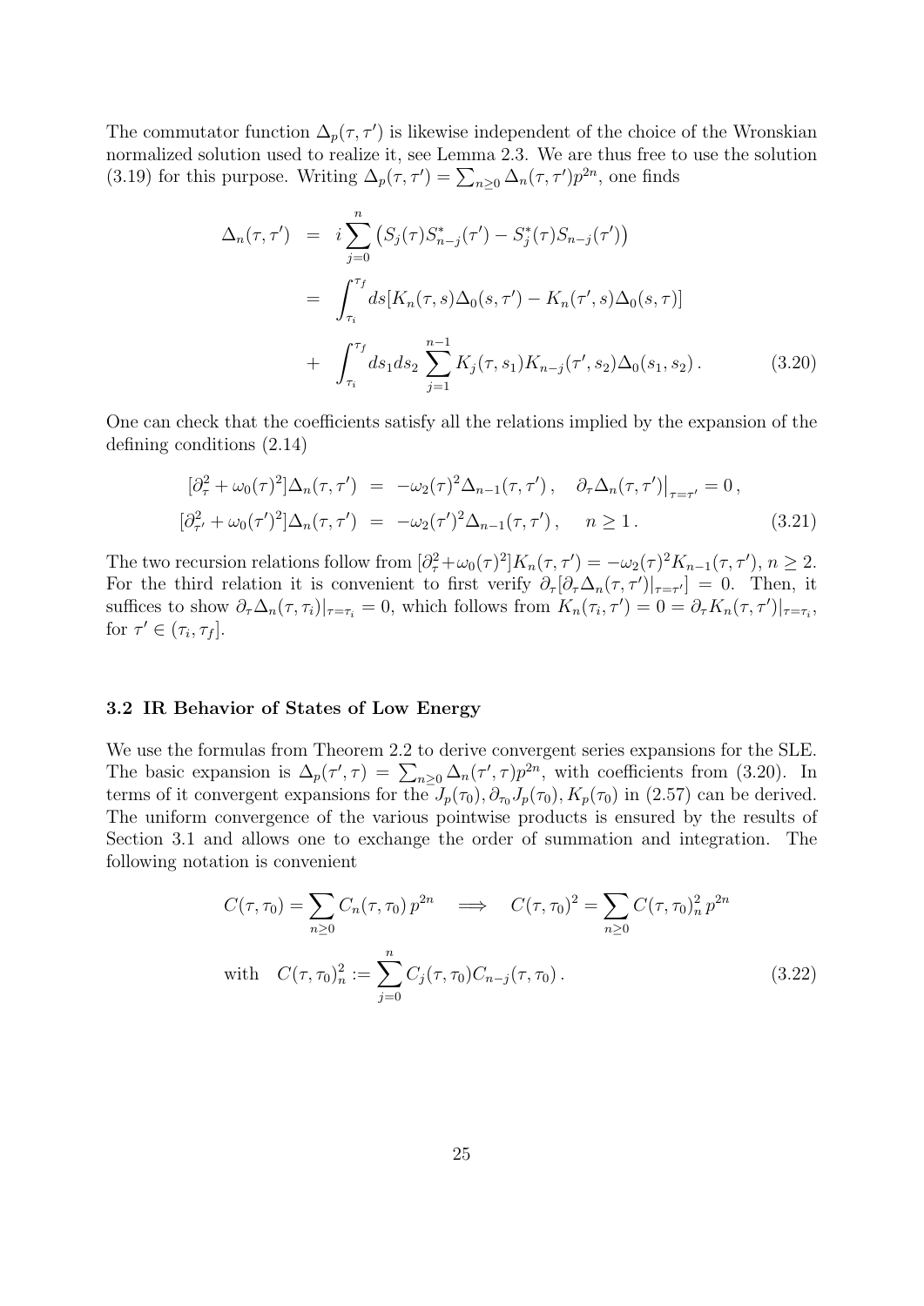The commutator function $\Delta_p(\tau,\tau')$ is likewise independent of the choice of the Wronskian normalized solution used to realize it, see Lemma 2.3. We are thus free to use the solution (3.19) for this purpose. Writing $\Delta_p(\tau,\tau') = \sum_{n\geq 0}\Delta_n(\tau,\tau')p^{2n}$, one finds

$$
\begin{aligned}
\Delta_n(\tau,\tau') &= i\sum_{j=0}^{n}\big(S_j(\tau)S^*_{n-j}(\tau') - S^*_j(\tau)S_{n-j}(\tau')\big)\\
&= \int_{\tau_i}^{\tau_f} ds[K_n(\tau,s)\Delta_0(s,\tau') - K_n(\tau',s)\Delta_0(s,\tau)]\\
&+ \int_{\tau_i}^{\tau_f} ds_1 ds_2 \sum_{j=1}^{n-1} K_j(\tau,s_1)K_{n-j}(\tau',s_2)\Delta_0(s_1,s_2)\,. 
\end{aligned}
\tag{3.20}
$$

One can check that the coefficients satisfy all the relations implied by the expansion of the defining conditions (2.14)

$$
\begin{aligned}
{[\partial_\tau^2 + \omega_0(\tau)^2]}\Delta_n(\tau,\tau') &= -\omega_2(\tau)^2\Delta_{n-1}(\tau,\tau')\,, \quad \partial_\tau\Delta_n(\tau,\tau')\big|_{\tau=\tau'} = 0\,,\\
{[\partial_{\tau'}^2 + \omega_0(\tau')^2]}\Delta_n(\tau,\tau') &= -\omega_2(\tau')^2\Delta_{n-1}(\tau,\tau')\,, \qquad n\geq 1\,.
\end{aligned}
\tag{3.21}
$$

The two recursion relations follow from $[\partial_\tau^2+\omega_0(\tau)^2]K_n(\tau,\tau') = -\omega_2(\tau)^2K_{n-1}(\tau,\tau')$, $n\geq 2$. For the third relation it is convenient to first verify $\partial_\tau[\partial_\tau\Delta_n(\tau,\tau')|_{\tau=\tau'}] = 0$. Then, it suffices to show $\partial_\tau\Delta_n(\tau,\tau_i)|_{\tau=\tau_i} = 0$, which follows from $K_n(\tau_i,\tau') = 0 = \partial_\tau K_n(\tau,\tau')|_{\tau=\tau_i}$, for $\tau'\in(\tau_i,\tau_f]$.

### 3.2 IR Behavior of States of Low Energy

We use the formulas from Theorem 2.2 to derive convergent series expansions for the SLE. The basic expansion is $\Delta_p(\tau',\tau) = \sum_{n\geq 0}\Delta_n(\tau',\tau)p^{2n}$, with coefficients from (3.20). In terms of it convergent expansions for the $J_p(\tau_0), \partial_{\tau_0}J_p(\tau_0), K_p(\tau_0)$ in (2.57) can be derived. The uniform convergence of the various pointwise products is ensured by the results of Section 3.1 and allows one to exchange the order of summation and integration. The following notation is convenient

$$
\begin{aligned}
&C(\tau,\tau_0) = \sum_{n\geq 0} C_n(\tau,\tau_0)\,p^{2n} \quad\Longrightarrow\quad C(\tau,\tau_0)^2 = \sum_{n\geq 0} C(\tau,\tau_0)^2_n\,p^{2n}\\
&\text{with}\quad C(\tau,\tau_0)^2_n := \sum_{j=0}^{n} C_j(\tau,\tau_0)C_{n-j}(\tau,\tau_0)\,.
\end{aligned}
\tag{3.22}
$$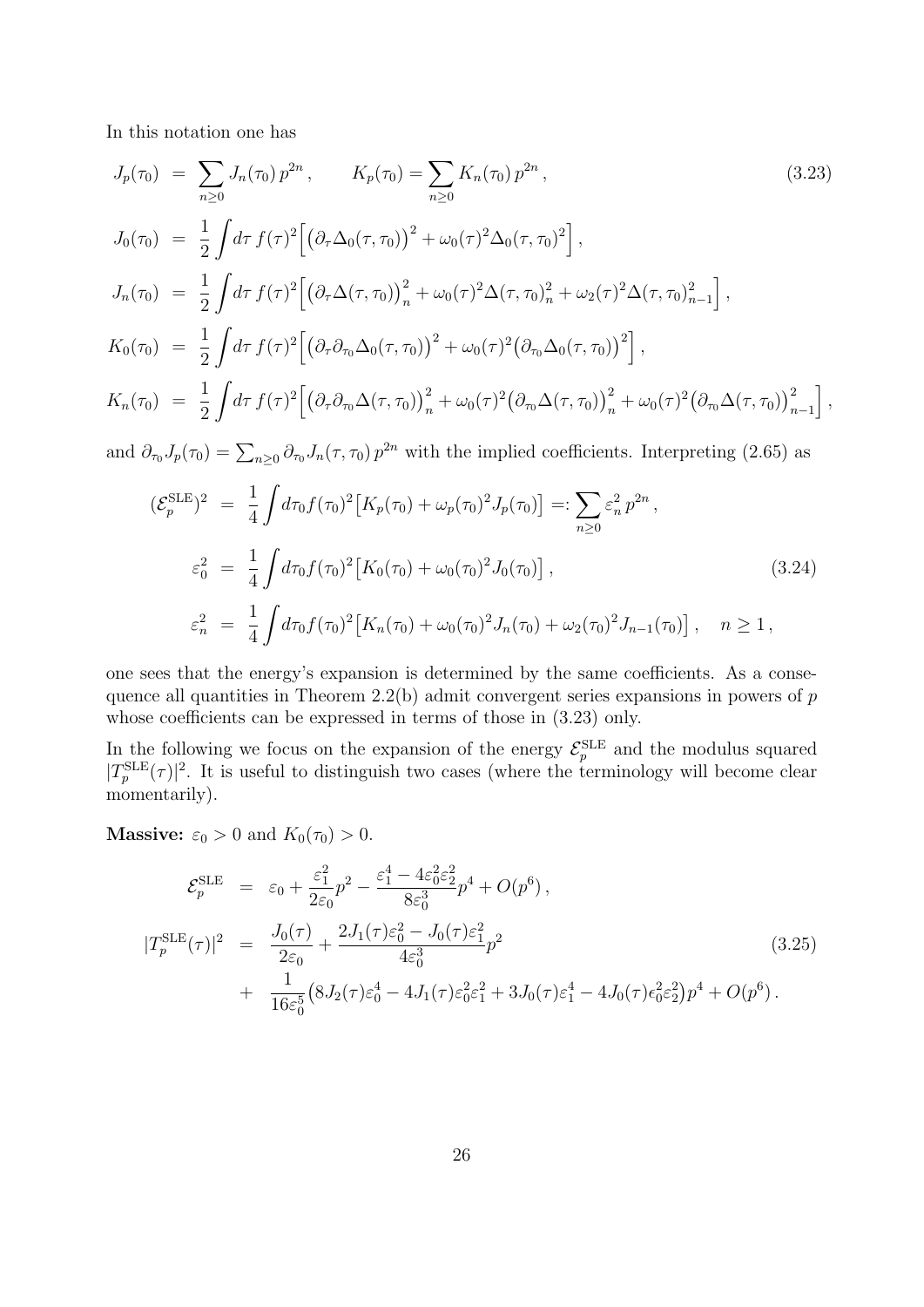In this notation one has

$$
\begin{aligned}
J_p(\tau_0) &= \sum_{n\geq 0} J_n(\tau_0)\, p^{2n}\,, \qquad K_p(\tau_0) = \sum_{n\geq 0} K_n(\tau_0)\, p^{2n}\,, \\
J_0(\tau_0) &= \frac{1}{2}\int d\tau\, f(\tau)^2 \Big[ \big(\partial_\tau \Delta_0(\tau,\tau_0)\big)^2 + \omega_0(\tau)^2 \Delta_0(\tau,\tau_0)^2 \Big]\,, \\
J_n(\tau_0) &= \frac{1}{2}\int d\tau\, f(\tau)^2 \Big[ \big(\partial_\tau \Delta(\tau,\tau_0)\big)^2_n + \omega_0(\tau)^2 \Delta(\tau,\tau_0)^2_n + \omega_2(\tau)^2 \Delta(\tau,\tau_0)^2_{n-1} \Big]\,, \\
K_0(\tau_0) &= \frac{1}{2}\int d\tau\, f(\tau)^2 \Big[ \big(\partial_\tau \partial_{\tau_0} \Delta_0(\tau,\tau_0)\big)^2 + \omega_0(\tau)^2 \big(\partial_{\tau_0}\Delta_0(\tau,\tau_0)\big)^2 \Big]\,, \\
K_n(\tau_0) &= \frac{1}{2}\int d\tau\, f(\tau)^2 \Big[ \big(\partial_\tau \partial_{\tau_0} \Delta(\tau,\tau_0)\big)^2_n + \omega_0(\tau)^2 \big(\partial_{\tau_0}\Delta(\tau,\tau_0)\big)^2_n + \omega_0(\tau)^2 \big(\partial_{\tau_0}\Delta(\tau,\tau_0)\big)^2_{n-1} \Big]\,,
\end{aligned}
\tag{3.23}
$$

and $\partial_{\tau_0} J_p(\tau_0) = \sum_{n\geq 0} \partial_{\tau_0} J_n(\tau,\tau_0)\, p^{2n}$ with the implied coefficients. Interpreting (2.65) as

$$
\begin{aligned}
(\mathcal{E}_p^{\rm SLE})^2 &= \frac{1}{4}\int d\tau_0 f(\tau_0)^2 \big[ K_p(\tau_0) + \omega_p(\tau_0)^2 J_p(\tau_0) \big] =: \sum_{n\geq 0} \varepsilon_n^2\, p^{2n}\,, \\
\varepsilon_0^2 &= \frac{1}{4}\int d\tau_0 f(\tau_0)^2 \big[ K_0(\tau_0) + \omega_0(\tau_0)^2 J_0(\tau_0) \big]\,, \\
\varepsilon_n^2 &= \frac{1}{4}\int d\tau_0 f(\tau_0)^2 \big[ K_n(\tau_0) + \omega_0(\tau_0)^2 J_n(\tau_0) + \omega_2(\tau_0)^2 J_{n-1}(\tau_0) \big]\,, \quad n\geq 1\,,
\end{aligned}
\tag{3.24}
$$

one sees that the energy's expansion is determined by the same coefficients. As a consequence all quantities in Theorem 2.2(b) admit convergent series expansions in powers of $p$ whose coefficients can be expressed in terms of those in (3.23) only.

In the following we focus on the expansion of the energy $\mathcal{E}_p^{\rm SLE}$ and the modulus squared $|T_p^{\rm SLE}(\tau)|^2$. It is useful to distinguish two cases (where the terminology will become clear momentarily).

**Massive:** $\varepsilon_0 > 0$ and $K_0(\tau_0) > 0$.

$$
\begin{aligned}
\mathcal{E}_p^{\rm SLE} &= \varepsilon_0 + \frac{\varepsilon_1^2}{2\varepsilon_0} p^2 - \frac{\varepsilon_1^4 - 4\varepsilon_0^2\varepsilon_2^2}{8\varepsilon_0^3} p^4 + O(p^6)\,, \\
|T_p^{\rm SLE}(\tau)|^2 &= \frac{J_0(\tau)}{2\varepsilon_0} + \frac{2J_1(\tau)\varepsilon_0^2 - J_0(\tau)\varepsilon_1^2}{4\varepsilon_0^3} p^2 \\
&+ \frac{1}{16\varepsilon_0^5}\big( 8J_2(\tau)\varepsilon_0^4 - 4J_1(\tau)\varepsilon_0^2\varepsilon_1^2 + 3J_0(\tau)\varepsilon_1^4 - 4J_0(\tau)\epsilon_0^2\varepsilon_2^2 \big) p^4 + O(p^6)\,.
\end{aligned}
\tag{3.25}
$$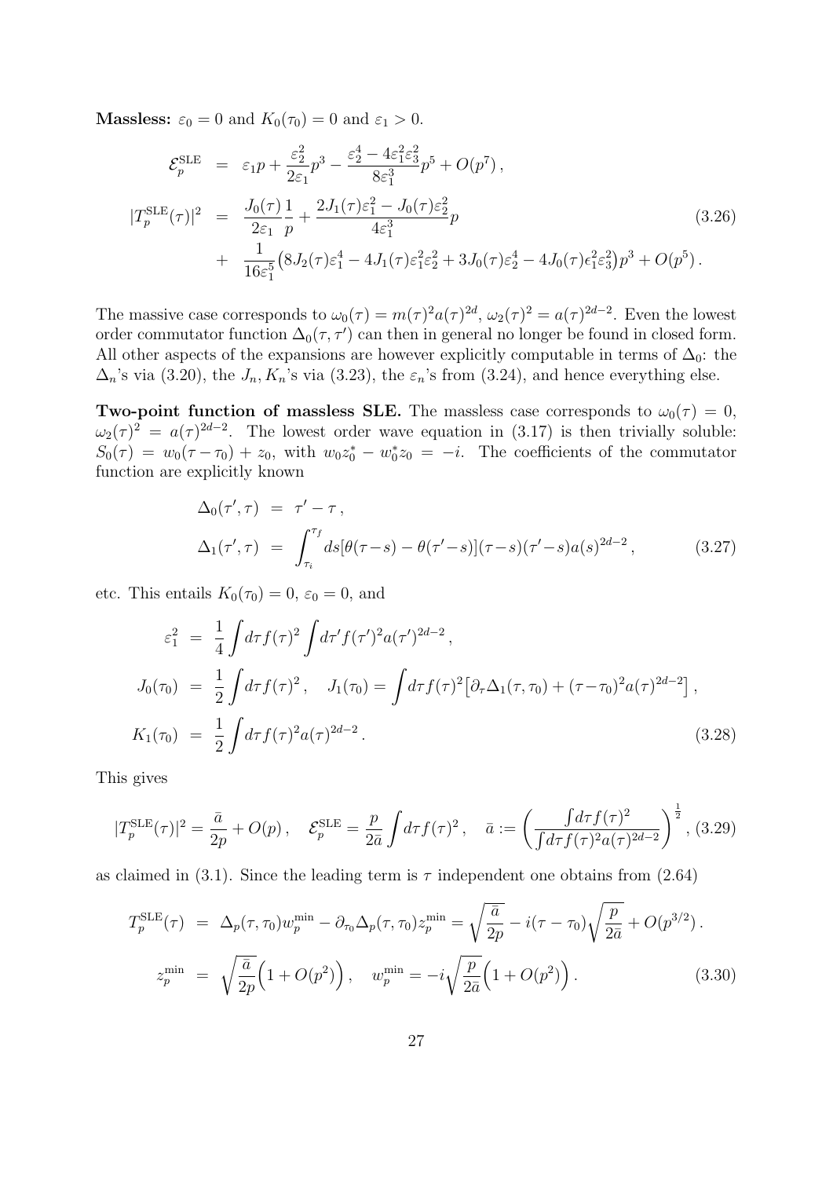**Massless:** $\varepsilon_0 = 0$ and $K_0(\tau_0) = 0$ and $\varepsilon_1 > 0$.

$$
\begin{aligned}
\mathcal{E}_p^{\rm SLE} &= \varepsilon_1 p + \frac{\varepsilon_2^2}{2\varepsilon_1}p^3 - \frac{\varepsilon_2^4 - 4\varepsilon_1^2\varepsilon_3^2}{8\varepsilon_1^3}p^5 + O(p^7)\,, \\
|T_p^{\rm SLE}(\tau)|^2 &= \frac{J_0(\tau)}{2\varepsilon_1}\frac{1}{p} + \frac{2J_1(\tau)\varepsilon_1^2 - J_0(\tau)\varepsilon_2^2}{4\varepsilon_1^3}p \\
&+ \frac{1}{16\varepsilon_1^5}\big(8J_2(\tau)\varepsilon_1^4 - 4J_1(\tau)\varepsilon_1^2\varepsilon_2^2 + 3J_0(\tau)\varepsilon_2^4 - 4J_0(\tau)\epsilon_1^2\varepsilon_3^2\big)p^3 + O(p^5)\,.
\end{aligned}
\tag{3.26}
$$

The massive case corresponds to $\omega_0(\tau) = m(\tau)^2 a(\tau)^{2d}$, $\omega_2(\tau)^2 = a(\tau)^{2d-2}$. Even the lowest order commutator function $\Delta_0(\tau,\tau')$ can then in general no longer be found in closed form. All other aspects of the expansions are however explicitly computable in terms of $\Delta_0$: the $\Delta_n$'s via (3.20), the $J_n, K_n$'s via (3.23), the $\varepsilon_n$'s from (3.24), and hence everything else.

**Two-point function of massless SLE.** The massless case corresponds to $\omega_0(\tau) = 0$, $\omega_2(\tau)^2 = a(\tau)^{2d-2}$. The lowest order wave equation in (3.17) is then trivially soluble: $S_0(\tau) = w_0(\tau - \tau_0) + z_0$, with $w_0 z_0^* - w_0^* z_0 = -i$. The coefficients of the commutator function are explicitly known

$$
\begin{aligned}
\Delta_0(\tau',\tau) &= \tau' - \tau\,, \\
\Delta_1(\tau',\tau) &= \int_{\tau_i}^{\tau_f} ds[\theta(\tau - s) - \theta(\tau' - s)](\tau - s)(\tau' - s)a(s)^{2d-2}\,,
\end{aligned}
\tag{3.27}
$$

etc. This entails $K_0(\tau_0) = 0$, $\varepsilon_0 = 0$, and

$$
\begin{aligned}
\varepsilon_1^2 &= \frac{1}{4}\int d\tau f(\tau)^2 \int d\tau' f(\tau')^2 a(\tau')^{2d-2}\,, \\
J_0(\tau_0) &= \frac{1}{2}\int d\tau f(\tau)^2\,, \quad J_1(\tau_0) = \int d\tau f(\tau)^2\big[\partial_\tau \Delta_1(\tau,\tau_0) + (\tau - \tau_0)^2 a(\tau)^{2d-2}\big]\,, \\
K_1(\tau_0) &= \frac{1}{2}\int d\tau f(\tau)^2 a(\tau)^{2d-2}\,.
\end{aligned}
\tag{3.28}
$$

This gives

$$
|T_p^{\rm SLE}(\tau)|^2 = \frac{\bar{a}}{2p} + O(p)\,, \quad \mathcal{E}_p^{\rm SLE} = \frac{p}{2\bar{a}}\int d\tau f(\tau)^2\,, \quad \bar{a} := \left(\frac{\int d\tau f(\tau)^2}{\int d\tau f(\tau)^2 a(\tau)^{2d-2}}\right)^{\frac{1}{2}}, \tag{3.29}
$$

as claimed in (3.1). Since the leading term is $\tau$ independent one obtains from (2.64)

$$
\begin{aligned}
T_p^{\rm SLE}(\tau) &= \Delta_p(\tau,\tau_0)w_p^{\min} - \partial_{\tau_0}\Delta_p(\tau,\tau_0)z_p^{\min} = \sqrt{\frac{\bar{a}}{2p}} - i(\tau - \tau_0)\sqrt{\frac{p}{2\bar{a}}} + O(p^{3/2})\,. \\
z_p^{\min} &= \sqrt{\frac{\bar{a}}{2p}}\Big(1 + O(p^2)\Big)\,, \quad w_p^{\min} = -i\sqrt{\frac{p}{2\bar{a}}}\Big(1 + O(p^2)\Big)\,.
\end{aligned}
\tag{3.30}
$$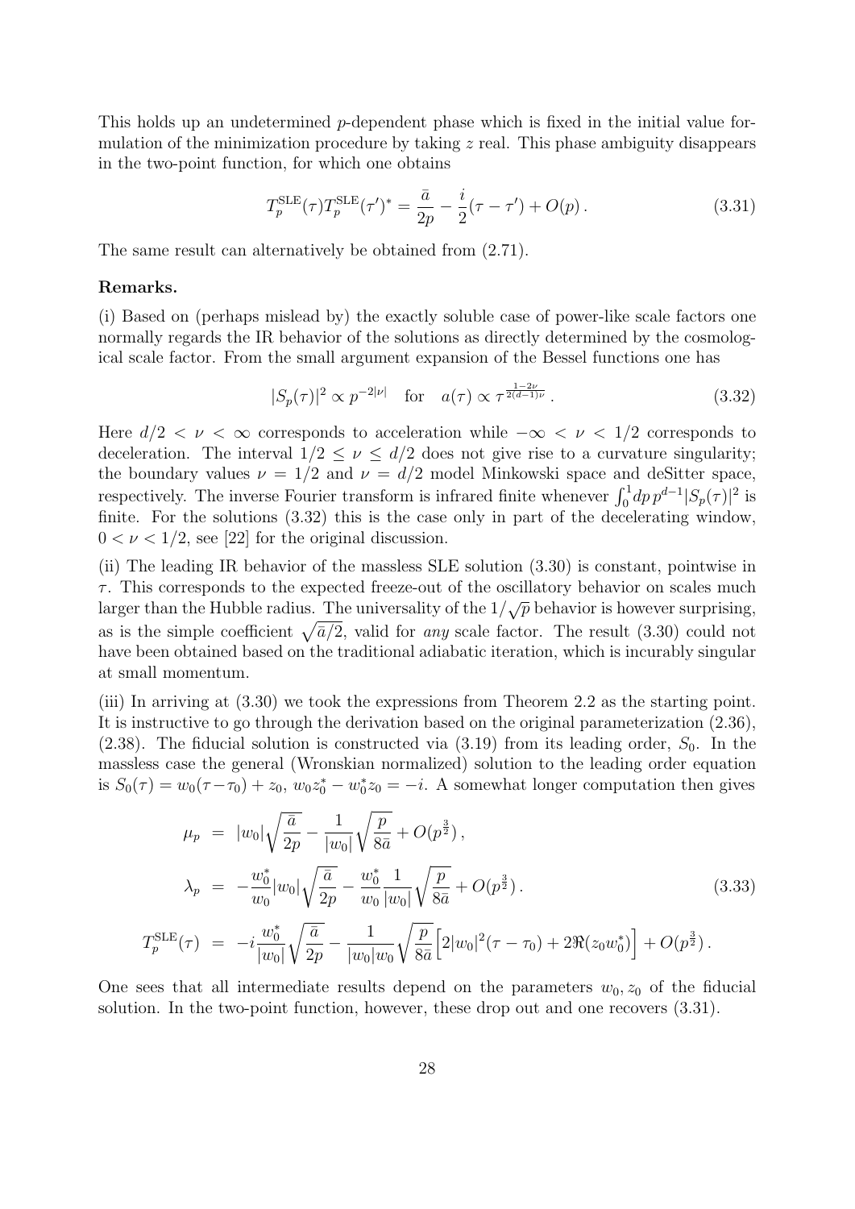This holds up an undetermined $p$-dependent phase which is fixed in the initial value formulation of the minimization procedure by taking $z$ real. This phase ambiguity disappears in the two-point function, for which one obtains

$$T_p^{\rm SLE}(\tau) T_p^{\rm SLE}(\tau')^* = \frac{\bar{a}}{2p} - \frac{i}{2}(\tau - \tau') + O(p) \,. \tag{3.31}$$

The same result can alternatively be obtained from (2.71).

**Remarks.**

(i) Based on (perhaps mislead by) the exactly soluble case of power-like scale factors one normally regards the IR behavior of the solutions as directly determined by the cosmological scale factor. From the small argument expansion of the Bessel functions one has

$$|S_p(\tau)|^2 \propto p^{-2|\nu|} \quad \text{for} \quad a(\tau) \propto \tau^{\frac{1-2\nu}{2(d-1)\nu}} \,. \tag{3.32}$$

Here $d/2 < \nu < \infty$ corresponds to acceleration while $-\infty < \nu < 1/2$ corresponds to deceleration. The interval $1/2 \leq \nu \leq d/2$ does not give rise to a curvature singularity; the boundary values $\nu = 1/2$ and $\nu = d/2$ model Minkowski space and deSitter space, respectively. The inverse Fourier transform is infrared finite whenever $\int_0^1 dp\, p^{d-1} |S_p(\tau)|^2$ is finite. For the solutions (3.32) this is the case only in part of the decelerating window, $0 < \nu < 1/2$, see [22] for the original discussion.

(ii) The leading IR behavior of the massless SLE solution (3.30) is constant, pointwise in $\tau$. This corresponds to the expected freeze-out of the oscillatory behavior on scales much larger than the Hubble radius. The universality of the $1/\sqrt{p}$ behavior is however surprising, as is the simple coefficient $\sqrt{\bar{a}/2}$, valid for *any* scale factor. The result (3.30) could not have been obtained based on the traditional adiabatic iteration, which is incurably singular at small momentum.

(iii) In arriving at (3.30) we took the expressions from Theorem 2.2 as the starting point. It is instructive to go through the derivation based on the original parameterization (2.36), (2.38). The fiducial solution is constructed via (3.19) from its leading order, $S_0$. In the massless case the general (Wronskian normalized) solution to the leading order equation is $S_0(\tau) = w_0(\tau - \tau_0) + z_0$, $w_0 z_0^* - w_0^* z_0 = -i$. A somewhat longer computation then gives

$$\begin{aligned}
\mu_p &= |w_0| \sqrt{\frac{\bar{a}}{2p}} - \frac{1}{|w_0|} \sqrt{\frac{p}{8\bar{a}}} + O(p^{\frac{3}{2}}) \,, \\
\lambda_p &= -\frac{w_0^*}{w_0} |w_0| \sqrt{\frac{\bar{a}}{2p}} - \frac{w_0^*}{w_0} \frac{1}{|w_0|} \sqrt{\frac{p}{8\bar{a}}} + O(p^{\frac{3}{2}}) \,. \\
T_p^{\rm SLE}(\tau) &= -i \frac{w_0^*}{|w_0|} \sqrt{\frac{\bar{a}}{2p}} - \frac{1}{|w_0| w_0} \sqrt{\frac{p}{8\bar{a}}} \Big[ 2|w_0|^2 (\tau - \tau_0) + 2\Re(z_0 w_0^*) \Big] + O(p^{\frac{3}{2}}) \,.
\end{aligned} \tag{3.33}$$

One sees that all intermediate results depend on the parameters $w_0, z_0$ of the fiducial solution. In the two-point function, however, these drop out and one recovers (3.31).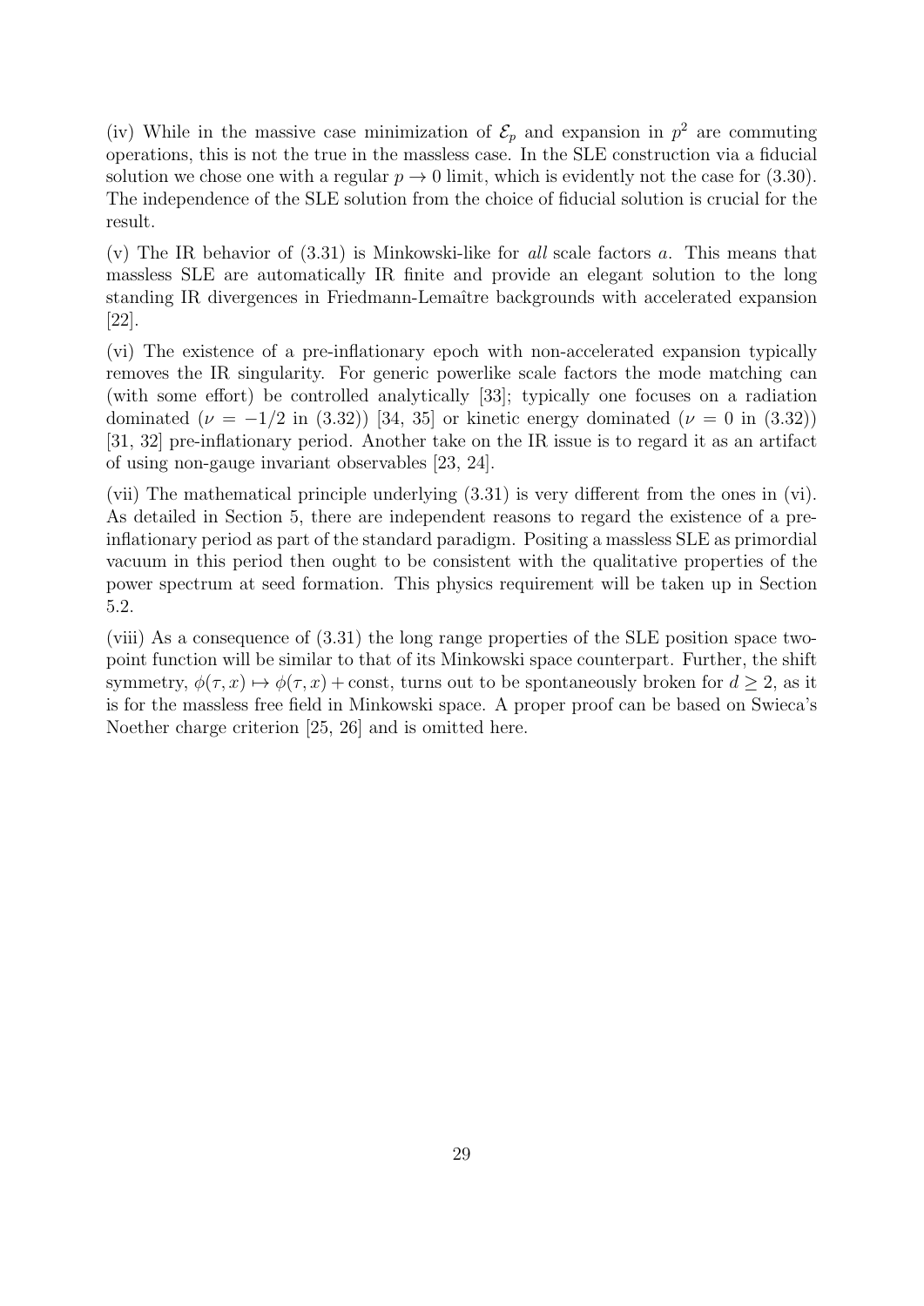(iv) While in the massive case minimization of $\mathcal{E}_p$ and expansion in $p^2$ are commuting operations, this is not the true in the massless case. In the SLE construction via a fiducial solution we chose one with a regular $p \to 0$ limit, which is evidently not the case for (3.30). The independence of the SLE solution from the choice of fiducial solution is crucial for the result.

(v) The IR behavior of (3.31) is Minkowski-like for *all* scale factors $a$. This means that massless SLE are automatically IR finite and provide an elegant solution to the long standing IR divergences in Friedmann-Lemaître backgrounds with accelerated expansion [22].

(vi) The existence of a pre-inflationary epoch with non-accelerated expansion typically removes the IR singularity. For generic powerlike scale factors the mode matching can (with some effort) be controlled analytically [33]; typically one focuses on a radiation dominated ($\nu = -1/2$ in (3.32)) [34, 35] or kinetic energy dominated ($\nu = 0$ in (3.32)) [31, 32] pre-inflationary period. Another take on the IR issue is to regard it as an artifact of using non-gauge invariant observables [23, 24].

(vii) The mathematical principle underlying (3.31) is very different from the ones in (vi). As detailed in Section 5, there are independent reasons to regard the existence of a pre-inflationary period as part of the standard paradigm. Positing a massless SLE as primordial vacuum in this period then ought to be consistent with the qualitative properties of the power spectrum at seed formation. This physics requirement will be taken up in Section 5.2.

(viii) As a consequence of (3.31) the long range properties of the SLE position space two-point function will be similar to that of its Minkowski space counterpart. Further, the shift symmetry, $\phi(\tau, x) \mapsto \phi(\tau, x) + \text{const}$, turns out to be spontaneously broken for $d \geq 2$, as it is for the massless free field in Minkowski space. A proper proof can be based on Swieca's Noether charge criterion [25, 26] and is omitted here.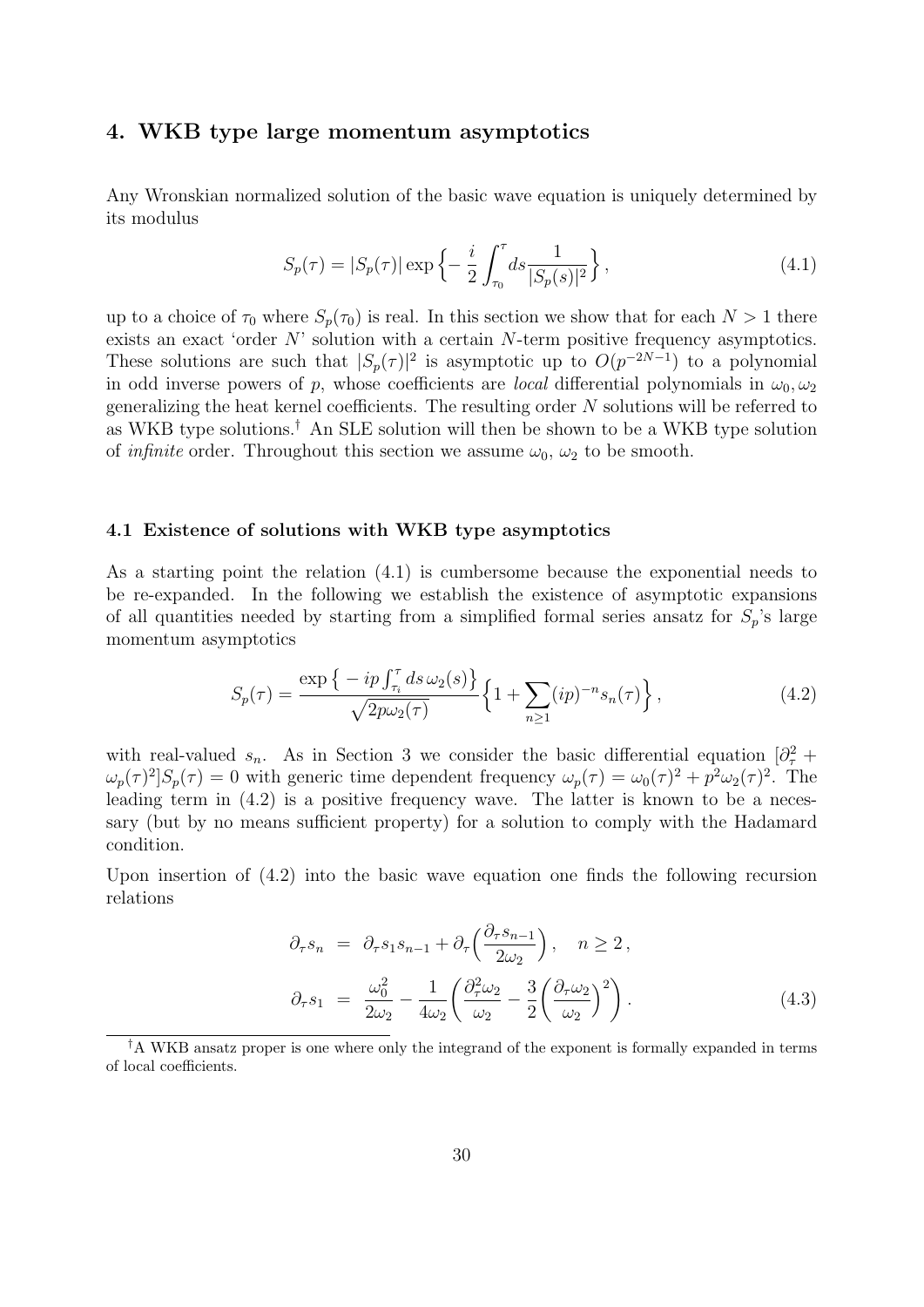## 4. WKB type large momentum asymptotics

Any Wronskian normalized solution of the basic wave equation is uniquely determined by its modulus

$$S_p(\tau) = |S_p(\tau)| \exp\Big\{ -\frac{i}{2} \int_{\tau_0}^{\tau} ds \frac{1}{|S_p(s)|^2} \Big\} , \tag{4.1}$$

up to a choice of $\tau_0$ where $S_p(\tau_0)$ is real. In this section we show that for each $N > 1$ there exists an exact 'order $N$' solution with a certain $N$-term positive frequency asymptotics. These solutions are such that $|S_p(\tau)|^2$ is asymptotic up to $O(p^{-2N-1})$ to a polynomial in odd inverse powers of $p$, whose coefficients are *local* differential polynomials in $\omega_0, \omega_2$ generalizing the heat kernel coefficients. The resulting order $N$ solutions will be referred to as WKB type solutions.† An SLE solution will then be shown to be a WKB type solution of *infinite* order. Throughout this section we assume $\omega_0$, $\omega_2$ to be smooth.

### 4.1 Existence of solutions with WKB type asymptotics

As a starting point the relation (4.1) is cumbersome because the exponential needs to be re-expanded. In the following we establish the existence of asymptotic expansions of all quantities needed by starting from a simplified formal series ansatz for $S_p$'s large momentum asymptotics

$$S_p(\tau) = \frac{\exp\big\{ -ip \int_{\tau_i}^{\tau} ds\, \omega_2(s) \big\}}{\sqrt{2p\omega_2(\tau)}} \Big\{ 1 + \sum_{n \geq 1} (ip)^{-n} s_n(\tau) \Big\} , \tag{4.2}$$

with real-valued $s_n$. As in Section 3 we consider the basic differential equation $[\partial_\tau^2 + \omega_p(\tau)^2] S_p(\tau) = 0$ with generic time dependent frequency $\omega_p(\tau) = \omega_0(\tau)^2 + p^2 \omega_2(\tau)^2$. The leading term in (4.2) is a positive frequency wave. The latter is known to be a necessary (but by no means sufficient property) for a solution to comply with the Hadamard condition.

Upon insertion of (4.2) into the basic wave equation one finds the following recursion relations

$$\begin{aligned}
\partial_\tau s_n &= \partial_\tau s_1 s_{n-1} + \partial_\tau \Big( \frac{\partial_\tau s_{n-1}}{2\omega_2} \Big) , \quad n \geq 2 , \\
\partial_\tau s_1 &= \frac{\omega_0^2}{2\omega_2} - \frac{1}{4\omega_2} \Big( \frac{\partial_\tau^2 \omega_2}{\omega_2} - \frac{3}{2} \Big( \frac{\partial_\tau \omega_2}{\omega_2} \Big)^2 \Big) .
\end{aligned} \tag{4.3}$$

† A WKB ansatz proper is one where only the integrand of the exponent is formally expanded in terms of local coefficients.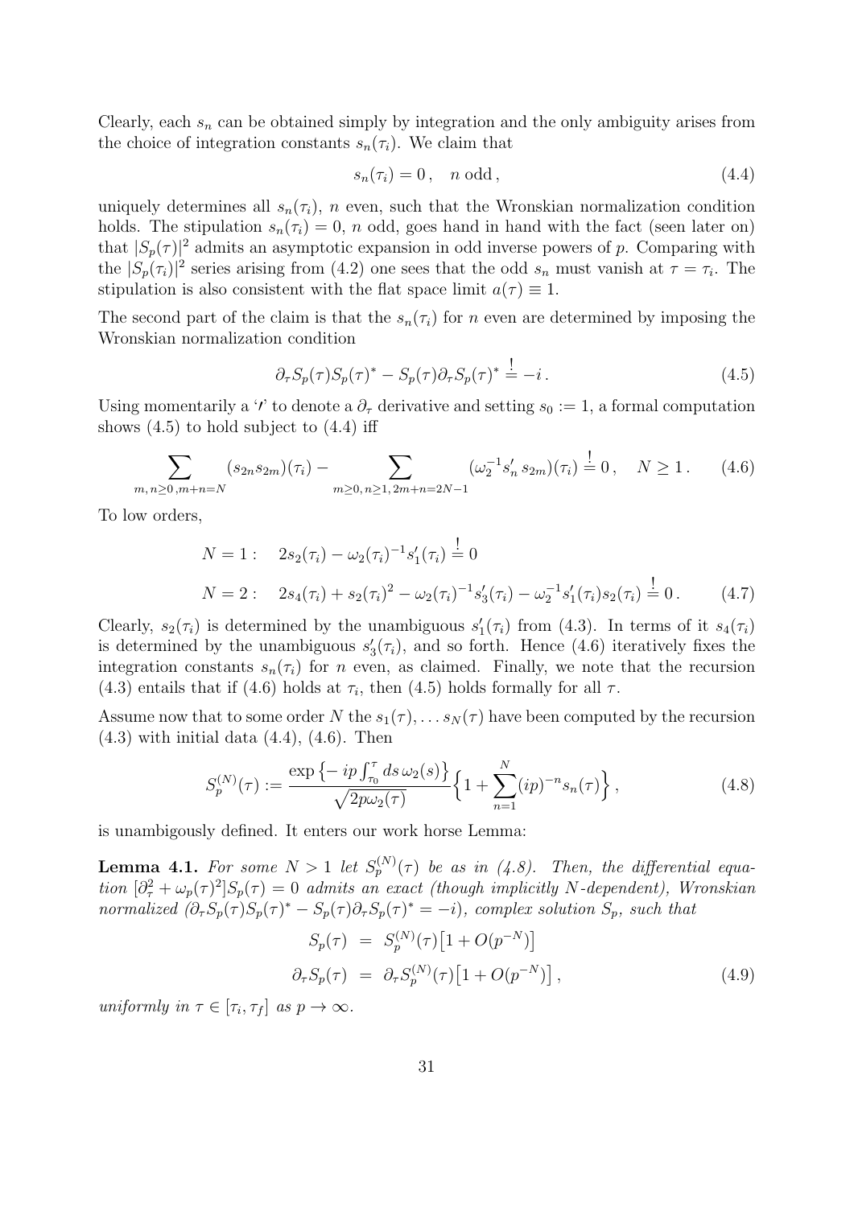Clearly, each $s_n$ can be obtained simply by integration and the only ambiguity arises from the choice of integration constants $s_n(\tau_i)$. We claim that

$$
s_n(\tau_i) = 0\,, \quad n \text{ odd}\,, \tag{4.4}
$$

uniquely determines all $s_n(\tau_i)$, $n$ even, such that the Wronskian normalization condition holds. The stipulation $s_n(\tau_i) = 0$, $n$ odd, goes hand in hand with the fact (seen later on) that $|S_p(\tau)|^2$ admits an asymptotic expansion in odd inverse powers of $p$. Comparing with the $|S_p(\tau_i)|^2$ series arising from (4.2) one sees that the odd $s_n$ must vanish at $\tau = \tau_i$. The stipulation is also consistent with the flat space limit $a(\tau) \equiv 1$.

The second part of the claim is that the $s_n(\tau_i)$ for $n$ even are determined by imposing the Wronskian normalization condition

$$
\partial_\tau S_p(\tau) S_p(\tau)^* - S_p(\tau)\partial_\tau S_p(\tau)^* \stackrel{!}{=} -i\,. \tag{4.5}
$$

Using momentarily a '$\prime$' to denote a $\partial_\tau$ derivative and setting $s_0 := 1$, a formal computation shows (4.5) to hold subject to (4.4) iff

$$
\sum_{m,n\geq 0,m+n=N} (s_{2n}s_{2m})(\tau_i) - \sum_{m\geq 0,\, n\geq 1,\, 2m+n=2N-1} (\omega_2^{-1} s_n'\, s_{2m})(\tau_i) \stackrel{!}{=} 0\,, \quad N \geq 1\,. \tag{4.6}
$$

To low orders,

$$
\begin{aligned}
N=1: &\quad 2s_2(\tau_i) - \omega_2(\tau_i)^{-1} s_1'(\tau_i) \stackrel{!}{=} 0 \\
N=2: &\quad 2s_4(\tau_i) + s_2(\tau_i)^2 - \omega_2(\tau_i)^{-1} s_3'(\tau_i) - \omega_2^{-1} s_1'(\tau_i) s_2(\tau_i) \stackrel{!}{=} 0\,.
\end{aligned} \tag{4.7}
$$

Clearly, $s_2(\tau_i)$ is determined by the unambiguous $s_1'(\tau_i)$ from (4.3). In terms of it $s_4(\tau_i)$ is determined by the unambiguous $s_3'(\tau_i)$, and so forth. Hence (4.6) iteratively fixes the integration constants $s_n(\tau_i)$ for $n$ even, as claimed. Finally, we note that the recursion (4.3) entails that if (4.6) holds at $\tau_i$, then (4.5) holds formally for all $\tau$.

Assume now that to some order $N$ the $s_1(\tau), \ldots s_N(\tau)$ have been computed by the recursion (4.3) with initial data (4.4), (4.6). Then

$$
S_p^{(N)}(\tau) := \frac{\exp\left\{-\,ip\int_{\tau_0}^\tau ds\, \omega_2(s)\right\}}{\sqrt{2p\omega_2(\tau)}} \Big\{1 + \sum_{n=1}^N (ip)^{-n} s_n(\tau)\Big\}\,, \tag{4.8}
$$

is unambigously defined. It enters our work horse Lemma:

**Lemma 4.1.** *For some $N > 1$ let $S_p^{(N)}(\tau)$ be as in (4.8). Then, the differential equation $[\partial_\tau^2 + \omega_p(\tau)^2]S_p(\tau) = 0$ admits an exact (though implicitly $N$-dependent), Wronskian normalized ($\partial_\tau S_p(\tau)S_p(\tau)^* - S_p(\tau)\partial_\tau S_p(\tau)^* = -i$), complex solution $S_p$, such that*

$$
\begin{aligned}
S_p(\tau) &= S_p^{(N)}(\tau)\big[1 + O(p^{-N})\big] \\
\partial_\tau S_p(\tau) &= \partial_\tau S_p^{(N)}(\tau)\big[1 + O(p^{-N})\big]\,,
\end{aligned} \tag{4.9}
$$

*uniformly in $\tau \in [\tau_i, \tau_f]$ as $p \to \infty$.*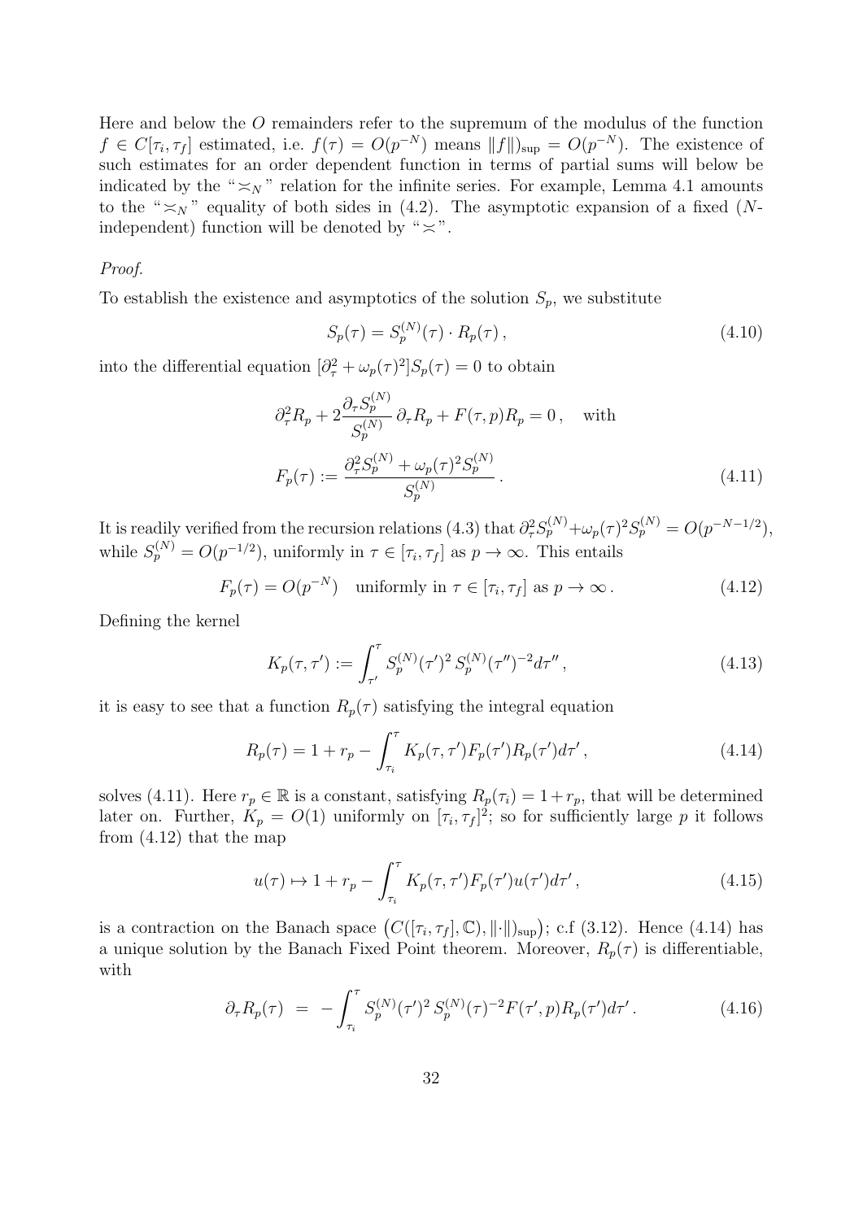Here and below the $O$ remainders refer to the supremum of the modulus of the function $f \in C[\tau_i, \tau_f]$ estimated, i.e. $f(\tau) = O(p^{-N})$ means $\|f\|)_{\sup} = O(p^{-N})$. The existence of such estimates for an order dependent function in terms of partial sums will below be indicated by the "$\asymp_N$" relation for the infinite series. For example, Lemma 4.1 amounts to the "$\asymp_N$" equality of both sides in (4.2). The asymptotic expansion of a fixed ($N$-independent) function will be denoted by "$\asymp$".

*Proof.*

To establish the existence and asymptotics of the solution $S_p$, we substitute

$$
S_p(\tau) = S_p^{(N)}(\tau) \cdot R_p(\tau) \,, \tag{4.10}
$$

into the differential equation $[\partial_\tau^2 + \omega_p(\tau)^2] S_p(\tau) = 0$ to obtain

$$
\begin{aligned}
&\partial_\tau^2 R_p + 2 \frac{\partial_\tau S_p^{(N)}}{S_p^{(N)}} \, \partial_\tau R_p + F(\tau, p) R_p = 0 \,, \quad \text{with} \\
&F_p(\tau) := \frac{\partial_\tau^2 S_p^{(N)} + \omega_p(\tau)^2 S_p^{(N)}}{S_p^{(N)}} \,.
\end{aligned} \tag{4.11}
$$

It is readily verified from the recursion relations (4.3) that $\partial_\tau^2 S_p^{(N)} + \omega_p(\tau)^2 S_p^{(N)} = O(p^{-N-1/2})$, while $S_p^{(N)} = O(p^{-1/2})$, uniformly in $\tau \in [\tau_i, \tau_f]$ as $p \to \infty$. This entails

$$
F_p(\tau) = O(p^{-N}) \quad \text{uniformly in } \tau \in [\tau_i, \tau_f] \text{ as } p \to \infty \,. \tag{4.12}
$$

Defining the kernel

$$
K_p(\tau, \tau') := \int_{\tau'}^{\tau} S_p^{(N)}(\tau')^2 \, S_p^{(N)}(\tau'')^{-2} d\tau'' \,, \tag{4.13}
$$

it is easy to see that a function $R_p(\tau)$ satisfying the integral equation

$$
R_p(\tau) = 1 + r_p - \int_{\tau_i}^{\tau} K_p(\tau, \tau') F_p(\tau') R_p(\tau') d\tau' \,, \tag{4.14}
$$

solves (4.11). Here $r_p \in \mathbb{R}$ is a constant, satisfying $R_p(\tau_i) = 1 + r_p$, that will be determined later on. Further, $K_p = O(1)$ uniformly on $[\tau_i, \tau_f]^2$; so for sufficiently large $p$ it follows from (4.12) that the map

$$
u(\tau) \mapsto 1 + r_p - \int_{\tau_i}^{\tau} K_p(\tau, \tau') F_p(\tau') u(\tau') d\tau' \,, \tag{4.15}
$$

is a contraction on the Banach space $\big(C([\tau_i, \tau_f], \mathbb{C}), \|\cdot\|)_{\sup}\big)$; c.f (3.12). Hence (4.14) has a unique solution by the Banach Fixed Point theorem. Moreover, $R_p(\tau)$ is differentiable, with

$$
\partial_\tau R_p(\tau) \;=\; - \int_{\tau_i}^{\tau} S_p^{(N)}(\tau')^2 \, S_p^{(N)}(\tau)^{-2} F(\tau', p) R_p(\tau') d\tau' \,. \tag{4.16}
$$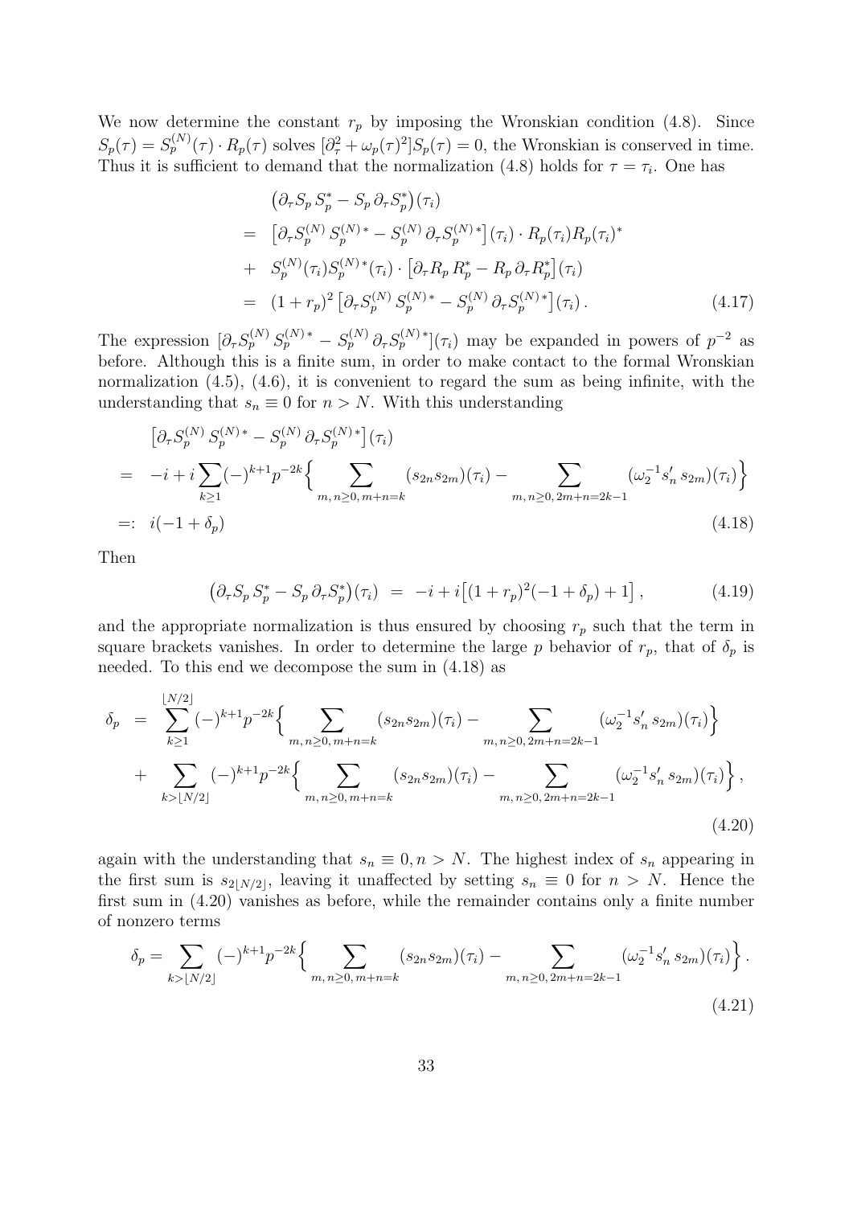We now determine the constant $r_p$ by imposing the Wronskian condition (4.8). Since $S_p(\tau) = S_p^{(N)}(\tau) \cdot R_p(\tau)$ solves $[\partial_\tau^2 + \omega_p(\tau)^2]S_p(\tau) = 0$, the Wronskian is conserved in time. Thus it is sufficient to demand that the normalization (4.8) holds for $\tau = \tau_i$. One has

$$
\begin{aligned}
& \big(\partial_\tau S_p\, S_p^* - S_p\, \partial_\tau S_p^*\big)(\tau_i) \\
= \;& \big[\partial_\tau S_p^{(N)}\, S_p^{(N)\,*} - S_p^{(N)}\, \partial_\tau S_p^{(N)\,*}\big](\tau_i) \cdot R_p(\tau_i) R_p(\tau_i)^* \\
+ \;& S_p^{(N)}(\tau_i) S_p^{(N)\,*}(\tau_i) \cdot \big[\partial_\tau R_p\, R_p^* - R_p\, \partial_\tau R_p^*\big](\tau_i) \\
= \;& (1+r_p)^2 \big[\partial_\tau S_p^{(N)}\, S_p^{(N)\,*} - S_p^{(N)}\, \partial_\tau S_p^{(N)\,*}\big](\tau_i)\,.
\end{aligned} \tag{4.17}
$$

The expression $[\partial_\tau S_p^{(N)}\, S_p^{(N)\,*} - S_p^{(N)}\, \partial_\tau S_p^{(N)\,*}](\tau_i)$ may be expanded in powers of $p^{-2}$ as before. Although this is a finite sum, in order to make contact to the formal Wronskian normalization (4.5), (4.6), it is convenient to regard the sum as being infinite, with the understanding that $s_n \equiv 0$ for $n > N$. With this understanding

$$
\begin{aligned}
& \big[\partial_\tau S_p^{(N)}\, S_p^{(N)\,*} - S_p^{(N)}\, \partial_\tau S_p^{(N)\,*}\big](\tau_i) \\
= \;& -i + i \sum_{k\geq 1} (-)^{k+1} p^{-2k} \Big\{ \sum_{m,\, n \geq 0,\, m+n=k} (s_{2n} s_{2m})(\tau_i) - \sum_{m,\, n\geq 0,\, 2m+n=2k-1} (\omega_2^{-1} s_n'\, s_{2m})(\tau_i) \Big\} \\
=: \;& i(-1+\delta_p)
\end{aligned} \tag{4.18}
$$

Then

$$
\big(\partial_\tau S_p\, S_p^* - S_p\, \partial_\tau S_p^*\big)(\tau_i) \;=\; -i + i\big[(1+r_p)^2(-1+\delta_p) + 1\big]\,, \tag{4.19}
$$

and the appropriate normalization is thus ensured by choosing $r_p$ such that the term in square brackets vanishes. In order to determine the large $p$ behavior of $r_p$, that of $\delta_p$ is needed. To this end we decompose the sum in (4.18) as

$$
\begin{aligned}
\delta_p \;=\; & \sum_{k\geq 1}^{\lfloor N/2 \rfloor} (-)^{k+1} p^{-2k} \Big\{ \sum_{m,\, n\geq 0,\, m+n=k} (s_{2n} s_{2m})(\tau_i) - \sum_{m,\, n\geq 0,\, 2m+n=2k-1} (\omega_2^{-1} s_n'\, s_{2m})(\tau_i) \Big\} \\
+ \; & \sum_{k > \lfloor N/2 \rfloor} (-)^{k+1} p^{-2k} \Big\{ \sum_{m,\, n\geq 0,\, m+n=k} (s_{2n} s_{2m})(\tau_i) - \sum_{m,\, n\geq 0,\, 2m+n=2k-1} (\omega_2^{-1} s_n'\, s_{2m})(\tau_i) \Big\}\,,
\end{aligned} \tag{4.20}
$$

again with the understanding that $s_n \equiv 0, n > N$. The highest index of $s_n$ appearing in the first sum is $s_{2\lfloor N/2 \rfloor}$, leaving it unaffected by setting $s_n \equiv 0$ for $n > N$. Hence the first sum in (4.20) vanishes as before, while the remainder contains only a finite number of nonzero terms

$$
\delta_p = \sum_{k > \lfloor N/2 \rfloor} (-)^{k+1} p^{-2k} \Big\{ \sum_{m,\, n\geq 0,\, m+n=k} (s_{2n} s_{2m})(\tau_i) - \sum_{m,\, n\geq 0,\, 2m+n=2k-1} (\omega_2^{-1} s_n'\, s_{2m})(\tau_i) \Big\}\,. \tag{4.21}
$$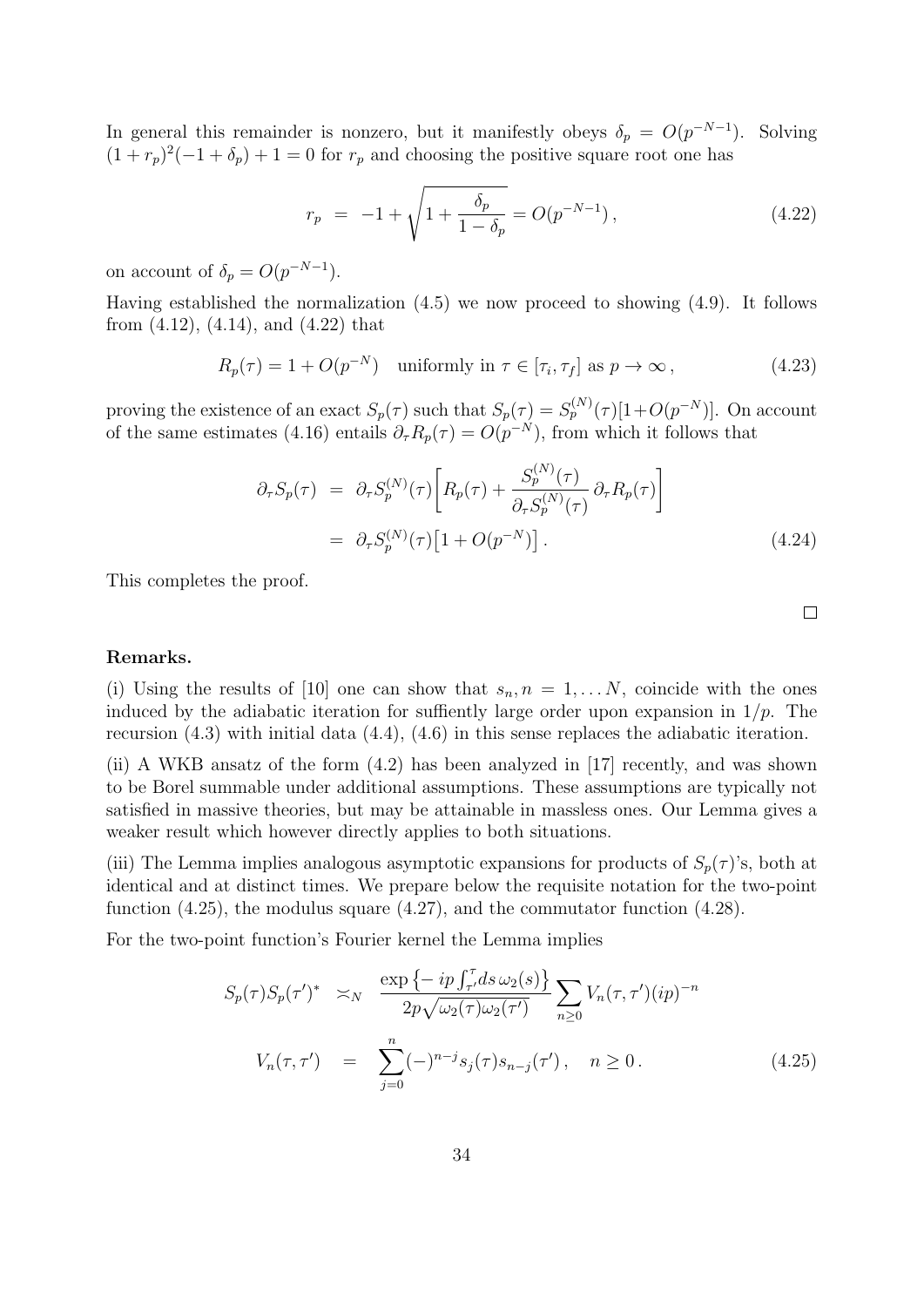In general this remainder is nonzero, but it manifestly obeys $\delta_p = O(p^{-N-1})$. Solving $(1+r_p)^2(-1+\delta_p)+1=0$ for $r_p$ and choosing the positive square root one has

$$r_p \;=\; -1+\sqrt{1+\frac{\delta_p}{1-\delta_p}} = O(p^{-N-1})\,, \tag{4.22}$$

on account of $\delta_p = O(p^{-N-1})$.

Having established the normalization (4.5) we now proceed to showing (4.9). It follows from (4.12), (4.14), and (4.22) that

$$R_p(\tau) = 1 + O(p^{-N}) \quad \text{uniformly in } \tau \in [\tau_i, \tau_f] \text{ as } p \to \infty\,, \tag{4.23}$$

proving the existence of an exact $S_p(\tau)$ such that $S_p(\tau) = S_p^{(N)}(\tau)[1+O(p^{-N})]$. On account of the same estimates (4.16) entails $\partial_\tau R_p(\tau) = O(p^{-N})$, from which it follows that

$$\begin{aligned}
\partial_\tau S_p(\tau) \;&=\; \partial_\tau S_p^{(N)}(\tau)\Big[R_p(\tau) + \frac{S_p^{(N)}(\tau)}{\partial_\tau S_p^{(N)}(\tau)}\,\partial_\tau R_p(\tau)\Big] \\
&=\; \partial_\tau S_p^{(N)}(\tau)\big[1+O(p^{-N})\big]\,.
\end{aligned} \tag{4.24}$$

This completes the proof.

$\square$

**Remarks.**

(i) Using the results of [10] one can show that $s_n, n=1,\ldots N$, coincide with the ones induced by the adiabatic iteration for suffiently large order upon expansion in $1/p$. The recursion (4.3) with initial data (4.4), (4.6) in this sense replaces the adiabatic iteration.

(ii) A WKB ansatz of the form (4.2) has been analyzed in [17] recently, and was shown to be Borel summable under additional assumptions. These assumptions are typically not satisfied in massive theories, but may be attainable in massless ones. Our Lemma gives a weaker result which however directly applies to both situations.

(iii) The Lemma implies analogous asymptotic expansions for products of $S_p(\tau)$'s, both at identical and at distinct times. We prepare below the requisite notation for the two-point function (4.25), the modulus square (4.27), and the commutator function (4.28).

For the two-point function's Fourier kernel the Lemma implies

$$\begin{aligned}
S_p(\tau)S_p(\tau')^* \;&\asymp_N\; \frac{\exp\big\{-ip\int_{\tau'}^{\tau} ds\,\omega_2(s)\big\}}{2p\sqrt{\omega_2(\tau)\omega_2(\tau')}} \sum_{n\geq 0} V_n(\tau,\tau')(ip)^{-n} \\
V_n(\tau,\tau') \;&=\; \sum_{j=0}^{n} (-)^{n-j} s_j(\tau) s_{n-j}(\tau')\,, \quad n \geq 0\,.
\end{aligned} \tag{4.25}$$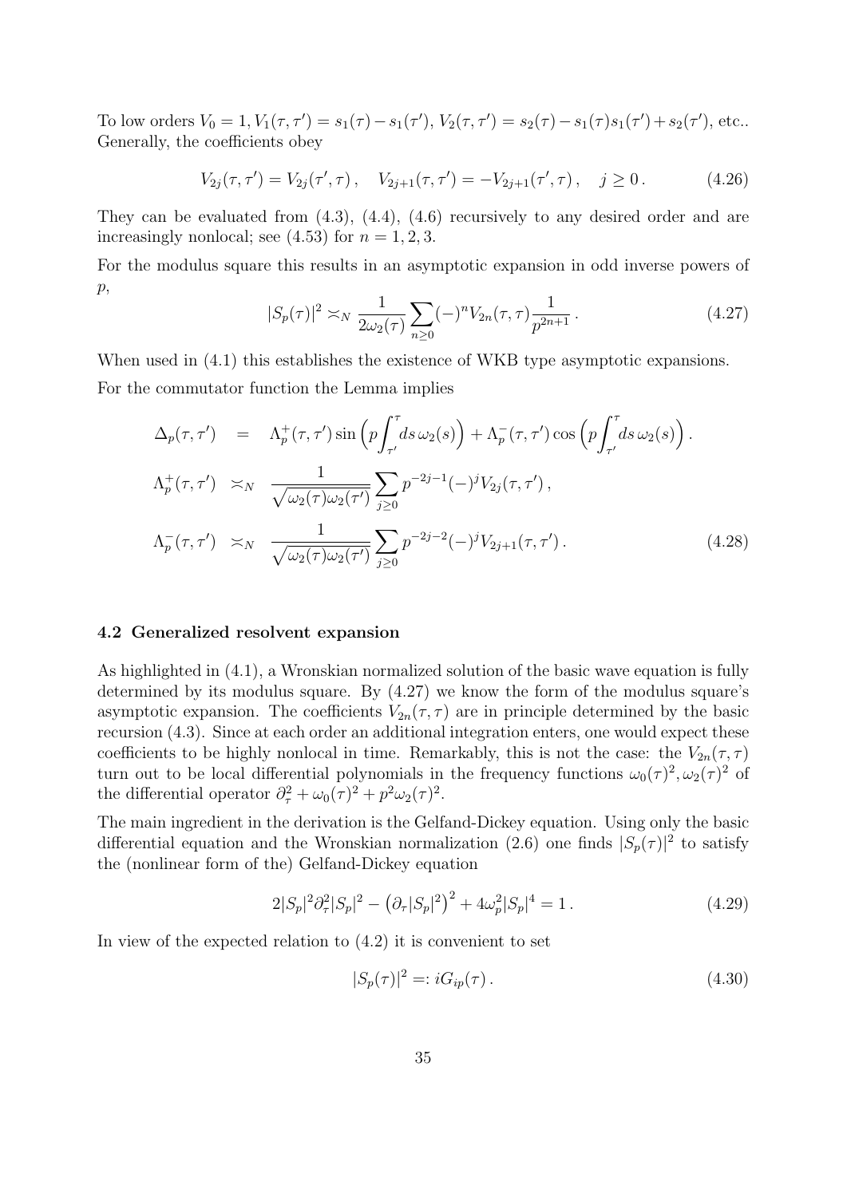To low orders $V_0 = 1, V_1(\tau,\tau') = s_1(\tau) - s_1(\tau')$, $V_2(\tau,\tau') = s_2(\tau) - s_1(\tau)s_1(\tau') + s_2(\tau')$, etc.. Generally, the coefficients obey

$$
V_{2j}(\tau,\tau') = V_{2j}(\tau',\tau)\,, \quad V_{2j+1}(\tau,\tau') = -V_{2j+1}(\tau',\tau)\,, \quad j \geq 0\,. \tag{4.26}
$$

They can be evaluated from (4.3), (4.4), (4.6) recursively to any desired order and are increasingly nonlocal; see (4.53) for $n = 1, 2, 3$.

For the modulus square this results in an asymptotic expansion in odd inverse powers of $p$,

$$
|S_p(\tau)|^2 \asymp_N \frac{1}{2\omega_2(\tau)} \sum_{n\geq 0} (-)^n V_{2n}(\tau,\tau) \frac{1}{p^{2n+1}}\,. \tag{4.27}
$$

When used in (4.1) this establishes the existence of WKB type asymptotic expansions.

For the commutator function the Lemma implies

$$
\begin{aligned}
\Delta_p(\tau,\tau') &= \Lambda_p^+(\tau,\tau') \sin\Big(p\int_{\tau'}^{\tau} ds\, \omega_2(s)\Big) + \Lambda_p^-(\tau,\tau') \cos\Big(p\int_{\tau'}^{\tau} ds\, \omega_2(s)\Big)\,. \\
\Lambda_p^+(\tau,\tau') &\asymp_N \frac{1}{\sqrt{\omega_2(\tau)\omega_2(\tau')}} \sum_{j\geq 0} p^{-2j-1} (-)^j V_{2j}(\tau,\tau')\,, \\
\Lambda_p^-(\tau,\tau') &\asymp_N \frac{1}{\sqrt{\omega_2(\tau)\omega_2(\tau')}} \sum_{j\geq 0} p^{-2j-2} (-)^j V_{2j+1}(\tau,\tau')\,.
\end{aligned} \tag{4.28}
$$

### 4.2 Generalized resolvent expansion

As highlighted in (4.1), a Wronskian normalized solution of the basic wave equation is fully determined by its modulus square. By (4.27) we know the form of the modulus square's asymptotic expansion. The coefficients $V_{2n}(\tau,\tau)$ are in principle determined by the basic recursion (4.3). Since at each order an additional integration enters, one would expect these coefficients to be highly nonlocal in time. Remarkably, this is not the case: the $V_{2n}(\tau,\tau)$ turn out to be local differential polynomials in the frequency functions $\omega_0(\tau)^2, \omega_2(\tau)^2$ of the differential operator $\partial_\tau^2 + \omega_0(\tau)^2 + p^2\omega_2(\tau)^2$.

The main ingredient in the derivation is the Gelfand-Dickey equation. Using only the basic differential equation and the Wronskian normalization (2.6) one finds $|S_p(\tau)|^2$ to satisfy the (nonlinear form of the) Gelfand-Dickey equation

$$
2|S_p|^2\partial_\tau^2|S_p|^2 - \big(\partial_\tau|S_p|^2\big)^2 + 4\omega_p^2|S_p|^4 = 1\,. \tag{4.29}
$$

In view of the expected relation to (4.2) it is convenient to set

$$
|S_p(\tau)|^2 =: iG_{ip}(\tau)\,. \tag{4.30}
$$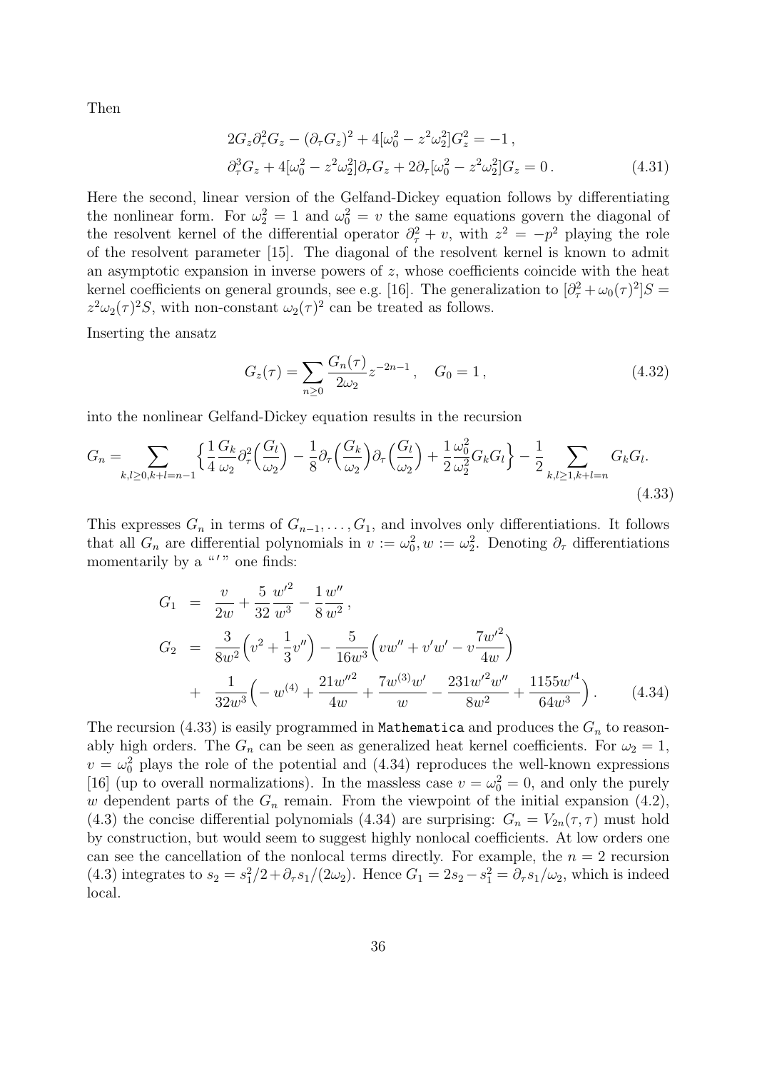Then

$$
\begin{aligned}
&2G_z\partial_\tau^2 G_z - (\partial_\tau G_z)^2 + 4[\omega_0^2 - z^2\omega_2^2]G_z^2 = -1\,,\\
&\partial_\tau^3 G_z + 4[\omega_0^2 - z^2\omega_2^2]\partial_\tau G_z + 2\partial_\tau[\omega_0^2 - z^2\omega_2^2]G_z = 0\,.
\end{aligned}
\tag{4.31}
$$

Here the second, linear version of the Gelfand-Dickey equation follows by differentiating the nonlinear form. For $\omega_2^2 = 1$ and $\omega_0^2 = v$ the same equations govern the diagonal of the resolvent kernel of the differential operator $\partial_\tau^2 + v$, with $z^2 = -p^2$ playing the role of the resolvent parameter [15]. The diagonal of the resolvent kernel is known to admit an asymptotic expansion in inverse powers of $z$, whose coefficients coincide with the heat kernel coefficients on general grounds, see e.g. [16]. The generalization to $[\partial_\tau^2 + \omega_0(\tau)^2]S = z^2\omega_2(\tau)^2 S$, with non-constant $\omega_2(\tau)^2$ can be treated as follows.

Inserting the ansatz

$$
G_z(\tau) = \sum_{n\geq 0}\frac{G_n(\tau)}{2\omega_2}z^{-2n-1}\,,\quad G_0 = 1\,,
\tag{4.32}
$$

into the nonlinear Gelfand-Dickey equation results in the recursion

$$
G_n = \sum_{k,l\geq 0, k+l=n-1}\Big\{\frac{1}{4}\frac{G_k}{\omega_2}\partial_\tau^2\Big(\frac{G_l}{\omega_2}\Big) - \frac{1}{8}\partial_\tau\Big(\frac{G_k}{\omega_2}\Big)\partial_\tau\Big(\frac{G_l}{\omega_2}\Big) + \frac{1}{2}\frac{\omega_0^2}{\omega_2^2}G_k G_l\Big\} - \frac{1}{2}\sum_{k,l\geq 1, k+l=n} G_k G_l.
\tag{4.33}
$$

This expresses $G_n$ in terms of $G_{n-1},\ldots,G_1$, and involves only differentiations. It follows that all $G_n$ are differential polynomials in $v := \omega_0^2, w := \omega_2^2$. Denoting $\partial_\tau$ differentiations momentarily by a "$'$" one finds:

$$
\begin{aligned}
G_1 &= \frac{v}{2w} + \frac{5}{32}\frac{w'^2}{w^3} - \frac{1}{8}\frac{w''}{w^2}\,,\\
G_2 &= \frac{3}{8w^2}\Big(v^2 + \frac{1}{3}v''\Big) - \frac{5}{16w^3}\Big(vw'' + v'w' - v\frac{7w'^2}{4w}\Big)\\
&+ \frac{1}{32w^3}\Big(-w^{(4)} + \frac{21w''^2}{4w} + \frac{7w^{(3)}w'}{w} - \frac{231w'^2w''}{8w^2} + \frac{1155w'^4}{64w^3}\Big)\,.
\end{aligned}
\tag{4.34}
$$

The recursion (4.33) is easily programmed in `Mathematica` and produces the $G_n$ to reasonably high orders. The $G_n$ can be seen as generalized heat kernel coefficients. For $\omega_2 = 1$, $v = \omega_0^2$ plays the role of the potential and (4.34) reproduces the well-known expressions [16] (up to overall normalizations). In the massless case $v = \omega_0^2 = 0$, and only the purely $w$ dependent parts of the $G_n$ remain. From the viewpoint of the initial expansion (4.2), (4.3) the concise differential polynomials (4.34) are surprising: $G_n = V_{2n}(\tau,\tau)$ must hold by construction, but would seem to suggest highly nonlocal coefficients. At low orders one can see the cancellation of the nonlocal terms directly. For example, the $n = 2$ recursion (4.3) integrates to $s_2 = s_1^2/2 + \partial_\tau s_1/(2\omega_2)$. Hence $G_1 = 2s_2 - s_1^2 = \partial_\tau s_1/\omega_2$, which is indeed local.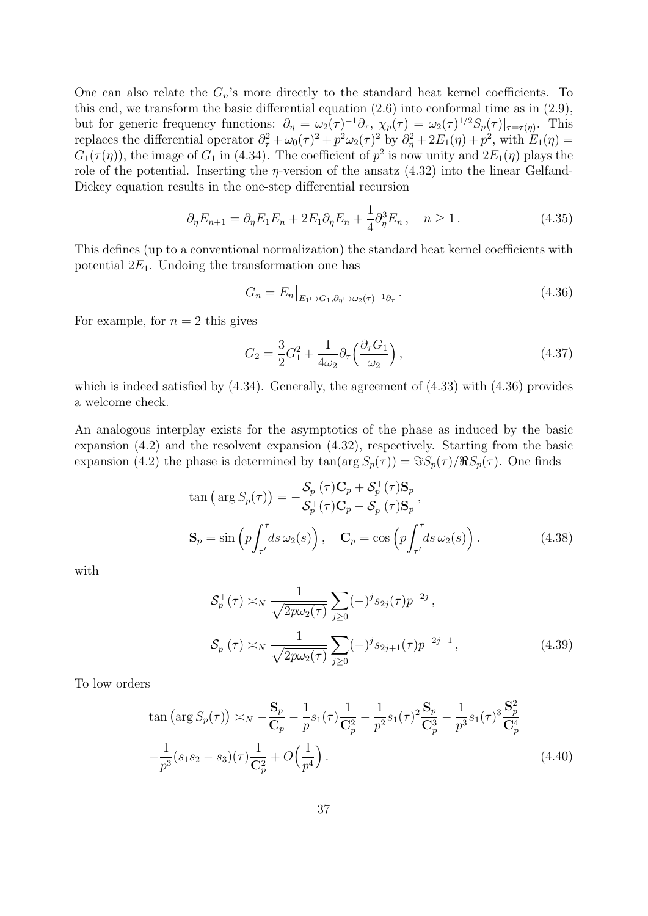One can also relate the $G_n$'s more directly to the standard heat kernel coefficients. To this end, we transform the basic differential equation (2.6) into conformal time as in (2.9), but for generic frequency functions: $\partial_\eta = \omega_2(\tau)^{-1}\partial_\tau$, $\chi_p(\tau) = \omega_2(\tau)^{1/2} S_p(\tau)|_{\tau=\tau(\eta)}$. This replaces the differential operator $\partial_\tau^2 + \omega_0(\tau)^2 + p^2\omega_2(\tau)^2$ by $\partial_\eta^2 + 2E_1(\eta) + p^2$, with $E_1(\eta) = G_1(\tau(\eta))$, the image of $G_1$ in (4.34). The coefficient of $p^2$ is now unity and $2E_1(\eta)$ plays the role of the potential. Inserting the $\eta$-version of the ansatz (4.32) into the linear Gelfand-Dickey equation results in the one-step differential recursion

$$
\partial_\eta E_{n+1} = \partial_\eta E_1 E_n + 2E_1 \partial_\eta E_n + \frac{1}{4}\partial_\eta^3 E_n \,, \quad n \geq 1 \,. \tag{4.35}
$$

This defines (up to a conventional normalization) the standard heat kernel coefficients with potential $2E_1$. Undoing the transformation one has

$$
G_n = E_n\big|_{E_1 \mapsto G_1, \partial_\eta \mapsto \omega_2(\tau)^{-1}\partial_\tau} \,. \tag{4.36}
$$

For example, for $n = 2$ this gives

$$
G_2 = \frac{3}{2}G_1^2 + \frac{1}{4\omega_2}\partial_\tau\Big(\frac{\partial_\tau G_1}{\omega_2}\Big) \,, \tag{4.37}
$$

which is indeed satisfied by (4.34). Generally, the agreement of (4.33) with (4.36) provides a welcome check.

An analogous interplay exists for the asymptotics of the phase as induced by the basic expansion (4.2) and the resolvent expansion (4.32), respectively. Starting from the basic expansion (4.2) the phase is determined by $\tan(\arg S_p(\tau)) = \Im S_p(\tau)/\Re S_p(\tau)$. One finds

$$
\begin{aligned}
&\tan\big(\arg S_p(\tau)\big) = -\frac{\mathcal{S}_p^-(\tau)\mathbf{C}_p + \mathcal{S}_p^+(\tau)\mathbf{S}_p}{\mathcal{S}_p^+(\tau)\mathbf{C}_p - \mathcal{S}_p^-(\tau)\mathbf{S}_p} \,, \\
&\mathbf{S}_p = \sin\Big(p\int_{\tau'}^{\tau} ds\, \omega_2(s)\Big) \,, \quad \mathbf{C}_p = \cos\Big(p\int_{\tau'}^{\tau} ds\, \omega_2(s)\Big) \,.
\end{aligned} \tag{4.38}
$$

with

$$
\begin{aligned}
&\mathcal{S}_p^+(\tau) \asymp_N \frac{1}{\sqrt{2p\omega_2(\tau)}} \sum_{j\geq 0} (-)^j s_{2j}(\tau) p^{-2j} \,, \\
&\mathcal{S}_p^-(\tau) \asymp_N \frac{1}{\sqrt{2p\omega_2(\tau)}} \sum_{j\geq 0} (-)^j s_{2j+1}(\tau) p^{-2j-1} \,,
\end{aligned} \tag{4.39}
$$

To low orders

$$
\begin{aligned}
\tan\big(\arg S_p(\tau)\big) \asymp_N &-\frac{\mathbf{S}_p}{\mathbf{C}_p} - \frac{1}{p}s_1(\tau)\frac{1}{\mathbf{C}_p^2} - \frac{1}{p^2}s_1(\tau)^2\frac{\mathbf{S}_p}{\mathbf{C}_p^3} - \frac{1}{p^3}s_1(\tau)^3\frac{\mathbf{S}_p^2}{\mathbf{C}_p^4} \\
&-\frac{1}{p^3}(s_1 s_2 - s_3)(\tau)\frac{1}{\mathbf{C}_p^2} + O\Big(\frac{1}{p^4}\Big) \,.
\end{aligned} \tag{4.40}
$$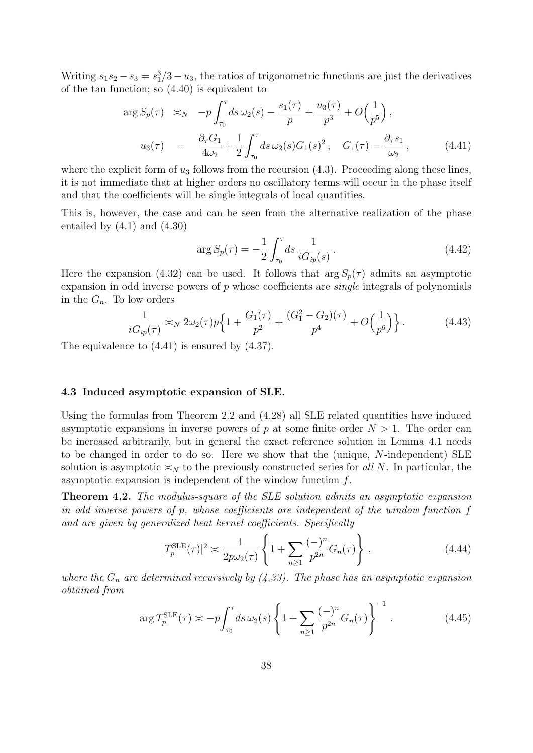Writing $s_1 s_2 - s_3 = s_1^3/3 - u_3$, the ratios of trigonometric functions are just the derivatives of the tan function; so (4.40) is equivalent to

$$
\begin{aligned}
\arg S_p(\tau) &\asymp_N -p\int_{\tau_0}^{\tau} ds\, \omega_2(s) - \frac{s_1(\tau)}{p} + \frac{u_3(\tau)}{p^3} + O\Big(\frac{1}{p^5}\Big)\,, \\
u_3(\tau) &= \frac{\partial_\tau G_1}{4\omega_2} + \frac{1}{2}\int_{\tau_0}^{\tau} ds\, \omega_2(s) G_1(s)^2\,, \quad G_1(\tau) = \frac{\partial_\tau s_1}{\omega_2}\,,
\end{aligned}
\tag{4.41}
$$

where the explicit form of $u_3$ follows from the recursion (4.3). Proceeding along these lines, it is not immediate that at higher orders no oscillatory terms will occur in the phase itself and that the coefficients will be single integrals of local quantities.

This is, however, the case and can be seen from the alternative realization of the phase entailed by (4.1) and (4.30)

$$
\arg S_p(\tau) = -\frac{1}{2}\int_{\tau_0}^{\tau} ds\, \frac{1}{iG_{ip}(s)}\,. \tag{4.42}
$$

Here the expansion (4.32) can be used. It follows that $\arg S_p(\tau)$ admits an asymptotic expansion in odd inverse powers of $p$ whose coefficients are *single* integrals of polynomials in the $G_n$. To low orders

$$
\frac{1}{iG_{ip}(\tau)} \asymp_N 2\omega_2(\tau) p \Big\{ 1 + \frac{G_1(\tau)}{p^2} + \frac{(G_1^2 - G_2)(\tau)}{p^4} + O\Big(\frac{1}{p^6}\Big) \Big\}\,. \tag{4.43}
$$

The equivalence to (4.41) is ensured by (4.37).

### 4.3 Induced asymptotic expansion of SLE.

Using the formulas from Theorem 2.2 and (4.28) all SLE related quantities have induced asymptotic expansions in inverse powers of $p$ at some finite order $N > 1$. The order can be increased arbitrarily, but in general the exact reference solution in Lemma 4.1 needs to be changed in order to do so. Here we show that the (unique, $N$-independent) SLE solution is asymptotic $\asymp_N$ to the previously constructed series for *all* $N$. In particular, the asymptotic expansion is independent of the window function $f$.

**Theorem 4.2.** *The modulus-square of the SLE solution admits an asymptotic expansion in odd inverse powers of $p$, whose coefficients are independent of the window function $f$ and are given by generalized heat kernel coefficients. Specifically*

$$
|T_p^{\rm SLE}(\tau)|^2 \asymp \frac{1}{2p\omega_2(\tau)} \left\{ 1 + \sum_{n\geq 1} \frac{(-)^n}{p^{2n}} G_n(\tau) \right\}\,, \tag{4.44}
$$

*where the $G_n$ are determined recursively by (4.33). The phase has an asymptotic expansion obtained from*

$$
\arg T_p^{\rm SLE}(\tau) \asymp -p\int_{\tau_0}^{\tau} ds\, \omega_2(s) \left\{ 1 + \sum_{n\geq 1} \frac{(-)^n}{p^{2n}} G_n(\tau) \right\}^{-1}\,. \tag{4.45}
$$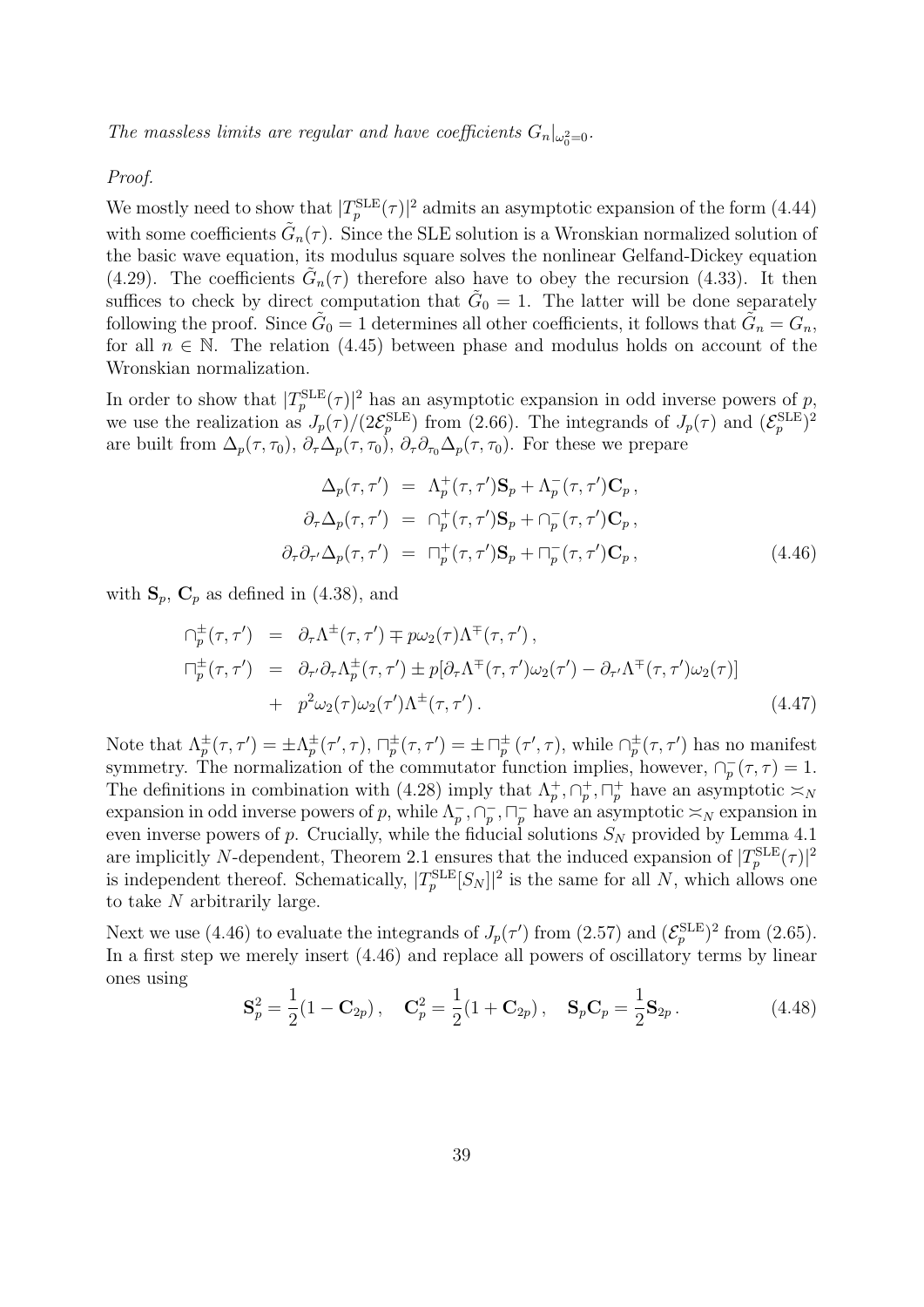*The massless limits are regular and have coefficients $G_n|_{\omega_0^2=0}$.*

*Proof.*

We mostly need to show that $|T_p^{\rm SLE}(\tau)|^2$ admits an asymptotic expansion of the form (4.44) with some coefficients $\tilde{G}_n(\tau)$. Since the SLE solution is a Wronskian normalized solution of the basic wave equation, its modulus square solves the nonlinear Gelfand-Dickey equation (4.29). The coefficients $\tilde{G}_n(\tau)$ therefore also have to obey the recursion (4.33). It then suffices to check by direct computation that $\tilde{G}_0 = 1$. The latter will be done separately following the proof. Since $\tilde{G}_0 = 1$ determines all other coefficients, it follows that $\tilde{G}_n = G_n$, for all $n \in \mathbb{N}$. The relation (4.45) between phase and modulus holds on account of the Wronskian normalization.

In order to show that $|T_p^{\rm SLE}(\tau)|^2$ has an asymptotic expansion in odd inverse powers of $p$, we use the realization as $J_p(\tau)/(2\mathcal{E}_p^{\rm SLE})$ from (2.66). The integrands of $J_p(\tau)$ and $(\mathcal{E}_p^{\rm SLE})^2$ are built from $\Delta_p(\tau,\tau_0)$, $\partial_\tau\Delta_p(\tau,\tau_0)$, $\partial_\tau\partial_{\tau_0}\Delta_p(\tau,\tau_0)$. For these we prepare

$$
\begin{aligned}
\Delta_p(\tau,\tau') &= \Lambda_p^+(\tau,\tau')\mathbf{S}_p + \Lambda_p^-(\tau,\tau')\mathbf{C}_p\,,\\
\partial_\tau\Delta_p(\tau,\tau') &= \cap_p^+(\tau,\tau')\mathbf{S}_p + \cap_p^-(\tau,\tau')\mathbf{C}_p\,,\\
\partial_\tau\partial_{\tau'}\Delta_p(\tau,\tau') &= \sqcap_p^+(\tau,\tau')\mathbf{S}_p + \sqcap_p^-(\tau,\tau')\mathbf{C}_p\,,
\end{aligned}
\tag{4.46}
$$

with $\mathbf{S}_p$, $\mathbf{C}_p$ as defined in (4.38), and

$$
\begin{aligned}
\cap_p^\pm(\tau,\tau') &= \partial_\tau\Lambda^\pm(\tau,\tau') \mp p\omega_2(\tau)\Lambda^\mp(\tau,\tau')\,,\\
\sqcap_p^\pm(\tau,\tau') &= \partial_{\tau'}\partial_\tau\Lambda_p^\pm(\tau,\tau') \pm p[\partial_\tau\Lambda^\mp(\tau,\tau')\omega_2(\tau') - \partial_{\tau'}\Lambda^\mp(\tau,\tau')\omega_2(\tau)]\\
&\quad + p^2\omega_2(\tau)\omega_2(\tau')\Lambda^\pm(\tau,\tau')\,.
\end{aligned}
\tag{4.47}
$$

Note that $\Lambda_p^\pm(\tau,\tau') = \pm\Lambda_p^\pm(\tau',\tau)$, $\sqcap_p^\pm(\tau,\tau') = \pm\sqcap_p^\pm(\tau',\tau)$, while $\cap_p^\pm(\tau,\tau')$ has no manifest symmetry. The normalization of the commutator function implies, however, $\cap_p^-(\tau,\tau) = 1$. The definitions in combination with (4.28) imply that $\Lambda_p^+, \cap_p^+, \sqcap_p^+$ have an asymptotic $\asymp_N$ expansion in odd inverse powers of $p$, while $\Lambda_p^-, \cap_p^-, \sqcap_p^-$ have an asymptotic $\asymp_N$ expansion in even inverse powers of $p$. Crucially, while the fiducial solutions $S_N$ provided by Lemma 4.1 are implicitly $N$-dependent, Theorem 2.1 ensures that the induced expansion of $|T_p^{\rm SLE}(\tau)|^2$ is independent thereof. Schematically, $|T_p^{\rm SLE}[S_N]|^2$ is the same for all $N$, which allows one to take $N$ arbitrarily large.

Next we use (4.46) to evaluate the integrands of $J_p(\tau')$ from (2.57) and $(\mathcal{E}_p^{\rm SLE})^2$ from (2.65). In a first step we merely insert (4.46) and replace all powers of oscillatory terms by linear ones using

$$
\mathbf{S}_p^2 = \frac{1}{2}(1-\mathbf{C}_{2p})\,,\quad \mathbf{C}_p^2 = \frac{1}{2}(1+\mathbf{C}_{2p})\,,\quad \mathbf{S}_p\mathbf{C}_p = \frac{1}{2}\mathbf{S}_{2p}\,.
\tag{4.48}
$$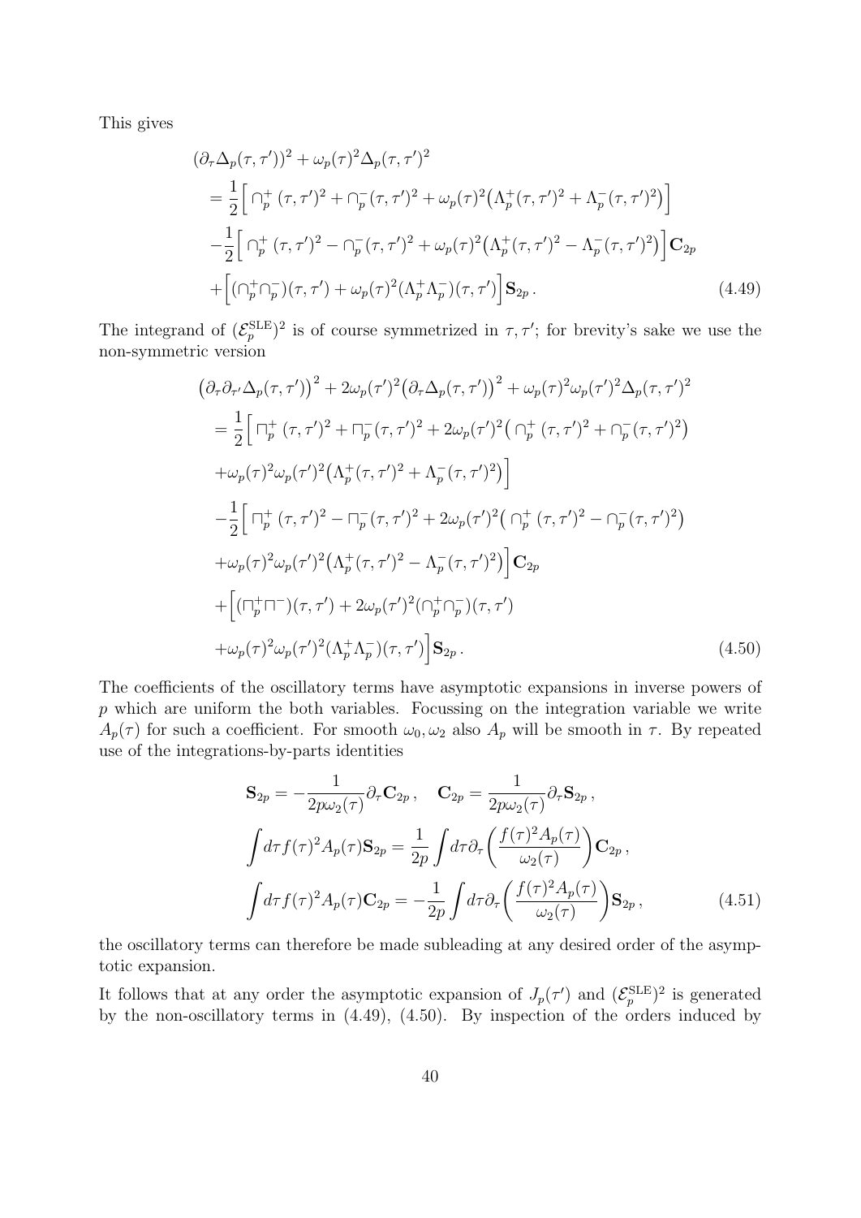This gives

$$
\begin{aligned}
&(\partial_\tau \Delta_p(\tau,\tau'))^2 + \omega_p(\tau)^2 \Delta_p(\tau,\tau')^2 \\
&= \frac{1}{2}\Big[ \cap_p^+(\tau,\tau')^2 + \cap_p^-(\tau,\tau')^2 + \omega_p(\tau)^2\big(\Lambda_p^+(\tau,\tau')^2 + \Lambda_p^-(\tau,\tau')^2\big)\Big] \\
&-\frac{1}{2}\Big[ \cap_p^+(\tau,\tau')^2 - \cap_p^-(\tau,\tau')^2 + \omega_p(\tau)^2\big(\Lambda_p^+(\tau,\tau')^2 - \Lambda_p^-(\tau,\tau')^2\big)\Big]\mathbf{C}_{2p} \\
&+\Big[(\cap_p^+\cap_p^-)(\tau,\tau') + \omega_p(\tau)^2(\Lambda_p^+\Lambda_p^-)(\tau,\tau')\Big]\mathbf{S}_{2p}\,.
\end{aligned}
\tag{4.49}
$$

The integrand of $(\mathcal{E}_p^{\rm SLE})^2$ is of course symmetrized in $\tau, \tau'$; for brevity's sake we use the non-symmetric version

$$
\begin{aligned}
&\big(\partial_\tau \partial_{\tau'} \Delta_p(\tau,\tau')\big)^2 + 2\omega_p(\tau')^2\big(\partial_\tau \Delta_p(\tau,\tau')\big)^2 + \omega_p(\tau)^2\omega_p(\tau')^2\Delta_p(\tau,\tau')^2 \\
&= \frac{1}{2}\Big[ \sqcap_p^+(\tau,\tau')^2 + \sqcap_p^-(\tau,\tau')^2 + 2\omega_p(\tau')^2\big( \cap_p^+(\tau,\tau')^2 + \cap_p^-(\tau,\tau')^2\big) \\
&+\omega_p(\tau)^2\omega_p(\tau')^2\big(\Lambda_p^+(\tau,\tau')^2 + \Lambda_p^-(\tau,\tau')^2\big)\Big] \\
&-\frac{1}{2}\Big[ \sqcap_p^+(\tau,\tau')^2 - \sqcap_p^-(\tau,\tau')^2 + 2\omega_p(\tau')^2\big( \cap_p^+(\tau,\tau')^2 - \cap_p^-(\tau,\tau')^2\big) \\
&+\omega_p(\tau)^2\omega_p(\tau')^2\big(\Lambda_p^+(\tau,\tau')^2 - \Lambda_p^-(\tau,\tau')^2\big)\Big]\mathbf{C}_{2p} \\
&+\Big[(\sqcap_p^+\sqcap^-)(\tau,\tau') + 2\omega_p(\tau')^2(\cap_p^+\cap_p^-)(\tau,\tau') \\
&+\omega_p(\tau)^2\omega_p(\tau')^2(\Lambda_p^+\Lambda_p^-)(\tau,\tau')\Big]\mathbf{S}_{2p}\,.
\end{aligned}
\tag{4.50}
$$

The coefficients of the oscillatory terms have asymptotic expansions in inverse powers of $p$ which are uniform the both variables. Focussing on the integration variable we write $A_p(\tau)$ for such a coefficient. For smooth $\omega_0, \omega_2$ also $A_p$ will be smooth in $\tau$. By repeated use of the integrations-by-parts identities

$$
\begin{aligned}
&\mathbf{S}_{2p} = -\frac{1}{2p\omega_2(\tau)}\partial_\tau \mathbf{C}_{2p}\,, \quad \mathbf{C}_{2p} = \frac{1}{2p\omega_2(\tau)}\partial_\tau \mathbf{S}_{2p}\,, \\
&\int d\tau f(\tau)^2 A_p(\tau)\mathbf{S}_{2p} = \frac{1}{2p}\int d\tau \partial_\tau\Big(\frac{f(\tau)^2 A_p(\tau)}{\omega_2(\tau)}\Big)\mathbf{C}_{2p}\,, \\
&\int d\tau f(\tau)^2 A_p(\tau)\mathbf{C}_{2p} = -\frac{1}{2p}\int d\tau \partial_\tau\Big(\frac{f(\tau)^2 A_p(\tau)}{\omega_2(\tau)}\Big)\mathbf{S}_{2p}\,,
\end{aligned}
\tag{4.51}
$$

the oscillatory terms can therefore be made subleading at any desired order of the asymptotic expansion.

It follows that at any order the asymptotic expansion of $J_p(\tau')$ and $(\mathcal{E}_p^{\rm SLE})^2$ is generated by the non-oscillatory terms in (4.49), (4.50). By inspection of the orders induced by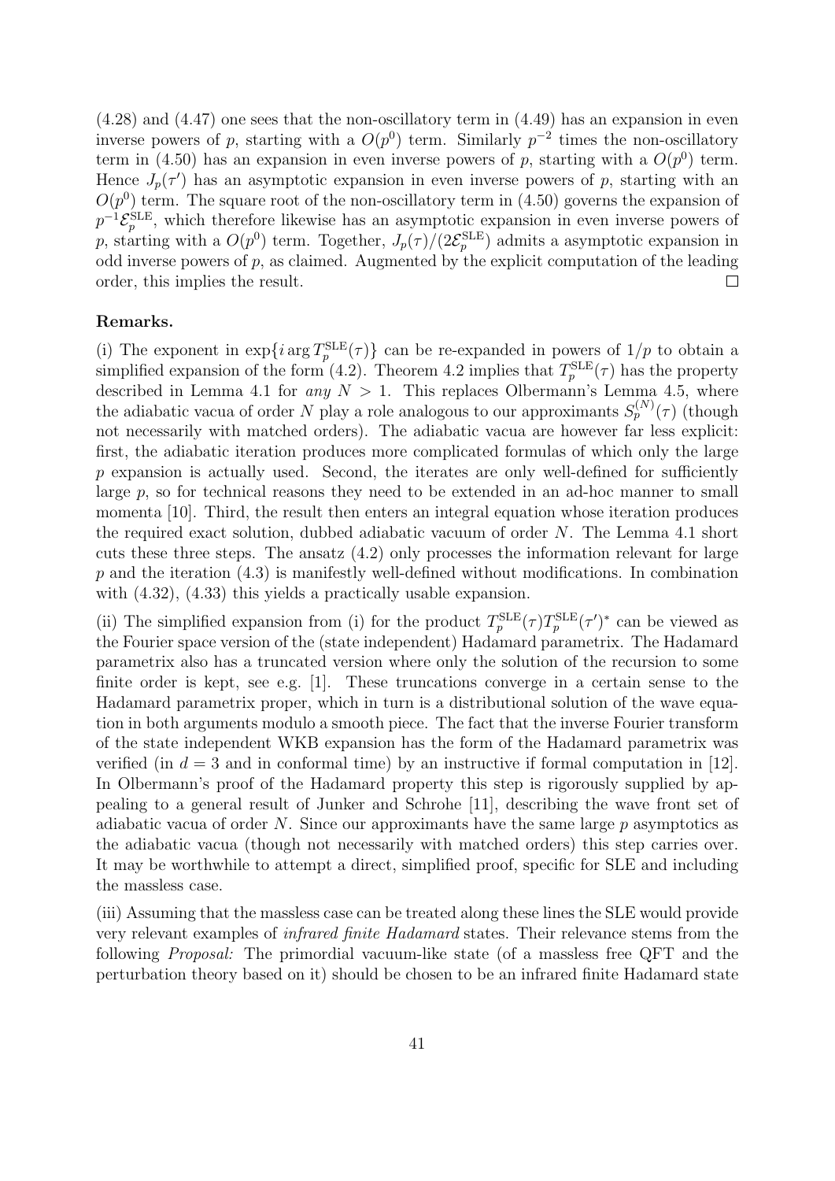(4.28) and (4.47) one sees that the non-oscillatory term in (4.49) has an expansion in even inverse powers of $p$, starting with a $O(p^0)$ term. Similarly $p^{-2}$ times the non-oscillatory term in (4.50) has an expansion in even inverse powers of $p$, starting with a $O(p^0)$ term. Hence $J_p(\tau')$ has an asymptotic expansion in even inverse powers of $p$, starting with an $O(p^0)$ term. The square root of the non-oscillatory term in (4.50) governs the expansion of $p^{-1}\mathcal{E}_p^{\rm SLE}$, which therefore likewise has an asymptotic expansion in even inverse powers of $p$, starting with a $O(p^0)$ term. Together, $J_p(\tau)/(2\mathcal{E}_p^{\rm SLE})$ admits a asymptotic expansion in odd inverse powers of $p$, as claimed. Augmented by the explicit computation of the leading order, this implies the result. □

**Remarks.**

(i) The exponent in $\exp\{i \arg T_p^{\rm SLE}(\tau)\}$ can be re-expanded in powers of $1/p$ to obtain a simplified expansion of the form (4.2). Theorem 4.2 implies that $T_p^{\rm SLE}(\tau)$ has the property described in Lemma 4.1 for *any* $N > 1$. This replaces Olbermann's Lemma 4.5, where the adiabatic vacua of order $N$ play a role analogous to our approximants $S_p^{(N)}(\tau)$ (though not necessarily with matched orders). The adiabatic vacua are however far less explicit: first, the adiabatic iteration produces more complicated formulas of which only the large $p$ expansion is actually used. Second, the iterates are only well-defined for sufficiently large $p$, so for technical reasons they need to be extended in an ad-hoc manner to small momenta [10]. Third, the result then enters an integral equation whose iteration produces the required exact solution, dubbed adiabatic vacuum of order $N$. The Lemma 4.1 short cuts these three steps. The ansatz (4.2) only processes the information relevant for large $p$ and the iteration (4.3) is manifestly well-defined without modifications. In combination with (4.32), (4.33) this yields a practically usable expansion.

(ii) The simplified expansion from (i) for the product $T_p^{\rm SLE}(\tau)T_p^{\rm SLE}(\tau')^*$ can be viewed as the Fourier space version of the (state independent) Hadamard parametrix. The Hadamard parametrix also has a truncated version where only the solution of the recursion to some finite order is kept, see e.g. [1]. These truncations converge in a certain sense to the Hadamard parametrix proper, which in turn is a distributional solution of the wave equation in both arguments modulo a smooth piece. The fact that the inverse Fourier transform of the state independent WKB expansion has the form of the Hadamard parametrix was verified (in $d = 3$ and in conformal time) by an instructive if formal computation in [12]. In Olbermann's proof of the Hadamard property this step is rigorously supplied by appealing to a general result of Junker and Schrohe [11], describing the wave front set of adiabatic vacua of order $N$. Since our approximants have the same large $p$ asymptotics as the adiabatic vacua (though not necessarily with matched orders) this step carries over. It may be worthwhile to attempt a direct, simplified proof, specific for SLE and including the massless case.

(iii) Assuming that the massless case can be treated along these lines the SLE would provide very relevant examples of *infrared finite Hadamard* states. Their relevance stems from the following *Proposal:* The primordial vacuum-like state (of a massless free QFT and the perturbation theory based on it) should be chosen to be an infrared finite Hadamard state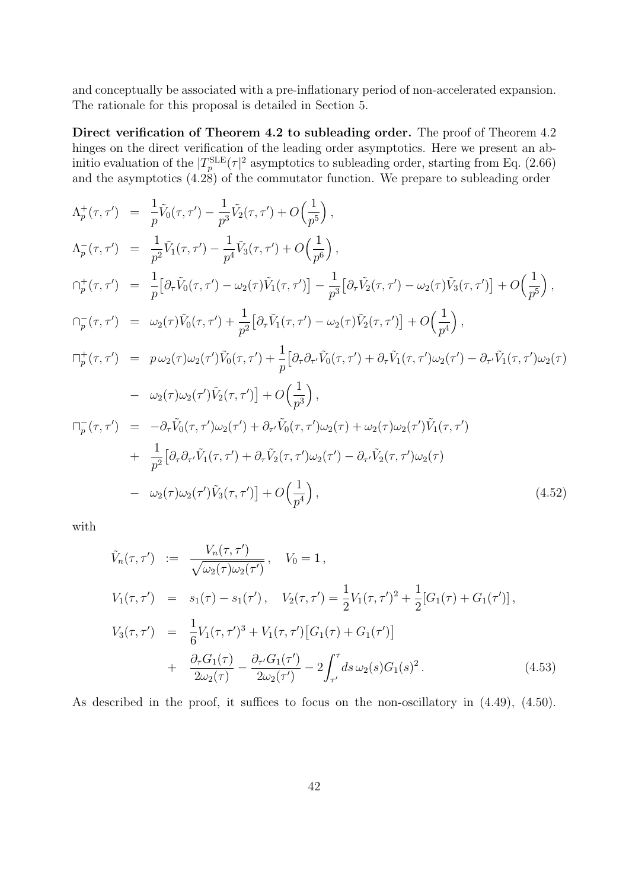and conceptually be associated with a pre-inflationary period of non-accelerated expansion. The rationale for this proposal is detailed in Section 5.

**Direct verification of Theorem 4.2 to subleading order.** The proof of Theorem 4.2 hinges on the direct verification of the leading order asymptotics. Here we present an ab-initio evaluation of the $|T_p^{\rm SLE}(\tau|^2$ asymptotics to subleading order, starting from Eq. (2.66) and the asymptotics (4.28) of the commutator function. We prepare to subleading order

$$
\begin{aligned}
\Lambda_p^+(\tau,\tau') &= \frac{1}{p}\tilde{V}_0(\tau,\tau') - \frac{1}{p^3}\tilde{V}_2(\tau,\tau') + O\Big(\frac{1}{p^5}\Big)\,,\\
\Lambda_p^-(\tau,\tau') &= \frac{1}{p^2}\tilde{V}_1(\tau,\tau') - \frac{1}{p^4}\tilde{V}_3(\tau,\tau') + O\Big(\frac{1}{p^6}\Big)\,,\\
\cap_p^+(\tau,\tau') &= \frac{1}{p}\big[\partial_\tau\tilde{V}_0(\tau,\tau') - \omega_2(\tau)\tilde{V}_1(\tau,\tau')\big] - \frac{1}{p^3}\big[\partial_\tau\tilde{V}_2(\tau,\tau') - \omega_2(\tau)\tilde{V}_3(\tau,\tau')\big] + O\Big(\frac{1}{p^5}\Big)\,,\\
\cap_p^-(\tau,\tau') &= \omega_2(\tau)\tilde{V}_0(\tau,\tau') + \frac{1}{p^2}\big[\partial_\tau\tilde{V}_1(\tau,\tau') - \omega_2(\tau)\tilde{V}_2(\tau,\tau')\big] + O\Big(\frac{1}{p^4}\Big)\,,\\
\sqcap_p^+(\tau,\tau') &= p\,\omega_2(\tau)\omega_2(\tau')\tilde{V}_0(\tau,\tau') + \frac{1}{p}\big[\partial_\tau\partial_{\tau'}\tilde{V}_0(\tau,\tau') + \partial_\tau\tilde{V}_1(\tau,\tau')\omega_2(\tau') - \partial_{\tau'}\tilde{V}_1(\tau,\tau')\omega_2(\tau)\\
&\quad - \omega_2(\tau)\omega_2(\tau')\tilde{V}_2(\tau,\tau')\big] + O\Big(\frac{1}{p^3}\Big)\,,\\
\sqcap_p^-(\tau,\tau') &= -\partial_\tau\tilde{V}_0(\tau,\tau')\omega_2(\tau') + \partial_{\tau'}\tilde{V}_0(\tau,\tau')\omega_2(\tau) + \omega_2(\tau)\omega_2(\tau')\tilde{V}_1(\tau,\tau')\\
&\quad + \frac{1}{p^2}\big[\partial_\tau\partial_{\tau'}\tilde{V}_1(\tau,\tau') + \partial_\tau\tilde{V}_2(\tau,\tau')\omega_2(\tau') - \partial_{\tau'}\tilde{V}_2(\tau,\tau')\omega_2(\tau)\\
&\quad - \omega_2(\tau)\omega_2(\tau')\tilde{V}_3(\tau,\tau')\big] + O\Big(\frac{1}{p^4}\Big)\,,
\end{aligned}
\tag{4.52}
$$

with

$$
\begin{aligned}
\tilde{V}_n(\tau,\tau') &:= \frac{V_n(\tau,\tau')}{\sqrt{\omega_2(\tau)\omega_2(\tau')}}\,,\quad V_0 = 1\,,\\
V_1(\tau,\tau') &= s_1(\tau) - s_1(\tau')\,,\quad V_2(\tau,\tau') = \frac{1}{2}V_1(\tau,\tau')^2 + \frac{1}{2}[G_1(\tau) + G_1(\tau')]\,,\\
V_3(\tau,\tau') &= \frac{1}{6}V_1(\tau,\tau')^3 + V_1(\tau,\tau')\big[G_1(\tau) + G_1(\tau')\big]\\
&\quad + \frac{\partial_\tau G_1(\tau)}{2\omega_2(\tau)} - \frac{\partial_{\tau'}G_1(\tau')}{2\omega_2(\tau')} - 2\int_{\tau'}^{\tau} ds\,\omega_2(s)G_1(s)^2\,.
\end{aligned}
\tag{4.53}
$$

As described in the proof, it suffices to focus on the non-oscillatory in (4.49), (4.50).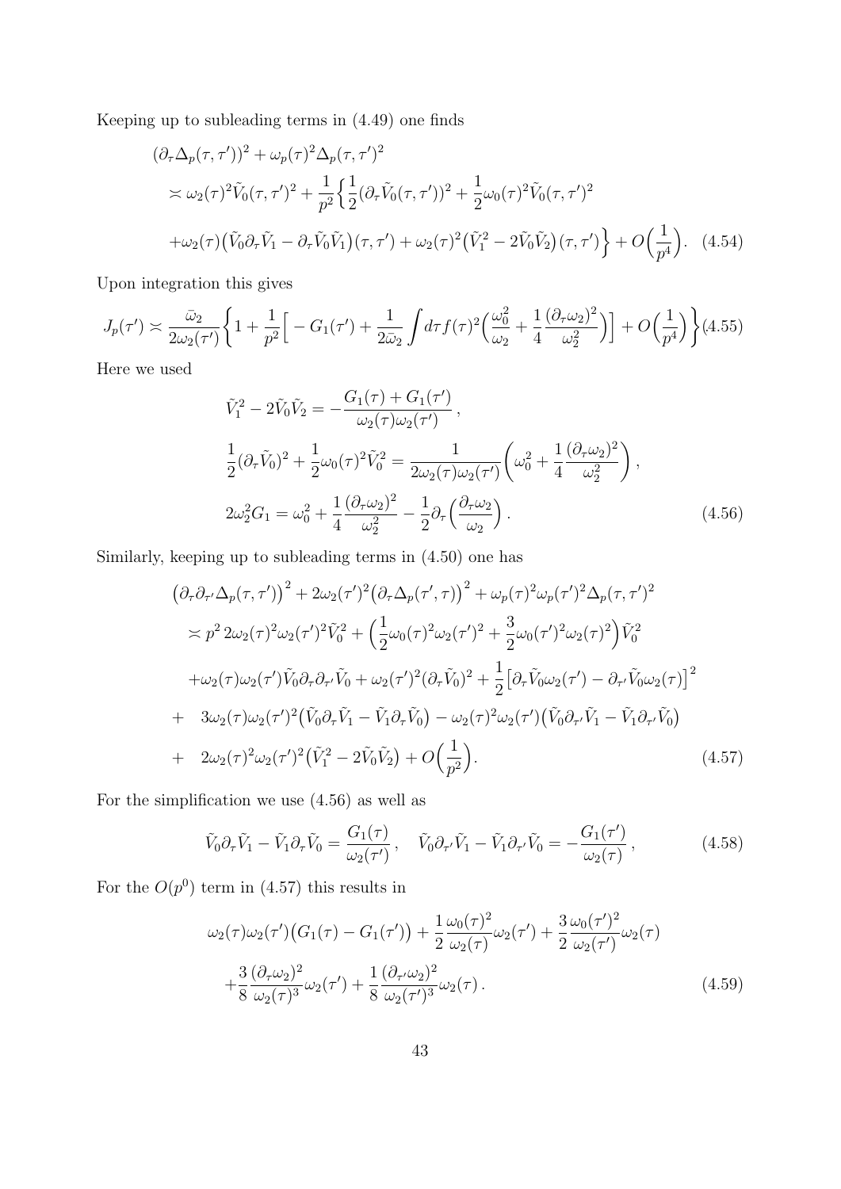Keeping up to subleading terms in (4.49) one finds

$$
\begin{aligned}
&(\partial_\tau \Delta_p(\tau,\tau'))^2 + \omega_p(\tau)^2 \Delta_p(\tau,\tau')^2 \\
&\asymp \omega_2(\tau)^2 \tilde{V}_0(\tau,\tau')^2 + \frac{1}{p^2}\Big\{ \frac{1}{2}(\partial_\tau \tilde{V}_0(\tau,\tau'))^2 + \frac{1}{2}\omega_0(\tau)^2 \tilde{V}_0(\tau,\tau')^2 \\
&+\omega_2(\tau)\big(\tilde{V}_0 \partial_\tau \tilde{V}_1 - \partial_\tau \tilde{V}_0 \tilde{V}_1\big)(\tau,\tau') + \omega_2(\tau)^2 \big(\tilde{V}_1^2 - 2\tilde{V}_0\tilde{V}_2\big)(\tau,\tau')\Big\} + O\Big(\frac{1}{p^4}\Big). \quad (4.54)
\end{aligned}
$$

Upon integration this gives

$$
J_p(\tau') \asymp \frac{\bar{\omega}_2}{2\omega_2(\tau')}\bigg\{ 1 + \frac{1}{p^2}\Big[ -G_1(\tau') + \frac{1}{2\bar{\omega}_2}\int d\tau f(\tau)^2 \Big(\frac{\omega_0^2}{\omega_2} + \frac{1}{4}\frac{(\partial_\tau \omega_2)^2}{\omega_2^2}\Big)\Big] + O\Big(\frac{1}{p^4}\Big)\bigg\} \quad (4.55)
$$

Here we used

$$
\begin{aligned}
&\tilde{V}_1^2 - 2\tilde{V}_0\tilde{V}_2 = -\frac{G_1(\tau)+G_1(\tau')}{\omega_2(\tau)\omega_2(\tau')}\,, \\
&\frac{1}{2}(\partial_\tau \tilde{V}_0)^2 + \frac{1}{2}\omega_0(\tau)^2 \tilde{V}_0^2 = \frac{1}{2\omega_2(\tau)\omega_2(\tau')}\bigg(\omega_0^2 + \frac{1}{4}\frac{(\partial_\tau \omega_2)^2}{\omega_2^2}\bigg)\,, \\
&2\omega_2^2 G_1 = \omega_0^2 + \frac{1}{4}\frac{(\partial_\tau\omega_2)^2}{\omega_2^2} - \frac{1}{2}\partial_\tau\Big(\frac{\partial_\tau\omega_2}{\omega_2}\Big)\,. \qquad (4.56)
\end{aligned}
$$

Similarly, keeping up to subleading terms in (4.50) one has

$$
\begin{aligned}
&\big(\partial_\tau\partial_{\tau'}\Delta_p(\tau,\tau')\big)^2 + 2\omega_2(\tau')^2\big(\partial_\tau \Delta_p(\tau',\tau)\big)^2 + \omega_p(\tau)^2\omega_p(\tau')^2\Delta_p(\tau,\tau')^2 \\
&\asymp p^2\, 2\omega_2(\tau)^2\omega_2(\tau')^2\tilde{V}_0^2 + \Big(\frac{1}{2}\omega_0(\tau)^2\omega_2(\tau')^2 + \frac{3}{2}\omega_0(\tau')^2\omega_2(\tau)^2\Big)\tilde{V}_0^2 \\
&+\omega_2(\tau)\omega_2(\tau')\tilde{V}_0\partial_\tau\partial_{\tau'}\tilde{V}_0 + \omega_2(\tau')^2(\partial_\tau\tilde{V}_0)^2 + \frac{1}{2}\big[\partial_\tau\tilde{V}_0\omega_2(\tau') - \partial_{\tau'}\tilde{V}_0\omega_2(\tau)\big]^2 \\
&+ \quad 3\omega_2(\tau)\omega_2(\tau')^2\big(\tilde{V}_0\partial_\tau\tilde{V}_1 - \tilde{V}_1\partial_\tau\tilde{V}_0\big) - \omega_2(\tau)^2\omega_2(\tau')\big(\tilde{V}_0\partial_{\tau'}\tilde{V}_1 - \tilde{V}_1\partial_{\tau'}\tilde{V}_0\big) \\
&+ \quad 2\omega_2(\tau)^2\omega_2(\tau')^2\big(\tilde{V}_1^2 - 2\tilde{V}_0\tilde{V}_2\big) + O\Big(\frac{1}{p^2}\Big). \qquad (4.57)
\end{aligned}
$$

For the simplification we use (4.56) as well as

$$
\tilde{V}_0\partial_\tau\tilde{V}_1 - \tilde{V}_1\partial_\tau\tilde{V}_0 = \frac{G_1(\tau)}{\omega_2(\tau')}\,,\quad \tilde{V}_0\partial_{\tau'}\tilde{V}_1 - \tilde{V}_1\partial_{\tau'}\tilde{V}_0 = -\frac{G_1(\tau')}{\omega_2(\tau)}\,, \qquad (4.58)
$$

For the $O(p^0)$ term in (4.57) this results in

$$
\begin{aligned}
&\omega_2(\tau)\omega_2(\tau')\big(G_1(\tau) - G_1(\tau')\big) + \frac{1}{2}\frac{\omega_0(\tau)^2}{\omega_2(\tau)}\omega_2(\tau') + \frac{3}{2}\frac{\omega_0(\tau')^2}{\omega_2(\tau')}\omega_2(\tau) \\
&+\frac{3}{8}\frac{(\partial_\tau\omega_2)^2}{\omega_2(\tau)^3}\omega_2(\tau') + \frac{1}{8}\frac{(\partial_{\tau'}\omega_2)^2}{\omega_2(\tau')^3}\omega_2(\tau)\,. \qquad (4.59)
\end{aligned}
$$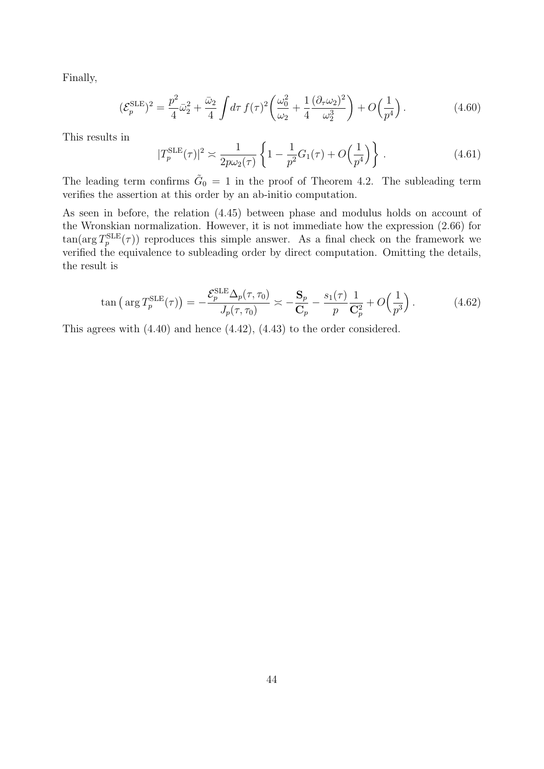Finally,

$$(\mathcal{E}_p^{\rm SLE})^2 = \frac{p^2}{4}\bar{\omega}_2^2 + \frac{\bar{\omega}_2}{4}\int d\tau\, f(\tau)^2 \bigg( \frac{\omega_0^2}{\omega_2} + \frac{1}{4}\frac{(\partial_\tau \omega_2)^2}{\omega_2^3} \bigg) + O\Big(\frac{1}{p^4}\Big)\,. \tag{4.60}$$

This results in

$$|T_p^{\rm SLE}(\tau)|^2 \asymp \frac{1}{2p\omega_2(\tau)} \left\{ 1 - \frac{1}{p^2} G_1(\tau) + O\Big(\frac{1}{p^4}\Big) \right\}\,. \tag{4.61}$$

The leading term confirms $\tilde{G}_0 = 1$ in the proof of Theorem 4.2. The subleading term verifies the assertion at this order by an ab-initio computation.

As seen in before, the relation (4.45) between phase and modulus holds on account of the Wronskian normalization. However, it is not immediate how the expression (2.66) for $\tan(\arg T_p^{\rm SLE}(\tau))$ reproduces this simple answer. As a final check on the framework we verified the equivalence to subleading order by direct computation. Omitting the details, the result is

$$\tan\big(\arg T_p^{\rm SLE}(\tau)\big) = -\frac{\mathcal{E}_p^{\rm SLE}\Delta_p(\tau,\tau_0)}{J_p(\tau,\tau_0)} \asymp -\frac{\mathbf{S}_p}{\mathbf{C}_p} - \frac{s_1(\tau)}{p}\frac{1}{\mathbf{C}_p^2} + O\Big(\frac{1}{p^3}\Big)\,. \tag{4.62}$$

This agrees with (4.40) and hence (4.42), (4.43) to the order considered.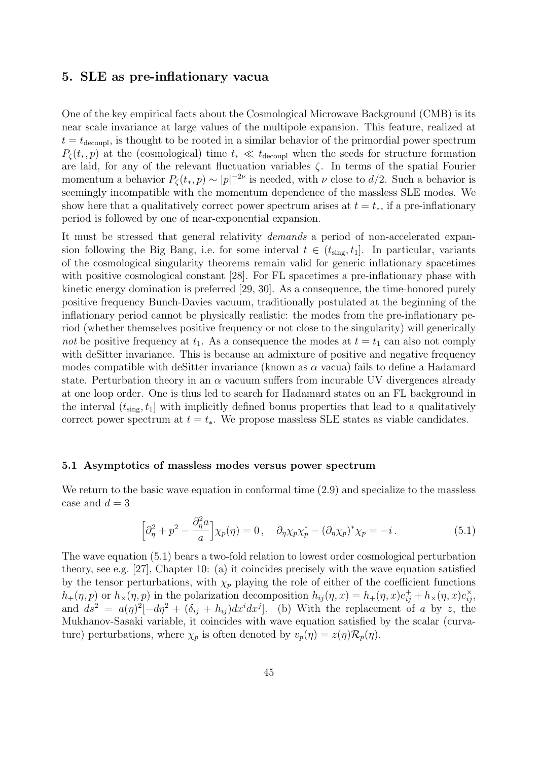## 5. SLE as pre-inflationary vacua

One of the key empirical facts about the Cosmological Microwave Background (CMB) is its near scale invariance at large values of the multipole expansion. This feature, realized at $t = t_{\rm decoupl}$, is thought to be rooted in a similar behavior of the primordial power spectrum $P_\zeta(t_*, p)$ at the (cosmological) time $t_* \ll t_{\rm decoupl}$ when the seeds for structure formation are laid, for any of the relevant fluctuation variables $\zeta$. In terms of the spatial Fourier momentum a behavior $P_\zeta(t_*, p) \sim |p|^{-2\nu}$ is needed, with $\nu$ close to $d/2$. Such a behavior is seemingly incompatible with the momentum dependence of the massless SLE modes. We show here that a qualitatively correct power spectrum arises at $t = t_*$, if a pre-inflationary period is followed by one of near-exponential expansion.

It must be stressed that general relativity *demands* a period of non-accelerated expansion following the Big Bang, i.e. for some interval $t \in (t_{\rm sing}, t_1]$. In particular, variants of the cosmological singularity theorems remain valid for generic inflationary spacetimes with positive cosmological constant [28]. For FL spacetimes a pre-inflationary phase with kinetic energy domination is preferred [29, 30]. As a consequence, the time-honored purely positive frequency Bunch-Davies vacuum, traditionally postulated at the beginning of the inflationary period cannot be physically realistic: the modes from the pre-inflationary period (whether themselves positive frequency or not close to the singularity) will generically *not* be positive frequency at $t_1$. As a consequence the modes at $t = t_1$ can also not comply with deSitter invariance. This is because an admixture of positive and negative frequency modes compatible with deSitter invariance (known as $\alpha$ vacua) fails to define a Hadamard state. Perturbation theory in an $\alpha$ vacuum suffers from incurable UV divergences already at one loop order. One is thus led to search for Hadamard states on an FL background in the interval $(t_{\rm sing}, t_1]$ with implicitly defined bonus properties that lead to a qualitatively correct power spectrum at $t = t_*$. We propose massless SLE states as viable candidates.

### 5.1 Asymptotics of massless modes versus power spectrum

We return to the basic wave equation in conformal time (2.9) and specialize to the massless case and $d = 3$

$$\Big[\partial_\eta^2 + p^2 - \frac{\partial_\eta^2 a}{a}\Big]\chi_p(\eta) = 0\,, \quad \partial_\eta \chi_p \chi_p^* - (\partial_\eta \chi_p)^* \chi_p = -i\,. \tag{5.1}$$

The wave equation (5.1) bears a two-fold relation to lowest order cosmological perturbation theory, see e.g. [27], Chapter 10: (a) it coincides precisely with the wave equation satisfied by the tensor perturbations, with $\chi_p$ playing the role of either of the coefficient functions $h_+(\eta, p)$ or $h_\times(\eta, p)$ in the polarization decomposition $h_{ij}(\eta, x) = h_+(\eta, x)e^+_{ij} + h_\times(\eta, x)e^\times_{ij}$, and $ds^2 = a(\eta)^2[-d\eta^2 + (\delta_{ij} + h_{ij})dx^i dx^j]$. (b) With the replacement of $a$ by $z$, the Mukhanov-Sasaki variable, it coincides with wave equation satisfied by the scalar (curvature) perturbations, where $\chi_p$ is often denoted by $v_p(\eta) = z(\eta)\mathcal{R}_p(\eta)$.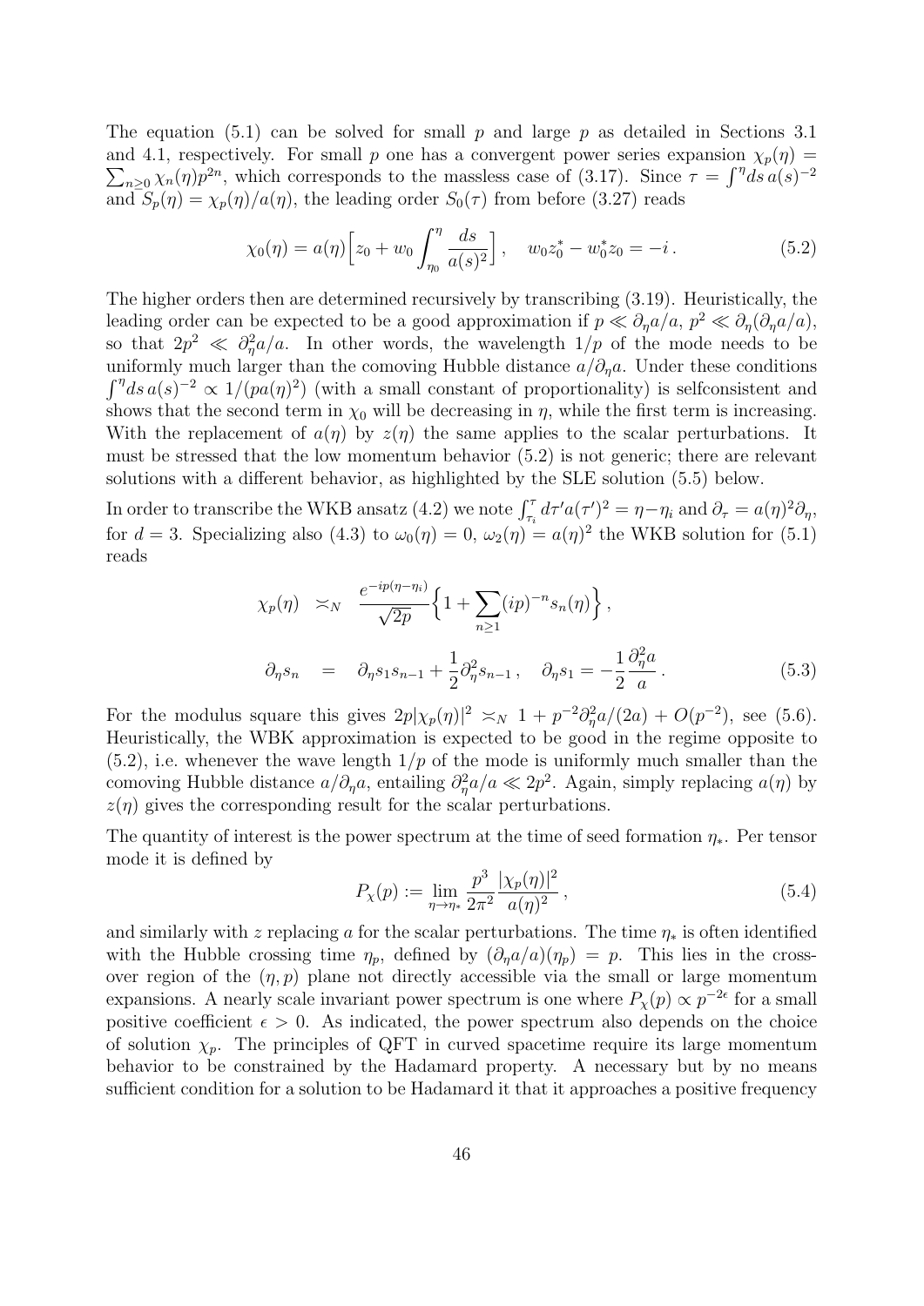The equation (5.1) can be solved for small $p$ and large $p$ as detailed in Sections 3.1 and 4.1, respectively. For small $p$ one has a convergent power series expansion $\chi_p(\eta) = \sum_{n\geq 0} \chi_n(\eta) p^{2n}$, which corresponds to the massless case of (3.17). Since $\tau = \int^\eta ds\, a(s)^{-2}$ and $S_p(\eta) = \chi_p(\eta)/a(\eta)$, the leading order $S_0(\tau)$ from before (3.27) reads

$$\chi_0(\eta) = a(\eta)\Big[ z_0 + w_0 \int_{\eta_0}^{\eta} \frac{ds}{a(s)^2}\Big]\,, \quad w_0 z_0^* - w_0^* z_0 = -i\,. \tag{5.2}$$

The higher orders then are determined recursively by transcribing (3.19). Heuristically, the leading order can be expected to be a good approximation if $p \ll \partial_\eta a/a$, $p^2 \ll \partial_\eta(\partial_\eta a/a)$, so that $2p^2 \ll \partial_\eta^2 a/a$. In other words, the wavelength $1/p$ of the mode needs to be uniformly much larger than the comoving Hubble distance $a/\partial_\eta a$. Under these conditions $\int^\eta ds\, a(s)^{-2} \propto 1/(pa(\eta)^2)$ (with a small constant of proportionality) is selfconsistent and shows that the second term in $\chi_0$ will be decreasing in $\eta$, while the first term is increasing. With the replacement of $a(\eta)$ by $z(\eta)$ the same applies to the scalar perturbations. It must be stressed that the low momentum behavior (5.2) is not generic; there are relevant solutions with a different behavior, as highlighted by the SLE solution (5.5) below.

In order to transcribe the WKB ansatz (4.2) we note $\int_{\tau_i}^{\tau} d\tau' a(\tau')^2 = \eta - \eta_i$ and $\partial_\tau = a(\eta)^2 \partial_\eta$, for $d = 3$. Specializing also (4.3) to $\omega_0(\eta) = 0$, $\omega_2(\eta) = a(\eta)^2$ the WKB solution for (5.1) reads

$$\begin{aligned}
\chi_p(\eta) \;&\asymp_N\; \frac{e^{-ip(\eta-\eta_i)}}{\sqrt{2p}} \Big\{ 1 + \sum_{n\geq 1} (ip)^{-n} s_n(\eta) \Big\}\,, \\
\partial_\eta s_n \;&=\; \partial_\eta s_1 s_{n-1} + \frac{1}{2}\partial_\eta^2 s_{n-1}\,, \quad \partial_\eta s_1 = -\frac{1}{2}\frac{\partial_\eta^2 a}{a}\,.
\end{aligned} \tag{5.3}$$

For the modulus square this gives $2p|\chi_p(\eta)|^2 \asymp_N 1 + p^{-2}\partial_\eta^2 a/(2a) + O(p^{-2})$, see (5.6). Heuristically, the WBK approximation is expected to be good in the regime opposite to (5.2), i.e. whenever the wave length $1/p$ of the mode is uniformly much smaller than the comoving Hubble distance $a/\partial_\eta a$, entailing $\partial_\eta^2 a/a \ll 2p^2$. Again, simply replacing $a(\eta)$ by $z(\eta)$ gives the corresponding result for the scalar perturbations.

The quantity of interest is the power spectrum at the time of seed formation $\eta_*$. Per tensor mode it is defined by

$$P_\chi(p) := \lim_{\eta \to \eta_*} \frac{p^3}{2\pi^2} \frac{|\chi_p(\eta)|^2}{a(\eta)^2}\,, \tag{5.4}$$

and similarly with $z$ replacing $a$ for the scalar perturbations. The time $\eta_*$ is often identified with the Hubble crossing time $\eta_p$, defined by $(\partial_\eta a/a)(\eta_p) = p$. This lies in the cross-over region of the $(\eta, p)$ plane not directly accessible via the small or large momentum expansions. A nearly scale invariant power spectrum is one where $P_\chi(p) \propto p^{-2\epsilon}$ for a small positive coefficient $\epsilon > 0$. As indicated, the power spectrum also depends on the choice of solution $\chi_p$. The principles of QFT in curved spacetime require its large momentum behavior to be constrained by the Hadamard property. A necessary but by no means sufficient condition for a solution to be Hadamard it that it approaches a positive frequency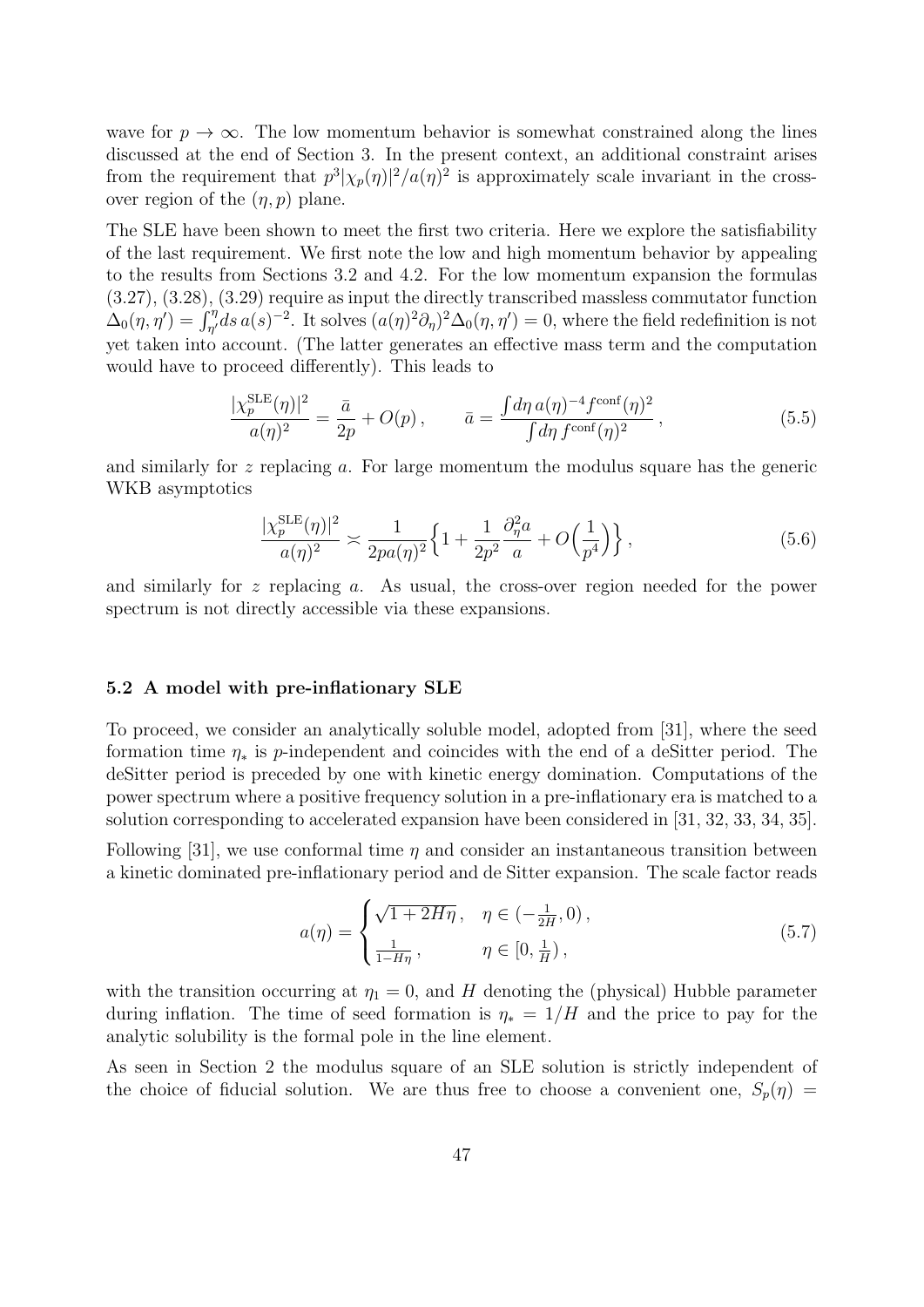wave for $p \to \infty$. The low momentum behavior is somewhat constrained along the lines discussed at the end of Section 3. In the present context, an additional constraint arises from the requirement that $p^3|\chi_p(\eta)|^2/a(\eta)^2$ is approximately scale invariant in the cross-over region of the $(\eta, p)$ plane.

The SLE have been shown to meet the first two criteria. Here we explore the satisfiability of the last requirement. We first note the low and high momentum behavior by appealing to the results from Sections 3.2 and 4.2. For the low momentum expansion the formulas (3.27), (3.28), (3.29) require as input the directly transcribed massless commutator function $\Delta_0(\eta, \eta') = \int_{\eta'}^{\eta} ds\, a(s)^{-2}$. It solves $(a(\eta)^2\partial_\eta)^2\Delta_0(\eta, \eta') = 0$, where the field redefinition is not yet taken into account. (The latter generates an effective mass term and the computation would have to proceed differently). This leads to

$$\frac{|\chi_p^{\rm SLE}(\eta)|^2}{a(\eta)^2} = \frac{\bar{a}}{2p} + O(p)\,, \qquad \bar{a} = \frac{\int d\eta\, a(\eta)^{-4} f^{\rm conf}(\eta)^2}{\int d\eta\, f^{\rm conf}(\eta)^2}\,, \tag{5.5}$$

and similarly for $z$ replacing $a$. For large momentum the modulus square has the generic WKB asymptotics

$$\frac{|\chi_p^{\rm SLE}(\eta)|^2}{a(\eta)^2} \asymp \frac{1}{2pa(\eta)^2}\Big\{1 + \frac{1}{2p^2}\frac{\partial_\eta^2 a}{a} + O\Big(\frac{1}{p^4}\Big)\Big\}\,, \tag{5.6}$$

and similarly for $z$ replacing $a$. As usual, the cross-over region needed for the power spectrum is not directly accessible via these expansions.

### 5.2 A model with pre-inflationary SLE

To proceed, we consider an analytically soluble model, adopted from [31], where the seed formation time $\eta_*$ is $p$-independent and coincides with the end of a deSitter period. The deSitter period is preceded by one with kinetic energy domination. Computations of the power spectrum where a positive frequency solution in a pre-inflationary era is matched to a solution corresponding to accelerated expansion have been considered in [31, 32, 33, 34, 35].

Following [31], we use conformal time $\eta$ and consider an instantaneous transition between a kinetic dominated pre-inflationary period and de Sitter expansion. The scale factor reads

$$a(\eta) = \begin{cases} \sqrt{1 + 2H\eta}\,, & \eta \in (-\frac{1}{2H}, 0)\,, \\ \frac{1}{1 - H\eta}\,, & \eta \in [0, \frac{1}{H})\,, \end{cases} \tag{5.7}$$

with the transition occurring at $\eta_1 = 0$, and $H$ denoting the (physical) Hubble parameter during inflation. The time of seed formation is $\eta_* = 1/H$ and the price to pay for the analytic solubility is the formal pole in the line element.

As seen in Section 2 the modulus square of an SLE solution is strictly independent of the choice of fiducial solution. We are thus free to choose a convenient one, $S_p(\eta) =$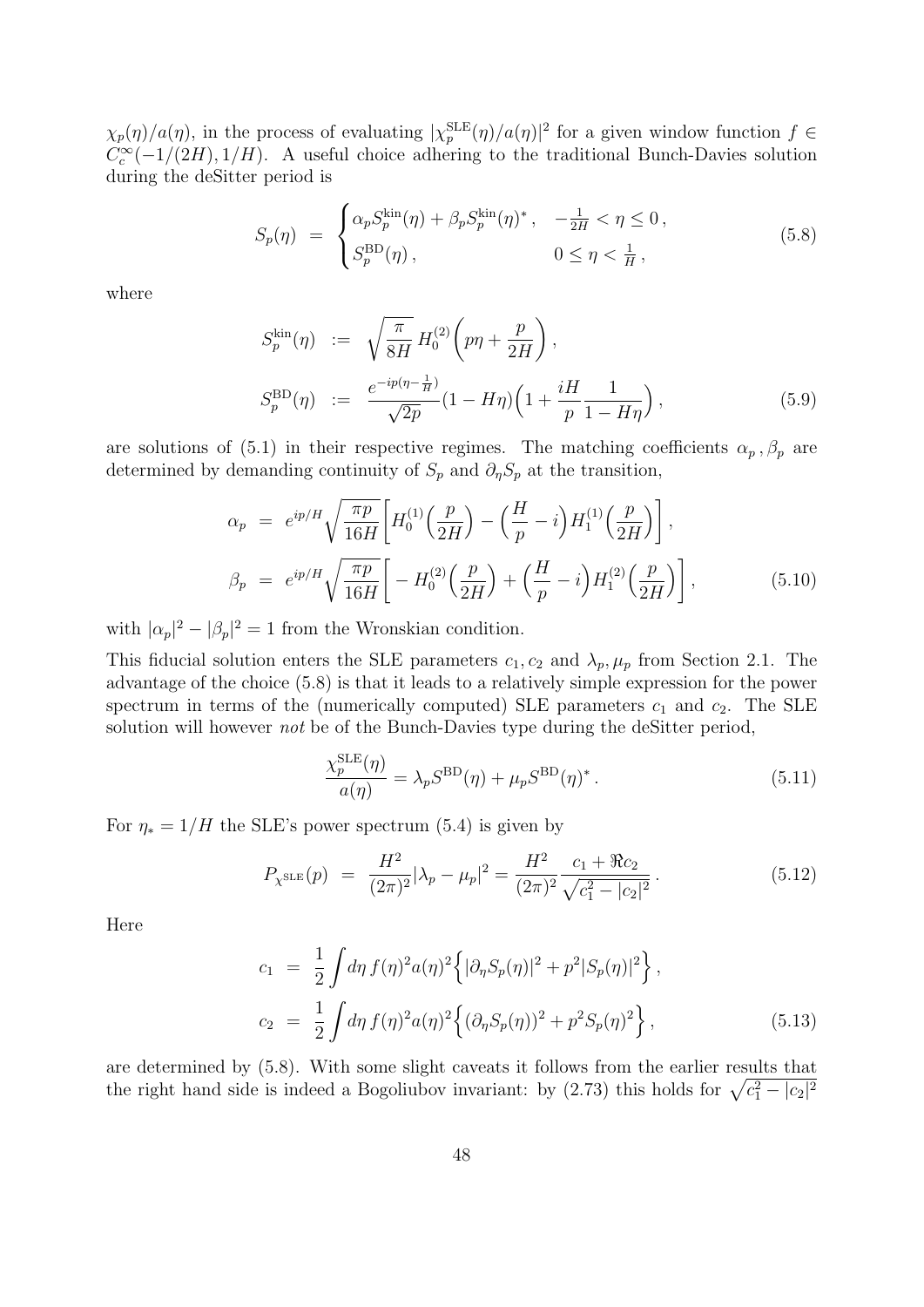$\chi_p(\eta)/a(\eta)$, in the process of evaluating $|\chi_p^{\rm SLE}(\eta)/a(\eta)|^2$ for a given window function $f \in C_c^\infty(-1/(2H), 1/H)$. A useful choice adhering to the traditional Bunch-Davies solution during the deSitter period is

$$
S_p(\eta) \;=\; \begin{cases} \alpha_p S_p^{\rm kin}(\eta) + \beta_p S_p^{\rm kin}(\eta)^* \,, & -\frac{1}{2H} < \eta \leq 0 \,, \\ S_p^{\rm BD}(\eta) \,, & 0 \leq \eta < \frac{1}{H} \,, \end{cases} \tag{5.8}
$$

where

$$
\begin{aligned}
S_p^{\rm kin}(\eta) &:= \sqrt{\frac{\pi}{8H}}\, H_0^{(2)}\Big(p\eta + \frac{p}{2H}\Big) \,, \\
S_p^{\rm BD}(\eta) &:= \frac{e^{-ip(\eta - \frac{1}{H})}}{\sqrt{2p}} (1 - H\eta)\Big(1 + \frac{iH}{p}\frac{1}{1 - H\eta}\Big) \,,
\end{aligned} \tag{5.9}
$$

are solutions of (5.1) in their respective regimes. The matching coefficients $\alpha_p\,, \beta_p$ are determined by demanding continuity of $S_p$ and $\partial_\eta S_p$ at the transition,

$$
\begin{aligned}
\alpha_p &= e^{ip/H}\sqrt{\frac{\pi p}{16H}}\bigg[H_0^{(1)}\Big(\frac{p}{2H}\Big) - \Big(\frac{H}{p} - i\Big) H_1^{(1)}\Big(\frac{p}{2H}\Big)\bigg] \,, \\
\beta_p &= e^{ip/H}\sqrt{\frac{\pi p}{16H}}\bigg[-H_0^{(2)}\Big(\frac{p}{2H}\Big) + \Big(\frac{H}{p} - i\Big) H_1^{(2)}\Big(\frac{p}{2H}\Big)\bigg] \,,
\end{aligned} \tag{5.10}
$$

with $|\alpha_p|^2 - |\beta_p|^2 = 1$ from the Wronskian condition.

This fiducial solution enters the SLE parameters $c_1, c_2$ and $\lambda_p, \mu_p$ from Section 2.1. The advantage of the choice (5.8) is that it leads to a relatively simple expression for the power spectrum in terms of the (numerically computed) SLE parameters $c_1$ and $c_2$. The SLE solution will however *not* be of the Bunch-Davies type during the deSitter period,

$$
\frac{\chi_p^{\rm SLE}(\eta)}{a(\eta)} = \lambda_p S^{\rm BD}(\eta) + \mu_p S^{\rm BD}(\eta)^* \,. \tag{5.11}
$$

For $\eta_* = 1/H$ the SLE's power spectrum (5.4) is given by

$$
P_{\chi^{\rm SLE}}(p) \;=\; \frac{H^2}{(2\pi)^2}|\lambda_p - \mu_p|^2 = \frac{H^2}{(2\pi)^2}\frac{c_1 + \Re c_2}{\sqrt{c_1^2 - |c_2|^2}} \,. \tag{5.12}
$$

Here

$$
\begin{aligned}
c_1 &= \frac{1}{2}\int d\eta\, f(\eta)^2 a(\eta)^2 \Big\{ |\partial_\eta S_p(\eta)|^2 + p^2 |S_p(\eta)|^2 \Big\} \,, \\
c_2 &= \frac{1}{2}\int d\eta\, f(\eta)^2 a(\eta)^2 \Big\{ (\partial_\eta S_p(\eta))^2 + p^2 S_p(\eta)^2 \Big\} \,,
\end{aligned} \tag{5.13}
$$

are determined by (5.8). With some slight caveats it follows from the earlier results that the right hand side is indeed a Bogoliubov invariant: by (2.73) this holds for $\sqrt{c_1^2 - |c_2|^2}$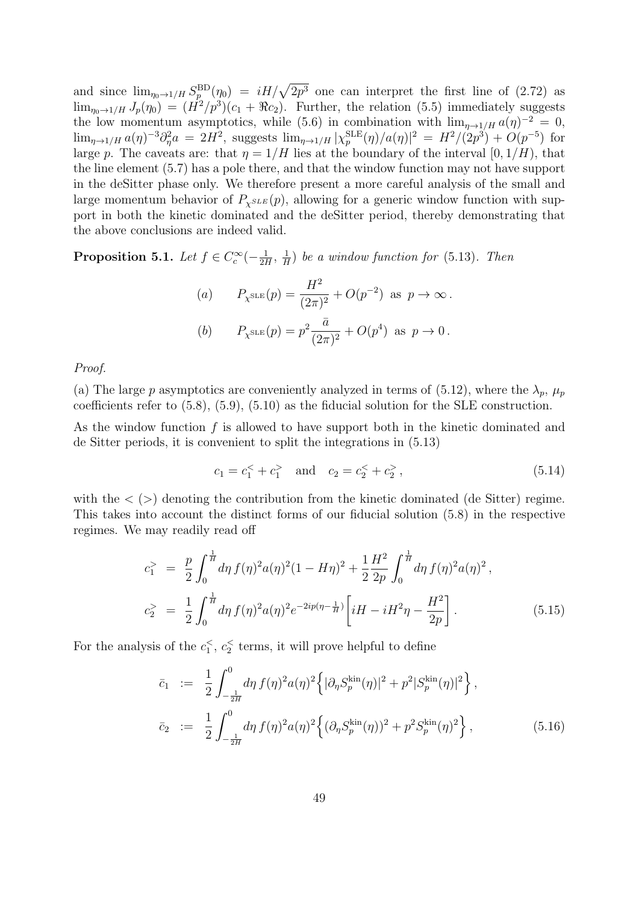and since $\lim_{\eta_0 \to 1/H} S_p^{\rm BD}(\eta_0) = iH/\sqrt{2p^3}$ one can interpret the first line of (2.72) as $\lim_{\eta_0 \to 1/H} J_p(\eta_0) = (H^2/p^3)(c_1 + \Re c_2)$. Further, the relation (5.5) immediately suggests the low momentum asymptotics, while (5.6) in combination with $\lim_{\eta \to 1/H} a(\eta)^{-2} = 0$, $\lim_{\eta \to 1/H} a(\eta)^{-3} \partial_\eta^2 a = 2H^2$, suggests $\lim_{\eta \to 1/H} |\chi_p^{\rm SLE}(\eta)/a(\eta)|^2 = H^2/(2p^3) + O(p^{-5})$ for large $p$. The caveats are: that $\eta = 1/H$ lies at the boundary of the interval $[0, 1/H)$, that the line element (5.7) has a pole there, and that the window function may not have support in the deSitter phase only. We therefore present a more careful analysis of the small and large momentum behavior of $P_{\chi^{SLE}}(p)$, allowing for a generic window function with support in both the kinetic dominated and the deSitter period, thereby demonstrating that the above conclusions are indeed valid.

**Proposition 5.1.** *Let $f \in C_c^\infty(-\frac{1}{2H}, \frac{1}{H})$ be a window function for (5.13). Then*

$$(a) \qquad P_{\chi^{\rm SLE}}(p) = \frac{H^2}{(2\pi)^2} + O(p^{-2}) \;\; \text{as} \;\; p \to \infty\,.$$

$$(b) \qquad P_{\chi^{\rm SLE}}(p) = p^2 \frac{\bar{a}}{(2\pi)^2} + O(p^4) \;\; \text{as} \;\; p \to 0\,.$$

*Proof.*

(a) The large $p$ asymptotics are conveniently analyzed in terms of (5.12), where the $\lambda_p$, $\mu_p$ coefficients refer to (5.8), (5.9), (5.10) as the fiducial solution for the SLE construction.

As the window function $f$ is allowed to have support both in the kinetic dominated and de Sitter periods, it is convenient to split the integrations in (5.13)

$$c_1 = c_1^< + c_1^> \quad \text{and} \quad c_2 = c_2^< + c_2^>\,, \tag{5.14}$$

with the $<$ ($>$) denoting the contribution from the kinetic dominated (de Sitter) regime. This takes into account the distinct forms of our fiducial solution (5.8) in the respective regimes. We may readily read off

$$\begin{aligned}
c_1^> &= \frac{p}{2} \int_0^{\frac{1}{H}} d\eta\, f(\eta)^2 a(\eta)^2 (1 - H\eta)^2 + \frac{1}{2} \frac{H^2}{2p} \int_0^{\frac{1}{H}} d\eta\, f(\eta)^2 a(\eta)^2\,, \\
c_2^> &= \frac{1}{2} \int_0^{\frac{1}{H}} d\eta\, f(\eta)^2 a(\eta)^2 e^{-2ip(\eta - \frac{1}{H})} \bigg[ iH - iH^2\eta - \frac{H^2}{2p} \bigg]\,.
\end{aligned} \tag{5.15}$$

For the analysis of the $c_1^<$, $c_2^<$ terms, it will prove helpful to define

$$\begin{aligned}
\bar{c}_1 &:= \frac{1}{2} \int_{-\frac{1}{2H}}^0 d\eta\, f(\eta)^2 a(\eta)^2 \Big\{ |\partial_\eta S_p^{\rm kin}(\eta)|^2 + p^2 |S_p^{\rm kin}(\eta)|^2 \Big\}\,, \\
\bar{c}_2 &:= \frac{1}{2} \int_{-\frac{1}{2H}}^0 d\eta\, f(\eta)^2 a(\eta)^2 \Big\{ (\partial_\eta S_p^{\rm kin}(\eta))^2 + p^2 S_p^{\rm kin}(\eta)^2 \Big\}\,,
\end{aligned} \tag{5.16}$$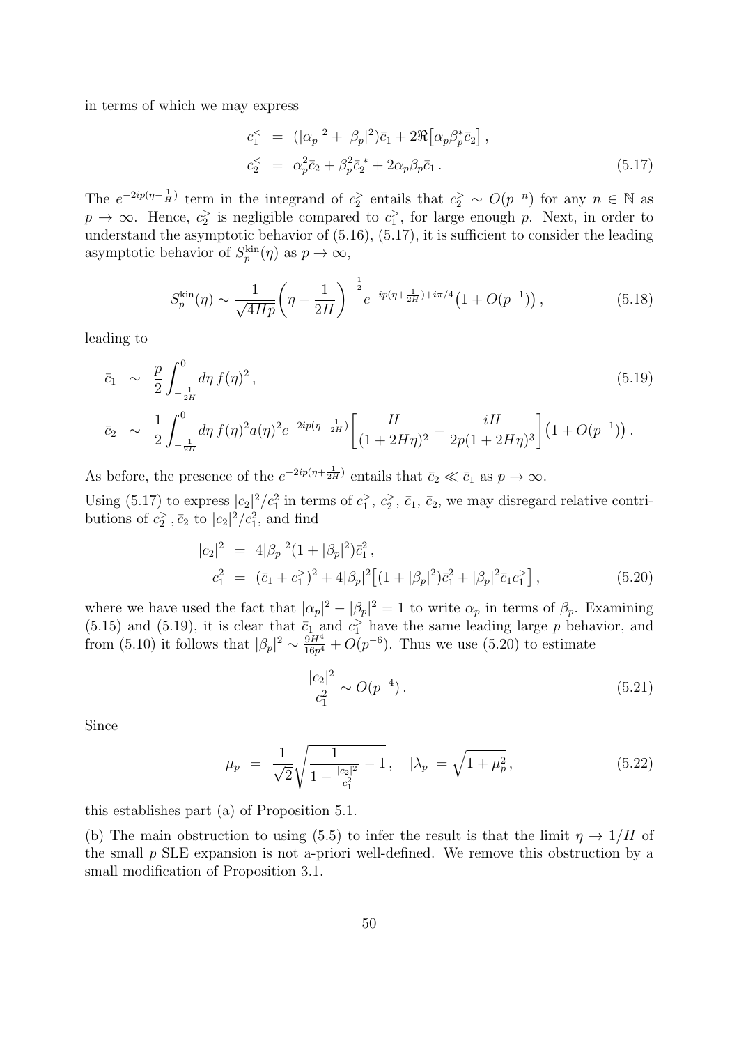in terms of which we may express

$$
\begin{aligned}
c_1^< &= (|\alpha_p|^2 + |\beta_p|^2)\bar{c}_1 + 2\Re\big[\alpha_p \beta_p^* \bar{c}_2\big] \, , \\
c_2^< &= \alpha_p^2 \bar{c}_2 + \beta_p^2 \bar{c}_2^{\,*} + 2\alpha_p \beta_p \bar{c}_1 \, .
\end{aligned} \tag{5.17}
$$

The $e^{-2ip(\eta - \frac{1}{H})}$ term in the integrand of $c_2^>$ entails that $c_2^> \sim O(p^{-n})$ for any $n \in \mathbb{N}$ as $p \to \infty$. Hence, $c_2^>$ is negligible compared to $c_1^>$, for large enough $p$. Next, in order to understand the asymptotic behavior of (5.16), (5.17), it is sufficient to consider the leading asymptotic behavior of $S_p^{\rm kin}(\eta)$ as $p \to \infty$,

$$
S_p^{\rm kin}(\eta) \sim \frac{1}{\sqrt{4Hp}} \left( \eta + \frac{1}{2H} \right)^{-\frac{1}{2}} e^{-ip(\eta + \frac{1}{2H}) + i\pi/4} \big( 1 + O(p^{-1}) \big) \, , \tag{5.18}
$$

leading to

$$
\begin{aligned}
\bar{c}_1 &\sim \frac{p}{2} \int_{-\frac{1}{2H}}^{0} d\eta \, f(\eta)^2 \, , \\
\bar{c}_2 &\sim \frac{1}{2} \int_{-\frac{1}{2H}}^{0} d\eta \, f(\eta)^2 a(\eta)^2 e^{-2ip(\eta + \frac{1}{2H})} \left[ \frac{H}{(1+2H\eta)^2} - \frac{iH}{2p(1+2H\eta)^3} \right] \big( 1 + O(p^{-1}) \big) \, .
\end{aligned} \tag{5.19}
$$

As before, the presence of the $e^{-2ip(\eta + \frac{1}{2H})}$ entails that $\bar{c}_2 \ll \bar{c}_1$ as $p \to \infty$.

Using (5.17) to express $|c_2|^2 / c_1^2$ in terms of $c_1^>$, $c_2^>$, $\bar{c}_1$, $\bar{c}_2$, we may disregard relative contributions of $c_2^>$, $\bar{c}_2$ to $|c_2|^2/c_1^2$, and find

$$
\begin{aligned}
|c_2|^2 &= 4|\beta_p|^2 (1 + |\beta_p|^2) \bar{c}_1^2 \, , \\
c_1^2 &= (\bar{c}_1 + c_1^>)^2 + 4|\beta_p|^2 \big[ (1 + |\beta_p|^2) \bar{c}_1^2 + |\beta_p|^2 \bar{c}_1 c_1^> \big] \, ,
\end{aligned} \tag{5.20}
$$

where we have used the fact that $|\alpha_p|^2 - |\beta_p|^2 = 1$ to write $\alpha_p$ in terms of $\beta_p$. Examining (5.15) and (5.19), it is clear that $\bar{c}_1$ and $c_1^>$ have the same leading large $p$ behavior, and from (5.10) it follows that $|\beta_p|^2 \sim \frac{9H^4}{16p^4} + O(p^{-6})$. Thus we use (5.20) to estimate

$$
\frac{|c_2|^2}{c_1^2} \sim O(p^{-4}) \, . \tag{5.21}
$$

Since

$$
\mu_p \; = \; \frac{1}{\sqrt{2}} \sqrt{ \frac{1}{1 - \frac{|c_2|^2}{c_1^2}} - 1 } \, , \quad |\lambda_p| = \sqrt{1 + \mu_p^2} \, , \tag{5.22}
$$

this establishes part (a) of Proposition 5.1.

(b) The main obstruction to using (5.5) to infer the result is that the limit $\eta \to 1/H$ of the small $p$ SLE expansion is not a-priori well-defined. We remove this obstruction by a small modification of Proposition 3.1.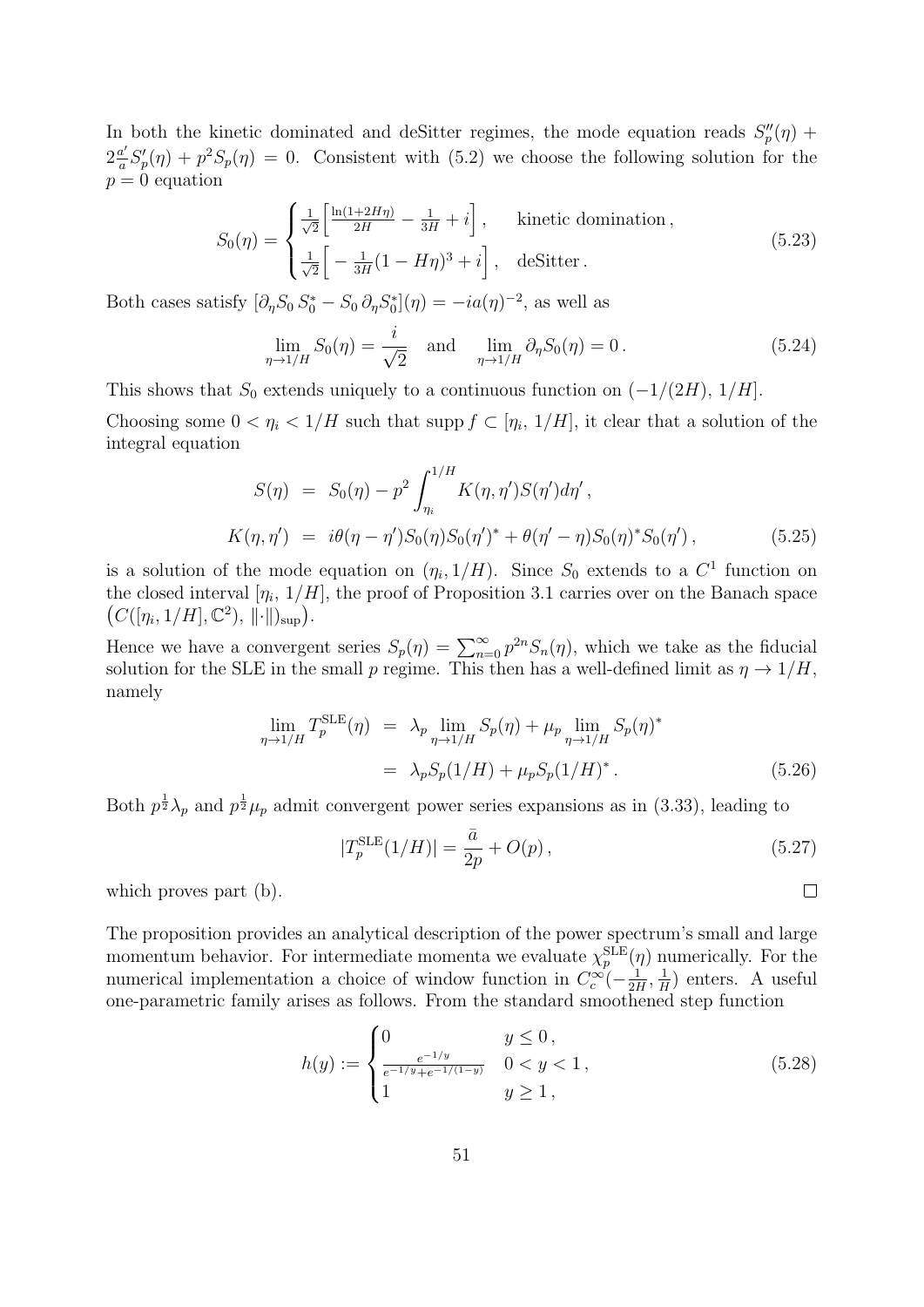In both the kinetic dominated and deSitter regimes, the mode equation reads $S_p''(\eta) + 2\frac{a'}{a}S_p'(\eta) + p^2 S_p(\eta) = 0$. Consistent with (5.2) we choose the following solution for the $p = 0$ equation

$$S_0(\eta) = \begin{cases} \frac{1}{\sqrt{2}}\Big[\frac{\ln(1+2H\eta)}{2H} - \frac{1}{3H} + i\Big]\,, & \text{kinetic domination}\,, \\ \frac{1}{\sqrt{2}}\Big[-\frac{1}{3H}(1-H\eta)^3 + i\Big]\,, & \text{deSitter}\,. \end{cases} \tag{5.23}$$

Both cases satisfy $[\partial_\eta S_0\, S_0^* - S_0\, \partial_\eta S_0^*](\eta) = -ia(\eta)^{-2}$, as well as

$$\lim_{\eta\to 1/H} S_0(\eta) = \frac{i}{\sqrt{2}} \quad \text{and} \quad \lim_{\eta\to 1/H} \partial_\eta S_0(\eta) = 0\,. \tag{5.24}$$

This shows that $S_0$ extends uniquely to a continuous function on $(-1/(2H),\, 1/H]$.

Choosing some $0 < \eta_i < 1/H$ such that $\operatorname{supp} f \subset [\eta_i,\, 1/H]$, it clear that a solution of the integral equation

$$\begin{aligned} S(\eta) &= S_0(\eta) - p^2 \int_{\eta_i}^{1/H} K(\eta,\eta')S(\eta')d\eta'\,, \\ K(\eta,\eta') &= i\theta(\eta-\eta')S_0(\eta)S_0(\eta')^* + \theta(\eta'-\eta)S_0(\eta)^* S_0(\eta')\,, \end{aligned} \tag{5.25}$$

is a solution of the mode equation on $(\eta_i, 1/H)$. Since $S_0$ extends to a $C^1$ function on the closed interval $[\eta_i,\, 1/H]$, the proof of Proposition 3.1 carries over on the Banach space $\big(C([\eta_i, 1/H], \mathbb{C}^2),\, \|\cdot\|)_{\sup}\big)$.

Hence we have a convergent series $S_p(\eta) = \sum_{n=0}^\infty p^{2n} S_n(\eta)$, which we take as the fiducial solution for the SLE in the small $p$ regime. This then has a well-defined limit as $\eta \to 1/H$, namely

$$\begin{aligned} \lim_{\eta\to 1/H} T_p^{\rm SLE}(\eta) &= \lambda_p \lim_{\eta\to 1/H} S_p(\eta) + \mu_p \lim_{\eta\to 1/H} S_p(\eta)^* \\ &= \lambda_p S_p(1/H) + \mu_p S_p(1/H)^*\,. \end{aligned} \tag{5.26}$$

Both $p^{\frac{1}{2}}\lambda_p$ and $p^{\frac{1}{2}}\mu_p$ admit convergent power series expansions as in (3.33), leading to

$$|T_p^{\rm SLE}(1/H)| = \frac{\bar{a}}{2p} + O(p)\,, \tag{5.27}$$

which proves part (b). $\square$

The proposition provides an analytical description of the power spectrum's small and large momentum behavior. For intermediate momenta we evaluate $\chi_p^{\rm SLE}(\eta)$ numerically. For the numerical implementation a choice of window function in $C_c^\infty(-\frac{1}{2H}, \frac{1}{H})$ enters. A useful one-parametric family arises as follows. From the standard smoothened step function

$$h(y) := \begin{cases} 0 & y \leq 0\,, \\ \frac{e^{-1/y}}{e^{-1/y} + e^{-1/(1-y)}} & 0 < y < 1\,, \\ 1 & y \geq 1\,, \end{cases} \tag{5.28}$$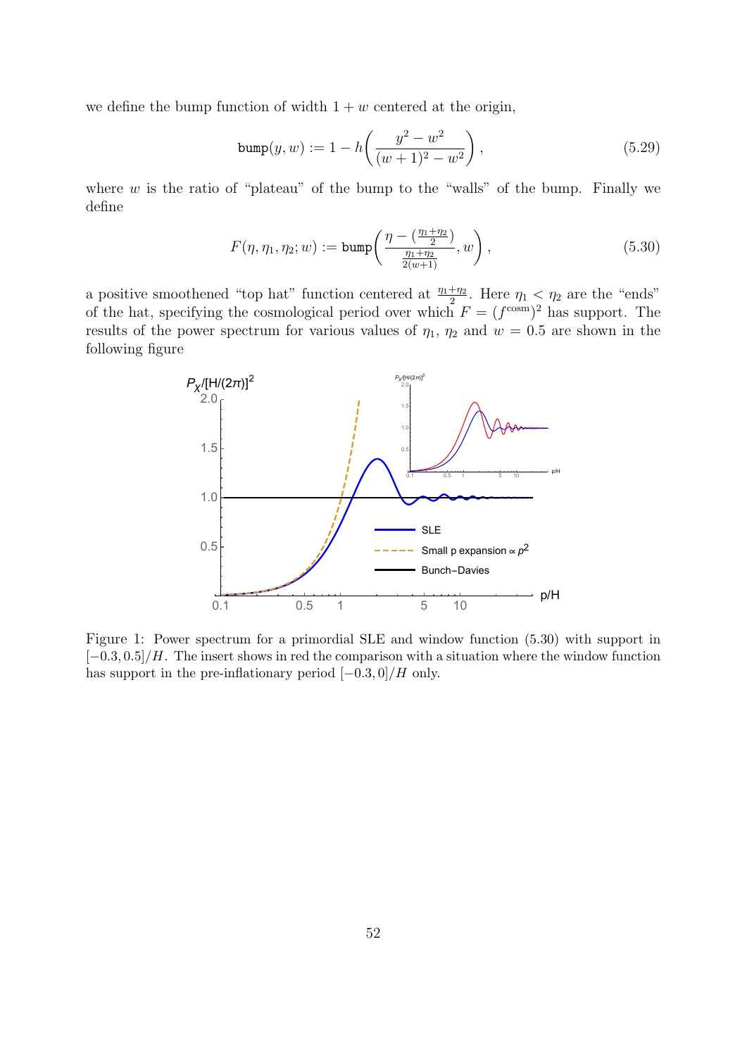we define the bump function of width $1 + w$ centered at the origin,

$$\texttt{bump}(y, w) := 1 - h\left(\frac{y^2 - w^2}{(w+1)^2 - w^2}\right), \tag{5.29}$$

where $w$ is the ratio of "plateau" of the bump to the "walls" of the bump. Finally we define

$$F(\eta, \eta_1, \eta_2; w) := \texttt{bump}\left(\frac{\eta - (\frac{\eta_1+\eta_2}{2})}{\frac{\eta_1+\eta_2}{2(w+1)}}, w\right), \tag{5.30}$$

a positive smoothened "top hat" function centered at $\frac{\eta_1+\eta_2}{2}$. Here $\eta_1 < \eta_2$ are the "ends" of the hat, specifying the cosmological period over which $F = (f^{\mathrm{cosm}})^2$ has support. The results of the power spectrum for various values of $\eta_1$, $\eta_2$ and $w = 0.5$ are shown in the following figure

Figure 1: Power spectrum for a primordial SLE and window function (5.30) with support in $[-0.3, 0.5]/H$. The insert shows in red the comparison with a situation where the window function has support in the pre-inflationary period $[-0.3, 0]/H$ only.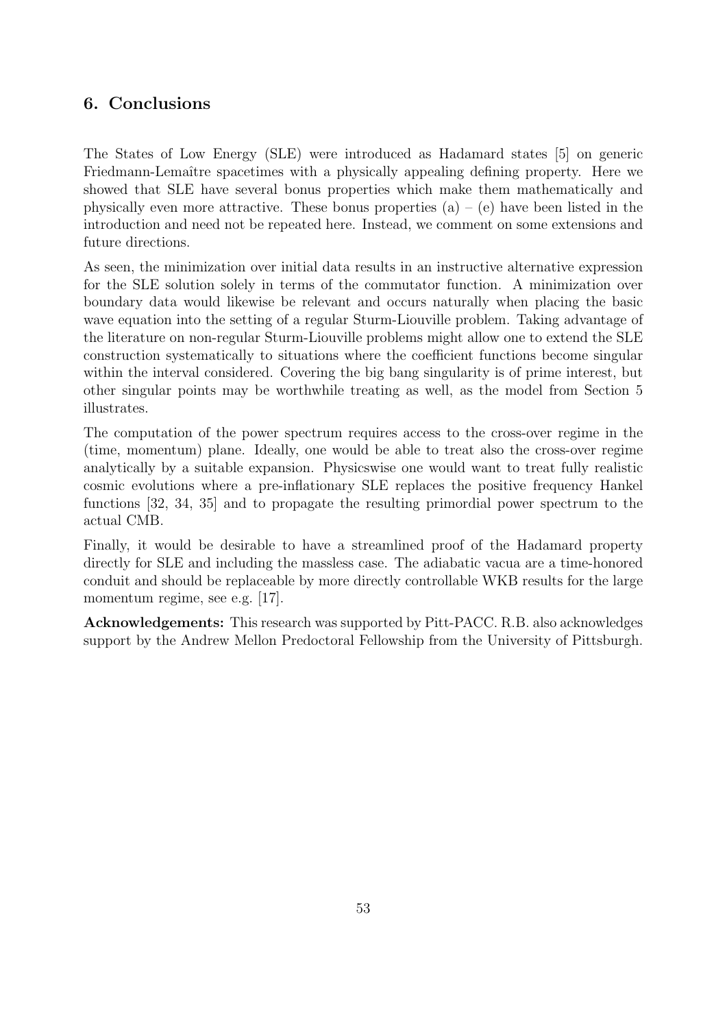## 6. Conclusions

The States of Low Energy (SLE) were introduced as Hadamard states [5] on generic Friedmann-Lemaître spacetimes with a physically appealing defining property. Here we showed that SLE have several bonus properties which make them mathematically and physically even more attractive. These bonus properties (a) – (e) have been listed in the introduction and need not be repeated here. Instead, we comment on some extensions and future directions.

As seen, the minimization over initial data results in an instructive alternative expression for the SLE solution solely in terms of the commutator function. A minimization over boundary data would likewise be relevant and occurs naturally when placing the basic wave equation into the setting of a regular Sturm-Liouville problem. Taking advantage of the literature on non-regular Sturm-Liouville problems might allow one to extend the SLE construction systematically to situations where the coefficient functions become singular within the interval considered. Covering the big bang singularity is of prime interest, but other singular points may be worthwhile treating as well, as the model from Section 5 illustrates.

The computation of the power spectrum requires access to the cross-over regime in the (time, momentum) plane. Ideally, one would be able to treat also the cross-over regime analytically by a suitable expansion. Physicswise one would want to treat fully realistic cosmic evolutions where a pre-inflationary SLE replaces the positive frequency Hankel functions [32, 34, 35] and to propagate the resulting primordial power spectrum to the actual CMB.

Finally, it would be desirable to have a streamlined proof of the Hadamard property directly for SLE and including the massless case. The adiabatic vacua are a time-honored conduit and should be replaceable by more directly controllable WKB results for the large momentum regime, see e.g. [17].

**Acknowledgements:** This research was supported by Pitt-PACC. R.B. also acknowledges support by the Andrew Mellon Predoctoral Fellowship from the University of Pittsburgh.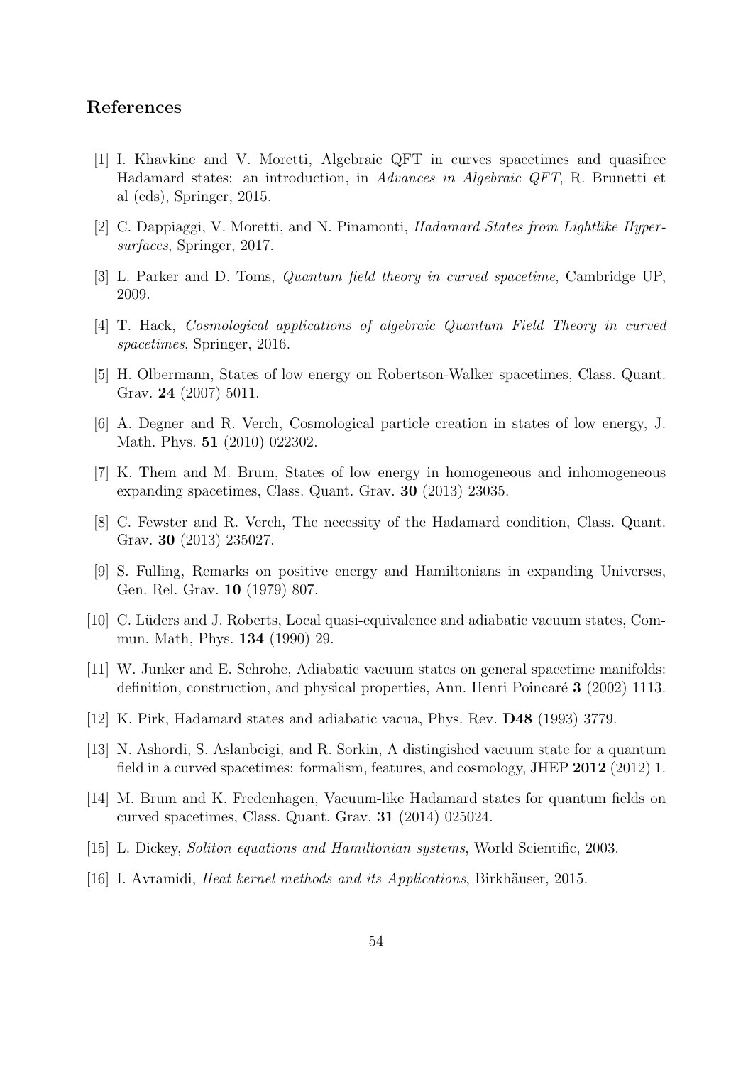## References

[1] I. Khavkine and V. Moretti, Algebraic QFT in curves spacetimes and quasifree Hadamard states: an introduction, in *Advances in Algebraic QFT*, R. Brunetti et al (eds), Springer, 2015.

[2] C. Dappiaggi, V. Moretti, and N. Pinamonti, *Hadamard States from Lightlike Hypersurfaces*, Springer, 2017.

[3] L. Parker and D. Toms, *Quantum field theory in curved spacetime*, Cambridge UP, 2009.

[4] T. Hack, *Cosmological applications of algebraic Quantum Field Theory in curved spacetimes*, Springer, 2016.

[5] H. Olbermann, States of low energy on Robertson-Walker spacetimes, Class. Quant. Grav. **24** (2007) 5011.

[6] A. Degner and R. Verch, Cosmological particle creation in states of low energy, J. Math. Phys. **51** (2010) 022302.

[7] K. Them and M. Brum, States of low energy in homogeneous and inhomogeneous expanding spacetimes, Class. Quant. Grav. **30** (2013) 23035.

[8] C. Fewster and R. Verch, The necessity of the Hadamard condition, Class. Quant. Grav. **30** (2013) 235027.

[9] S. Fulling, Remarks on positive energy and Hamiltonians in expanding Universes, Gen. Rel. Grav. **10** (1979) 807.

[10] C. Lüders and J. Roberts, Local quasi-equivalence and adiabatic vacuum states, Commun. Math, Phys. **134** (1990) 29.

[11] W. Junker and E. Schrohe, Adiabatic vacuum states on general spacetime manifolds: definition, construction, and physical properties, Ann. Henri Poincaré **3** (2002) 1113.

[12] K. Pirk, Hadamard states and adiabatic vacua, Phys. Rev. **D48** (1993) 3779.

[13] N. Ashordi, S. Aslanbeigi, and R. Sorkin, A distinguished vacuum state for a quantum field in a curved spacetimes: formalism, features, and cosmology, JHEP **2012** (2012) 1.

[14] M. Brum and K. Fredenhagen, Vacuum-like Hadamard states for quantum fields on curved spacetimes, Class. Quant. Grav. **31** (2014) 025024.

[15] L. Dickey, *Soliton equations and Hamiltonian systems*, World Scientific, 2003.

[16] I. Avramidi, *Heat kernel methods and its Applications*, Birkhäuser, 2015.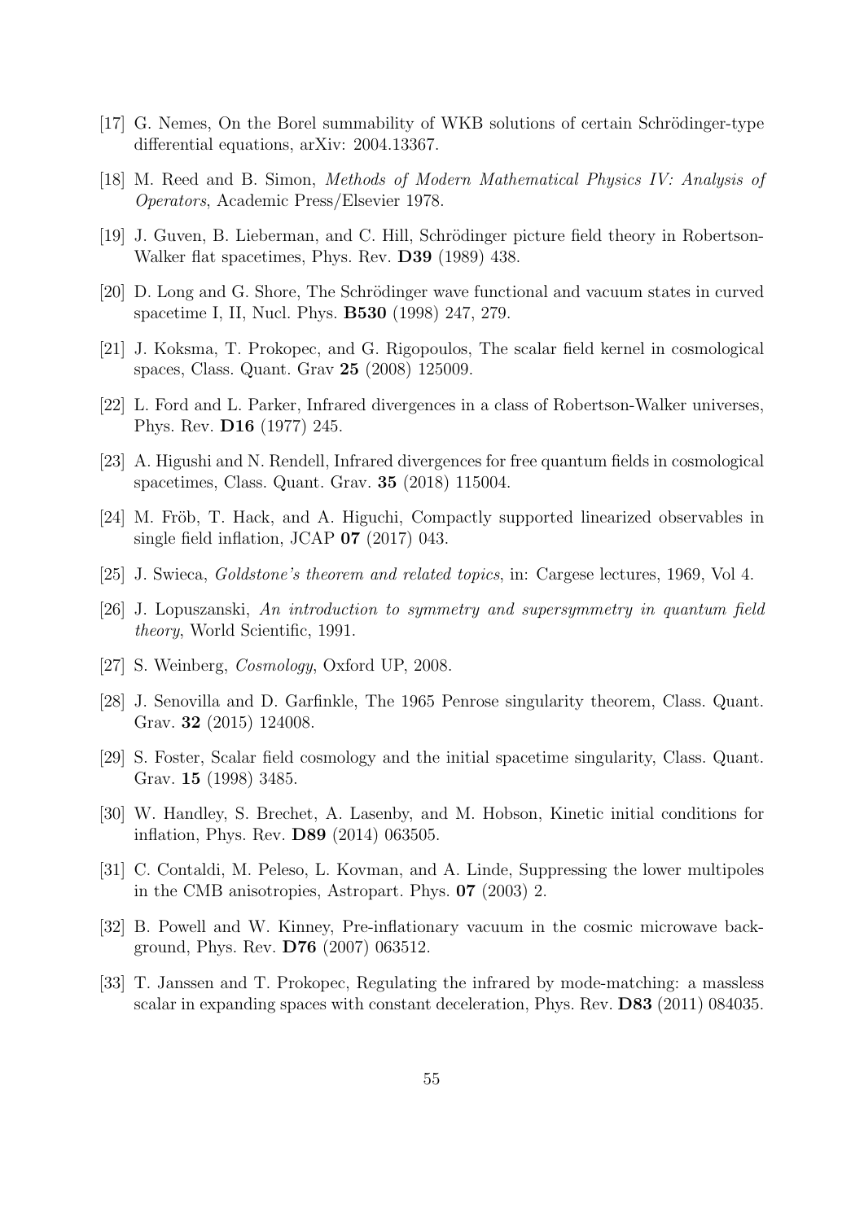[17] G. Nemes, On the Borel summability of WKB solutions of certain Schrödinger-type differential equations, arXiv: 2004.13367.

[18] M. Reed and B. Simon, *Methods of Modern Mathematical Physics IV: Analysis of Operators*, Academic Press/Elsevier 1978.

[19] J. Guven, B. Lieberman, and C. Hill, Schrödinger picture field theory in Robertson-Walker flat spacetimes, Phys. Rev. **D39** (1989) 438.

[20] D. Long and G. Shore, The Schrödinger wave functional and vacuum states in curved spacetime I, II, Nucl. Phys. **B530** (1998) 247, 279.

[21] J. Koksma, T. Prokopec, and G. Rigopoulos, The scalar field kernel in cosmological spaces, Class. Quant. Grav **25** (2008) 125009.

[22] L. Ford and L. Parker, Infrared divergences in a class of Robertson-Walker universes, Phys. Rev. **D16** (1977) 245.

[23] A. Higushi and N. Rendell, Infrared divergences for free quantum fields in cosmological spacetimes, Class. Quant. Grav. **35** (2018) 115004.

[24] M. Fröb, T. Hack, and A. Higuchi, Compactly supported linearized observables in single field inflation, JCAP **07** (2017) 043.

[25] J. Swieca, *Goldstone's theorem and related topics*, in: Cargese lectures, 1969, Vol 4.

[26] J. Lopuszanski, *An introduction to symmetry and supersymmetry in quantum field theory*, World Scientific, 1991.

[27] S. Weinberg, *Cosmology*, Oxford UP, 2008.

[28] J. Senovilla and D. Garfinkle, The 1965 Penrose singularity theorem, Class. Quant. Grav. **32** (2015) 124008.

[29] S. Foster, Scalar field cosmology and the initial spacetime singularity, Class. Quant. Grav. **15** (1998) 3485.

[30] W. Handley, S. Brechet, A. Lasenby, and M. Hobson, Kinetic initial conditions for inflation, Phys. Rev. **D89** (2014) 063505.

[31] C. Contaldi, M. Peleso, L. Kovman, and A. Linde, Suppressing the lower multipoles in the CMB anisotropies, Astropart. Phys. **07** (2003) 2.

[32] B. Powell and W. Kinney, Pre-inflationary vacuum in the cosmic microwave background, Phys. Rev. **D76** (2007) 063512.

[33] T. Janssen and T. Prokopec, Regulating the infrared by mode-matching: a massless scalar in expanding spaces with constant deceleration, Phys. Rev. **D83** (2011) 084035.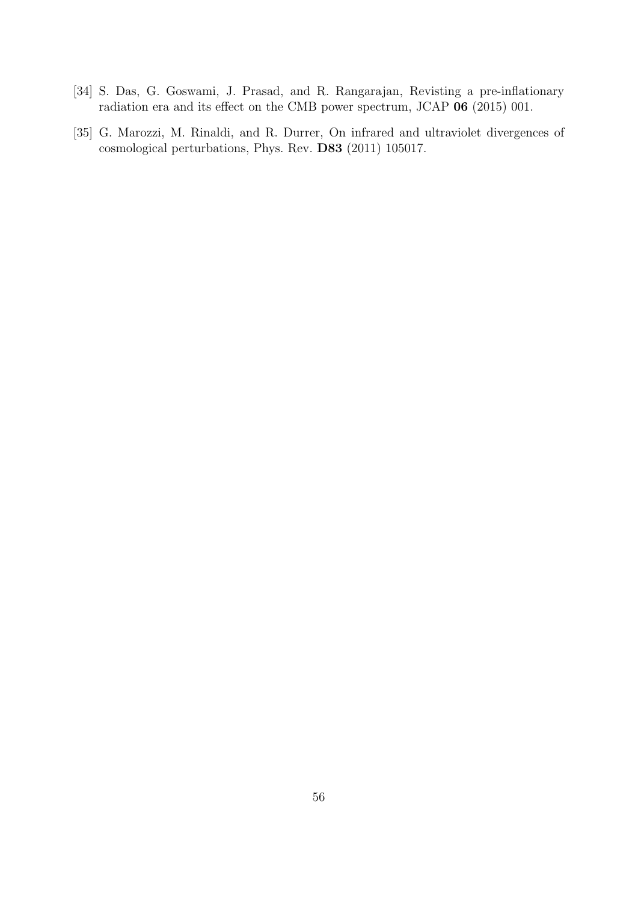[34] S. Das, G. Goswami, J. Prasad, and R. Rangarajan, Revisting a pre-inflationary radiation era and its effect on the CMB power spectrum, JCAP **06** (2015) 001.

[35] G. Marozzi, M. Rinaldi, and R. Durrer, On infrared and ultraviolet divergences of cosmological perturbations, Phys. Rev. **D83** (2011) 105017.